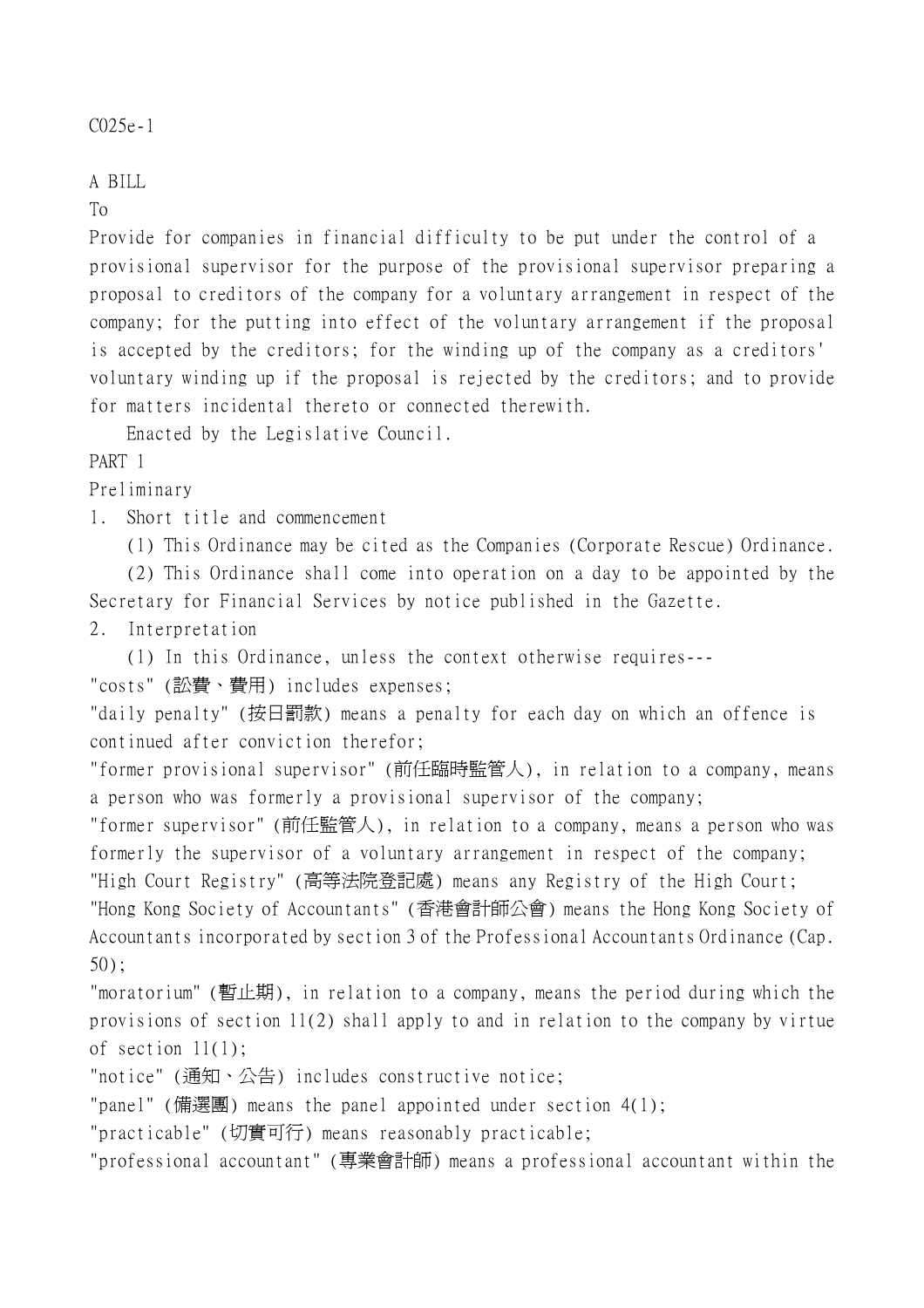C025e-1

A BILL

To

Provide for companies in financial difficulty to be put under the control of a provisional supervisor for the purpose of the provisional supervisor preparing a proposal to creditors of the company for a voluntary arrangement in respect of the company; for the putting into effect of the voluntary arrangement if the proposal is accepted by the creditors; for the winding up of the company as a creditors' voluntary winding up if the proposal is rejected by the creditors; and to provide for matters incidental thereto or connected therewith.

Enacted by the Legislative Council.

## PART 1

## Preliminary

### 1. Short title and commencement

(1) This Ordinance may be cited as the Companies (Corporate Rescue) Ordinance.

(2) This Ordinance shall come into operation on a day to be appointed by the Secretary for Financial Services by notice published in the Gazette.

### 2. Interpretation

(1) In this Ordinance, unless the context otherwise requires---

"costs" (訟費、費用) includes expenses;

"daily penalty" (按日罰款) means a penalty for each day on which an offence is continued after conviction therefor;

"former provisional supervisor" (前任臨時監管人), in relation to a company, means a person who was formerly a provisional supervisor of the company;

"former supervisor" (前任監管人), in relation to a company, means a person who was formerly the supervisor of a voluntary arrangement in respect of the company;

"High Court Registry" (高等法院登記處) means any Registry of the High Court;

"Hong Kong Society of Accountants" (香港會計師公會) means the Hong Kong Society of Accountants incorporated by section 3 of the Professional Accountants Ordinance (Cap. 50);

"moratorium" (暫止期), in relation to a company, means the period during which the provisions of section 11(2) shall apply to and in relation to the company by virtue of section 11(1);

"notice" (通知、公告) includes constructive notice;

"panel" (備選團) means the panel appointed under section 4(1);

"practicable" (切實可行) means reasonably practicable;

"professional accountant" (專業會計師) means a professional accountant within the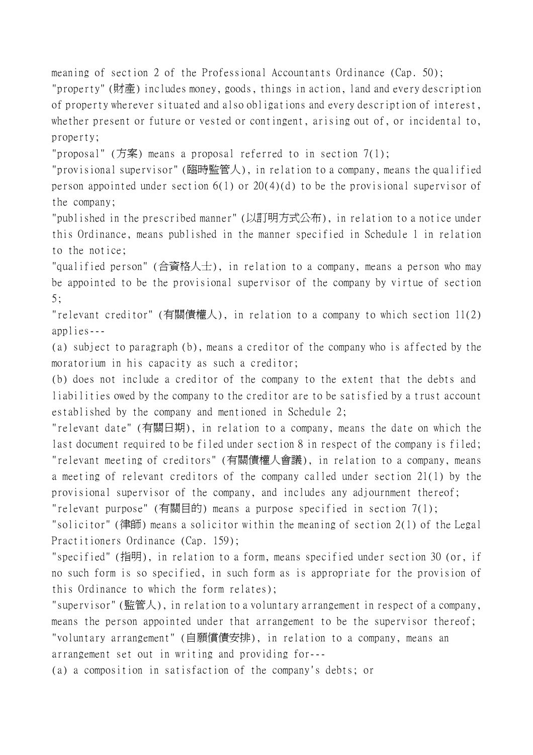meaning of section 2 of the Professional Accountants Ordinance (Cap. 50);

"property" (財產) includes money, goods, things in action, land and every description of property wherever situated and also obligations and every description of interest, whether present or future or vested or contingent, arising out of, or incidental to, property;

"proposal" (方案) means a proposal referred to in section 7(1);

"provisional supervisor" (臨時監管人), in relation to a company, means the qualified person appointed under section 6(1) or 20(4)(d) to be the provisional supervisor of the company;

"published in the prescribed manner" (以訂明方式公布), in relation to a notice under this Ordinance, means published in the manner specified in Schedule 1 in relation to the notice;

"qualified person" (合資格人士), in relation to a company, means a person who may be appointed to be the provisional supervisor of the company by virtue of section 5;

"relevant creditor" (有關債權人), in relation to a company to which section 11(2) applies---

(a) subject to paragraph (b), means a creditor of the company who is affected by the moratorium in his capacity as such a creditor;

(b) does not include a creditor of the company to the extent that the debts and liabilities owed by the company to the creditor are to be satisfied by a trust account established by the company and mentioned in Schedule 2;

"relevant date" (有關日期), in relation to a company, means the date on which the last document required to be filed under section 8 in respect of the company is filed;

"relevant meeting of creditors" (有關債權人會議), in relation to a company, means a meeting of relevant creditors of the company called under section 21(1) by the provisional supervisor of the company, and includes any adjournment thereof;

"relevant purpose" (有關目的) means a purpose specified in section 7(1);

"solicitor" (律師) means a solicitor within the meaning of section 2(1) of the Legal Practitioners Ordinance (Cap. 159);

"specified" (指明), in relation to a form, means specified under section 30 (or, if no such form is so specified, in such form as is appropriate for the provision of this Ordinance to which the form relates);

"supervisor" (監管人), in relation to a voluntary arrangement in respect of a company, means the person appointed under that arrangement to be the supervisor thereof;

"voluntary arrangement" (自願償債安排), in relation to a company, means an arrangement set out in writing and providing for---

(a) a composition in satisfaction of the company's debts; or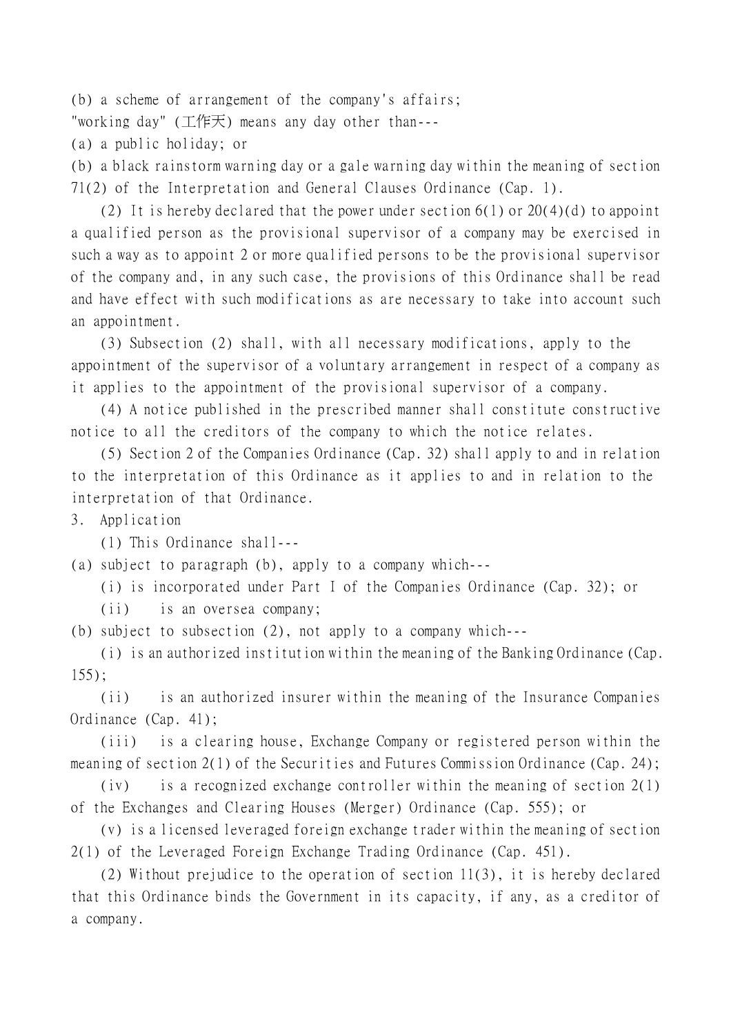(b) a scheme of arrangement of the company's affairs;

"working day" (工作天) means any day other than---

(a) a public holiday; or

(b) a black rainstorm warning day or a gale warning day within the meaning of section 71(2) of the Interpretation and General Clauses Ordinance (Cap. 1).

(2) It is hereby declared that the power under section 6(1) or 20(4)(d) to appoint a qualified person as the provisional supervisor of a company may be exercised in such a way as to appoint 2 or more qualified persons to be the provisional supervisor of the company and, in any such case, the provisions of this Ordinance shall be read and have effect with such modifications as are necessary to take into account such an appointment.

(3) Subsection (2) shall, with all necessary modifications, apply to the appointment of the supervisor of a voluntary arrangement in respect of a company as it applies to the appointment of the provisional supervisor of a company.

(4) A notice published in the prescribed manner shall constitute constructive notice to all the creditors of the company to which the notice relates.

(5) Section 2 of the Companies Ordinance (Cap. 32) shall apply to and in relation to the interpretation of this Ordinance as it applies to and in relation to the interpretation of that Ordinance.

3. Application

(1) This Ordinance shall---

(a) subject to paragraph (b), apply to a company which---

(i) is incorporated under Part I of the Companies Ordinance (Cap. 32); or

(ii) is an oversea company;

(b) subject to subsection (2), not apply to a company which---

(i) is an authorized institution within the meaning of the Banking Ordinance (Cap. 155);

(ii) is an authorized insurer within the meaning of the Insurance Companies Ordinance (Cap. 41);

(iii) is a clearing house, Exchange Company or registered person within the meaning of section 2(1) of the Securities and Futures Commission Ordinance (Cap. 24);

(iv) is a recognized exchange controller within the meaning of section 2(1) of the Exchanges and Clearing Houses (Merger) Ordinance (Cap. 555); or

(v) is a licensed leveraged foreign exchange trader within the meaning of section 2(1) of the Leveraged Foreign Exchange Trading Ordinance (Cap. 451).

(2) Without prejudice to the operation of section 11(3), it is hereby declared that this Ordinance binds the Government in its capacity, if any, as a creditor of a company.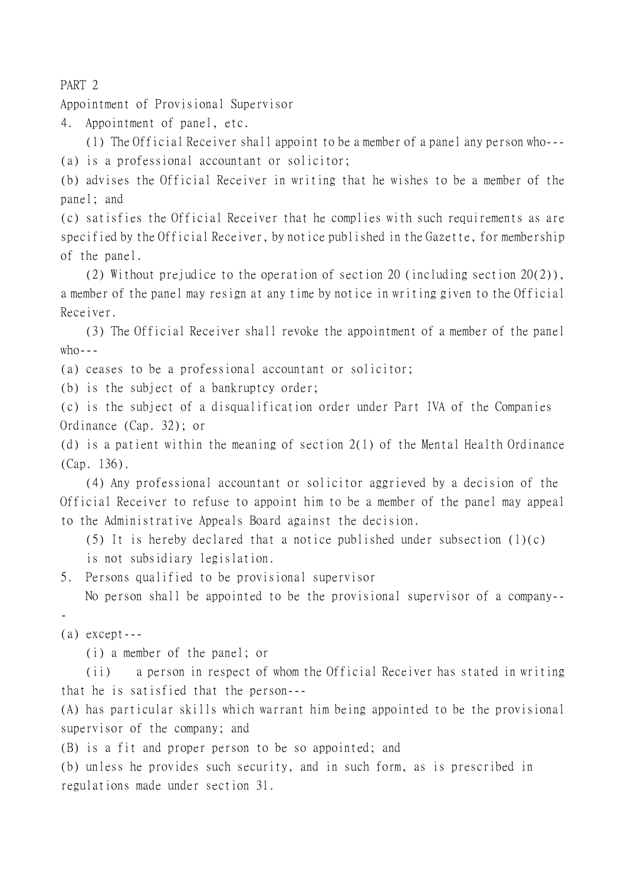# PART 2

## Appointment of Provisional Supervisor

### 4. Appointment of panel, etc.

(1) The Official Receiver shall appoint to be a member of a panel any person who---

(a) is a professional accountant or solicitor;

(b) advises the Official Receiver in writing that he wishes to be a member of the panel; and

(c) satisfies the Official Receiver that he complies with such requirements as are specified by the Official Receiver, by notice published in the Gazette, for membership of the panel.

(2) Without prejudice to the operation of section 20 (including section 20(2)), a member of the panel may resign at any time by notice in writing given to the Official Receiver.

(3) The Official Receiver shall revoke the appointment of a member of the panel who---

(a) ceases to be a professional accountant or solicitor;

(b) is the subject of a bankruptcy order;

(c) is the subject of a disqualification order under Part IVA of the Companies Ordinance (Cap. 32); or

(d) is a patient within the meaning of section 2(1) of the Mental Health Ordinance (Cap. 136).

(4) Any professional accountant or solicitor aggrieved by a decision of the Official Receiver to refuse to appoint him to be a member of the panel may appeal to the Administrative Appeals Board against the decision.

(5) It is hereby declared that a notice published under subsection (1)(c) is not subsidiary legislation.

### 5. Persons qualified to be provisional supervisor

No person shall be appointed to be the provisional supervisor of a company---

(a) except---

(i) a member of the panel; or

(ii) a person in respect of whom the Official Receiver has stated in writing that he is satisfied that the person---

(A) has particular skills which warrant him being appointed to be the provisional supervisor of the company; and

(B) is a fit and proper person to be so appointed; and

(b) unless he provides such security, and in such form, as is prescribed in regulations made under section 31.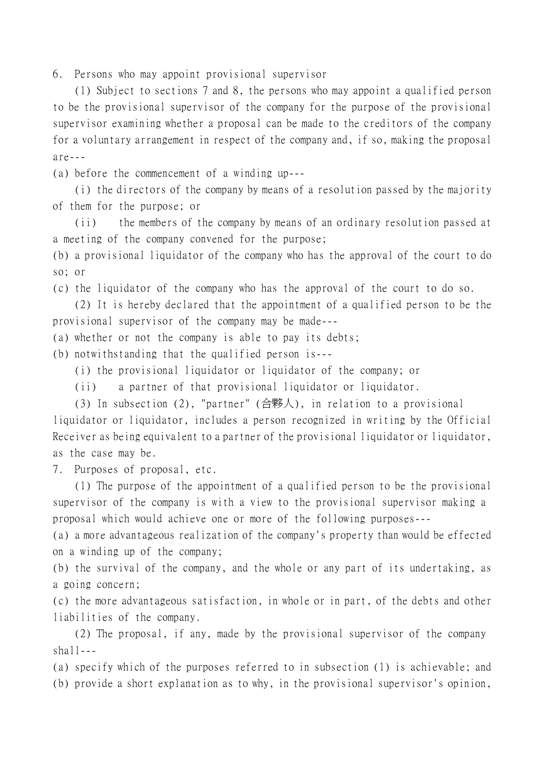6. Persons who may appoint provisional supervisor

(1) Subject to sections 7 and 8, the persons who may appoint a qualified person to be the provisional supervisor of the company for the purpose of the provisional supervisor examining whether a proposal can be made to the creditors of the company for a voluntary arrangement in respect of the company and, if so, making the proposal are---

(a) before the commencement of a winding up---

(i) the directors of the company by means of a resolution passed by the majority of them for the purpose; or

(ii) the members of the company by means of an ordinary resolution passed at a meeting of the company convened for the purpose;

(b) a provisional liquidator of the company who has the approval of the court to do so; or

(c) the liquidator of the company who has the approval of the court to do so.

(2) It is hereby declared that the appointment of a qualified person to be the provisional supervisor of the company may be made---

(a) whether or not the company is able to pay its debts;

(b) notwithstanding that the qualified person is---

(i) the provisional liquidator or liquidator of the company; or

(ii) a partner of that provisional liquidator or liquidator.

(3) In subsection (2), "partner" (合夥人), in relation to a provisional liquidator or liquidator, includes a person recognized in writing by the Official Receiver as being equivalent to a partner of the provisional liquidator or liquidator, as the case may be.

7. Purposes of proposal, etc.

(1) The purpose of the appointment of a qualified person to be the provisional supervisor of the company is with a view to the provisional supervisor making a proposal which would achieve one or more of the following purposes---

(a) a more advantageous realization of the company's property than would be effected on a winding up of the company;

(b) the survival of the company, and the whole or any part of its undertaking, as a going concern;

(c) the more advantageous satisfaction, in whole or in part, of the debts and other liabilities of the company.

(2) The proposal, if any, made by the provisional supervisor of the company shall---

(a) specify which of the purposes referred to in subsection (1) is achievable; and

(b) provide a short explanation as to why, in the provisional supervisor's opinion,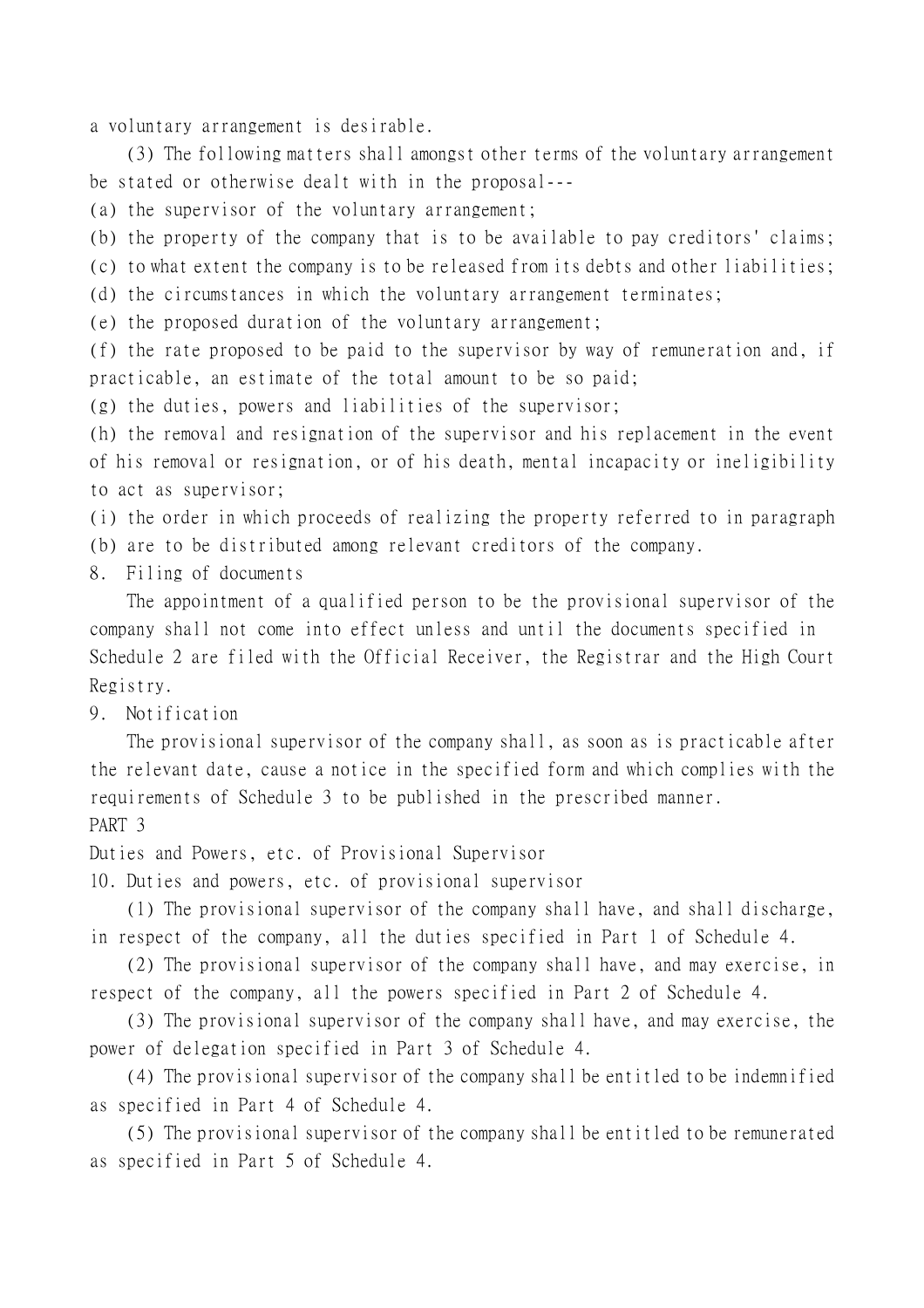a voluntary arrangement is desirable.

(3) The following matters shall amongst other terms of the voluntary arrangement be stated or otherwise dealt with in the proposal---

(a) the supervisor of the voluntary arrangement;

(b) the property of the company that is to be available to pay creditors' claims;

(c) to what extent the company is to be released from its debts and other liabilities;

(d) the circumstances in which the voluntary arrangement terminates;

(e) the proposed duration of the voluntary arrangement;

(f) the rate proposed to be paid to the supervisor by way of remuneration and, if practicable, an estimate of the total amount to be so paid;

(g) the duties, powers and liabilities of the supervisor;

(h) the removal and resignation of the supervisor and his replacement in the event of his removal or resignation, or of his death, mental incapacity or ineligibility to act as supervisor;

(i) the order in which proceeds of realizing the property referred to in paragraph (b) are to be distributed among relevant creditors of the company.

8. Filing of documents

The appointment of a qualified person to be the provisional supervisor of the company shall not come into effect unless and until the documents specified in Schedule 2 are filed with the Official Receiver, the Registrar and the High Court Registry.

9. Notification

The provisional supervisor of the company shall, as soon as is practicable after the relevant date, cause a notice in the specified form and which complies with the requirements of Schedule 3 to be published in the prescribed manner.

PART 3

Duties and Powers, etc. of Provisional Supervisor

10. Duties and powers, etc. of provisional supervisor

(1) The provisional supervisor of the company shall have, and shall discharge, in respect of the company, all the duties specified in Part 1 of Schedule 4.

(2) The provisional supervisor of the company shall have, and may exercise, in respect of the company, all the powers specified in Part 2 of Schedule 4.

(3) The provisional supervisor of the company shall have, and may exercise, the power of delegation specified in Part 3 of Schedule 4.

(4) The provisional supervisor of the company shall be entitled to be indemnified as specified in Part 4 of Schedule 4.

(5) The provisional supervisor of the company shall be entitled to be remunerated as specified in Part 5 of Schedule 4.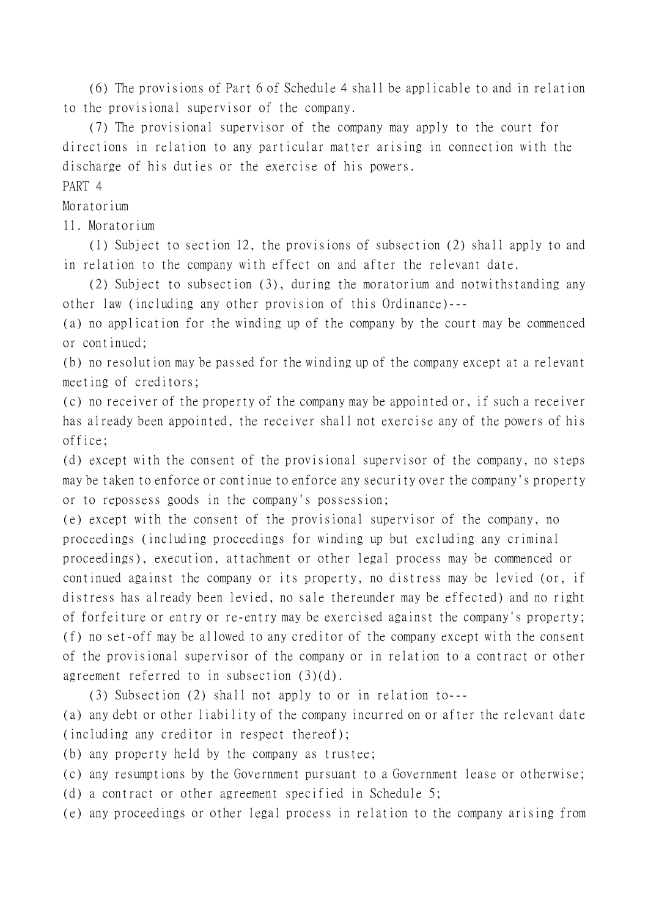(6) The provisions of Part 6 of Schedule 4 shall be applicable to and in relation to the provisional supervisor of the company.

(7) The provisional supervisor of the company may apply to the court for directions in relation to any particular matter arising in connection with the discharge of his duties or the exercise of his powers.

## PART 4

## Moratorium

### 11. Moratorium

(1) Subject to section 12, the provisions of subsection (2) shall apply to and in relation to the company with effect on and after the relevant date.

(2) Subject to subsection (3), during the moratorium and notwithstanding any other law (including any other provision of this Ordinance)---

(a) no application for the winding up of the company by the court may be commenced or continued;

(b) no resolution may be passed for the winding up of the company except at a relevant meeting of creditors;

(c) no receiver of the property of the company may be appointed or, if such a receiver has already been appointed, the receiver shall not exercise any of the powers of his office;

(d) except with the consent of the provisional supervisor of the company, no steps may be taken to enforce or continue to enforce any security over the company's property or to repossess goods in the company's possession;

(e) except with the consent of the provisional supervisor of the company, no proceedings (including proceedings for winding up but excluding any criminal proceedings), execution, attachment or other legal process may be commenced or continued against the company or its property, no distress may be levied (or, if distress has already been levied, no sale thereunder may be effected) and no right of forfeiture or entry or re-entry may be exercised against the company's property;

(f) no set-off may be allowed to any creditor of the company except with the consent of the provisional supervisor of the company or in relation to a contract or other agreement referred to in subsection (3)(d).

(3) Subsection (2) shall not apply to or in relation to---

(a) any debt or other liability of the company incurred on or after the relevant date (including any creditor in respect thereof);

(b) any property held by the company as trustee;

(c) any resumptions by the Government pursuant to a Government lease or otherwise;

(d) a contract or other agreement specified in Schedule 5;

(e) any proceedings or other legal process in relation to the company arising from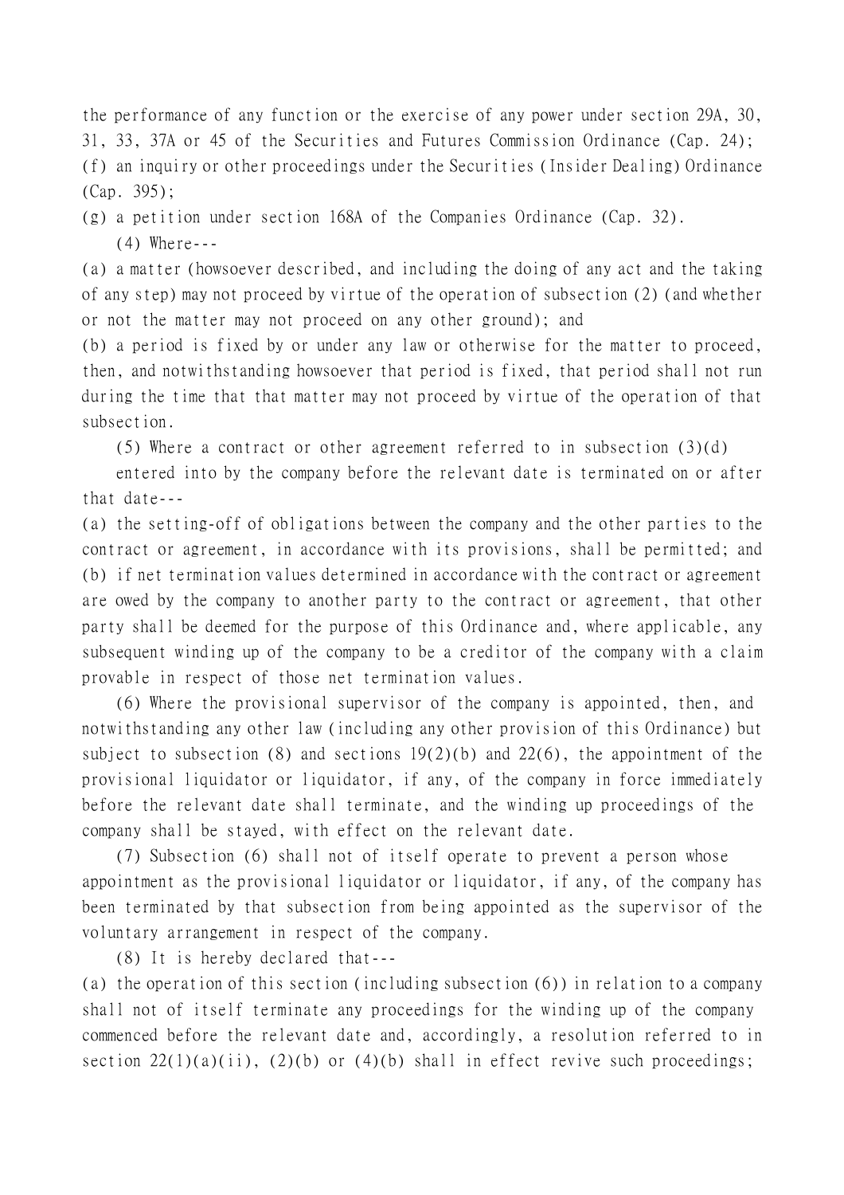the performance of any function or the exercise of any power under section 29A, 30, 31, 33, 37A or 45 of the Securities and Futures Commission Ordinance (Cap. 24);

(f) an inquiry or other proceedings under the Securities (Insider Dealing) Ordinance (Cap. 395);

(g) a petition under section 168A of the Companies Ordinance (Cap. 32).

(4) Where---

(a) a matter (howsoever described, and including the doing of any act and the taking of any step) may not proceed by virtue of the operation of subsection (2) (and whether or not the matter may not proceed on any other ground); and

(b) a period is fixed by or under any law or otherwise for the matter to proceed, then, and notwithstanding howsoever that period is fixed, that period shall not run during the time that that matter may not proceed by virtue of the operation of that subsection.

(5) Where a contract or other agreement referred to in subsection (3)(d) entered into by the company before the relevant date is terminated on or after that date---

(a) the setting-off of obligations between the company and the other parties to the contract or agreement, in accordance with its provisions, shall be permitted; and

(b) if net termination values determined in accordance with the contract or agreement are owed by the company to another party to the contract or agreement, that other party shall be deemed for the purpose of this Ordinance and, where applicable, any subsequent winding up of the company to be a creditor of the company with a claim provable in respect of those net termination values.

(6) Where the provisional supervisor of the company is appointed, then, and notwithstanding any other law (including any other provision of this Ordinance) but subject to subsection (8) and sections 19(2)(b) and 22(6), the appointment of the provisional liquidator or liquidator, if any, of the company in force immediately before the relevant date shall terminate, and the winding up proceedings of the company shall be stayed, with effect on the relevant date.

(7) Subsection (6) shall not of itself operate to prevent a person whose appointment as the provisional liquidator or liquidator, if any, of the company has been terminated by that subsection from being appointed as the supervisor of the voluntary arrangement in respect of the company.

(8) It is hereby declared that---

(a) the operation of this section (including subsection (6)) in relation to a company shall not of itself terminate any proceedings for the winding up of the company commenced before the relevant date and, accordingly, a resolution referred to in section 22(1)(a)(ii), (2)(b) or (4)(b) shall in effect revive such proceedings;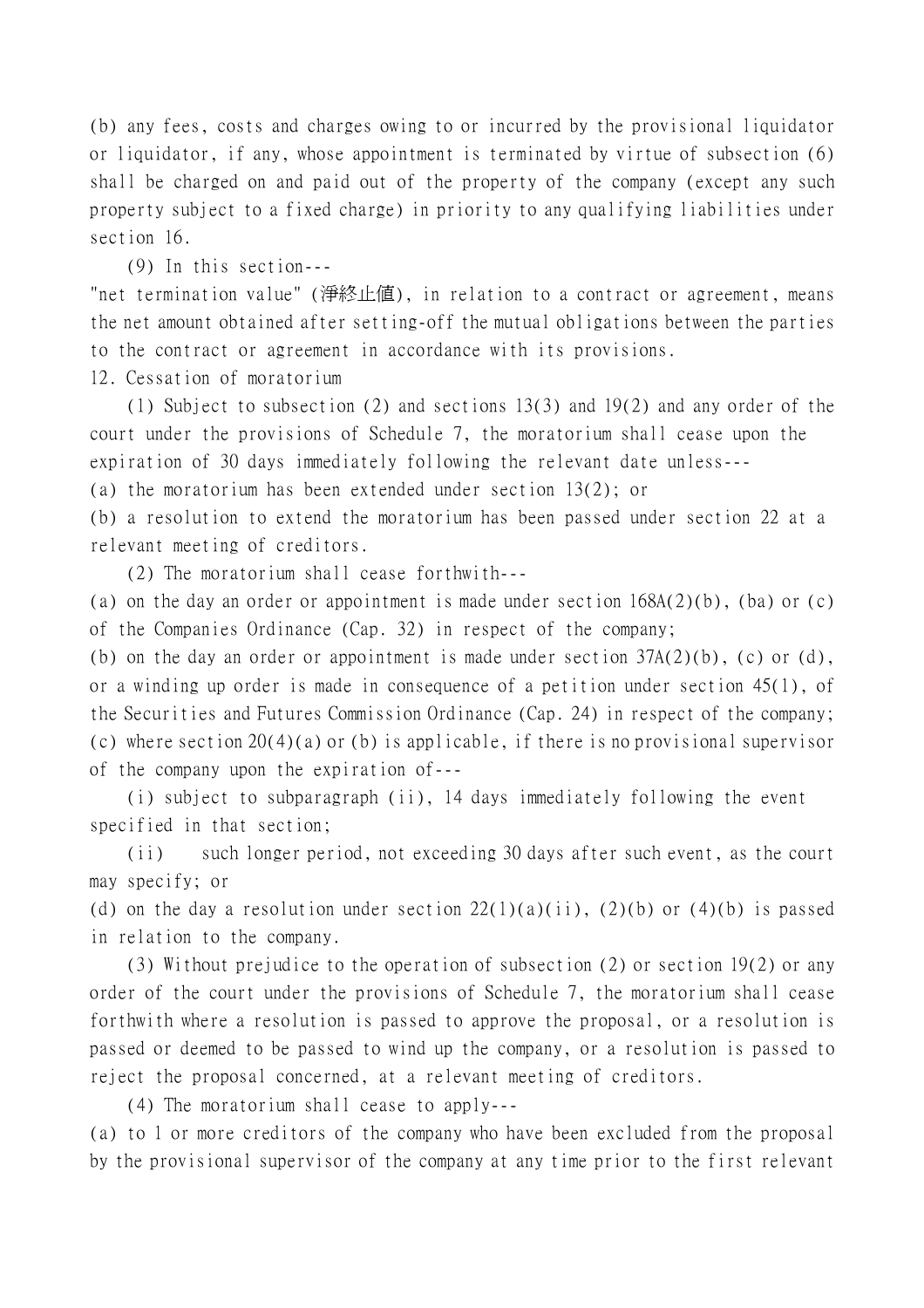(b) any fees, costs and charges owing to or incurred by the provisional liquidator or liquidator, if any, whose appointment is terminated by virtue of subsection (6) shall be charged on and paid out of the property of the company (except any such property subject to a fixed charge) in priority to any qualifying liabilities under section 16.

(9) In this section---

"net termination value" (淨終止值), in relation to a contract or agreement, means the net amount obtained after setting-off the mutual obligations between the parties to the contract or agreement in accordance with its provisions.

12. Cessation of moratorium

(1) Subject to subsection (2) and sections 13(3) and 19(2) and any order of the court under the provisions of Schedule 7, the moratorium shall cease upon the expiration of 30 days immediately following the relevant date unless---

(a) the moratorium has been extended under section 13(2); or

(b) a resolution to extend the moratorium has been passed under section 22 at a relevant meeting of creditors.

(2) The moratorium shall cease forthwith---

(a) on the day an order or appointment is made under section 168A(2)(b), (ba) or (c) of the Companies Ordinance (Cap. 32) in respect of the company;

(b) on the day an order or appointment is made under section 37A(2)(b), (c) or (d), or a winding up order is made in consequence of a petition under section 45(1), of the Securities and Futures Commission Ordinance (Cap. 24) in respect of the company;

(c) where section 20(4)(a) or (b) is applicable, if there is no provisional supervisor of the company upon the expiration of---

(i) subject to subparagraph (ii), 14 days immediately following the event specified in that section;

(ii) such longer period, not exceeding 30 days after such event, as the court may specify; or

(d) on the day a resolution under section 22(1)(a)(ii), (2)(b) or (4)(b) is passed in relation to the company.

(3) Without prejudice to the operation of subsection (2) or section 19(2) or any order of the court under the provisions of Schedule 7, the moratorium shall cease forthwith where a resolution is passed to approve the proposal, or a resolution is passed or deemed to be passed to wind up the company, or a resolution is passed to reject the proposal concerned, at a relevant meeting of creditors.

(4) The moratorium shall cease to apply---

(a) to 1 or more creditors of the company who have been excluded from the proposal by the provisional supervisor of the company at any time prior to the first relevant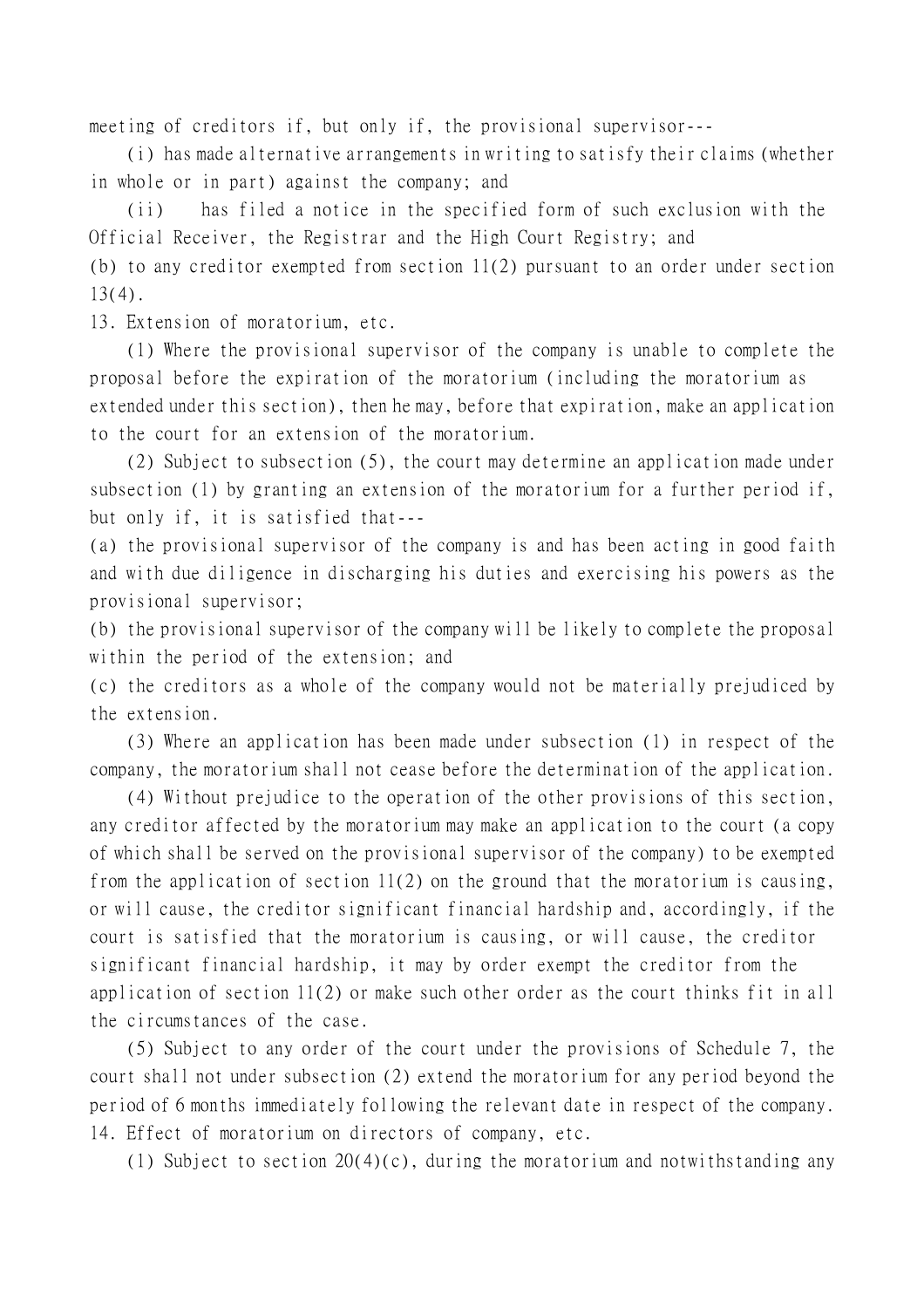meeting of creditors if, but only if, the provisional supervisor---

(i) has made alternative arrangements in writing to satisfy their claims (whether in whole or in part) against the company; and

(ii) has filed a notice in the specified form of such exclusion with the Official Receiver, the Registrar and the High Court Registry; and

(b) to any creditor exempted from section 11(2) pursuant to an order under section 13(4).

13. Extension of moratorium, etc.

(1) Where the provisional supervisor of the company is unable to complete the proposal before the expiration of the moratorium (including the moratorium as extended under this section), then he may, before that expiration, make an application to the court for an extension of the moratorium.

(2) Subject to subsection (5), the court may determine an application made under subsection (1) by granting an extension of the moratorium for a further period if, but only if, it is satisfied that---

(a) the provisional supervisor of the company is and has been acting in good faith and with due diligence in discharging his duties and exercising his powers as the provisional supervisor;

(b) the provisional supervisor of the company will be likely to complete the proposal within the period of the extension; and

(c) the creditors as a whole of the company would not be materially prejudiced by the extension.

(3) Where an application has been made under subsection (1) in respect of the company, the moratorium shall not cease before the determination of the application.

(4) Without prejudice to the operation of the other provisions of this section, any creditor affected by the moratorium may make an application to the court (a copy of which shall be served on the provisional supervisor of the company) to be exempted from the application of section 11(2) on the ground that the moratorium is causing, or will cause, the creditor significant financial hardship and, accordingly, if the court is satisfied that the moratorium is causing, or will cause, the creditor significant financial hardship, it may by order exempt the creditor from the application of section 11(2) or make such other order as the court thinks fit in all the circumstances of the case.

(5) Subject to any order of the court under the provisions of Schedule 7, the court shall not under subsection (2) extend the moratorium for any period beyond the period of 6 months immediately following the relevant date in respect of the company.

14. Effect of moratorium on directors of company, etc.

(1) Subject to section 20(4)(c), during the moratorium and notwithstanding any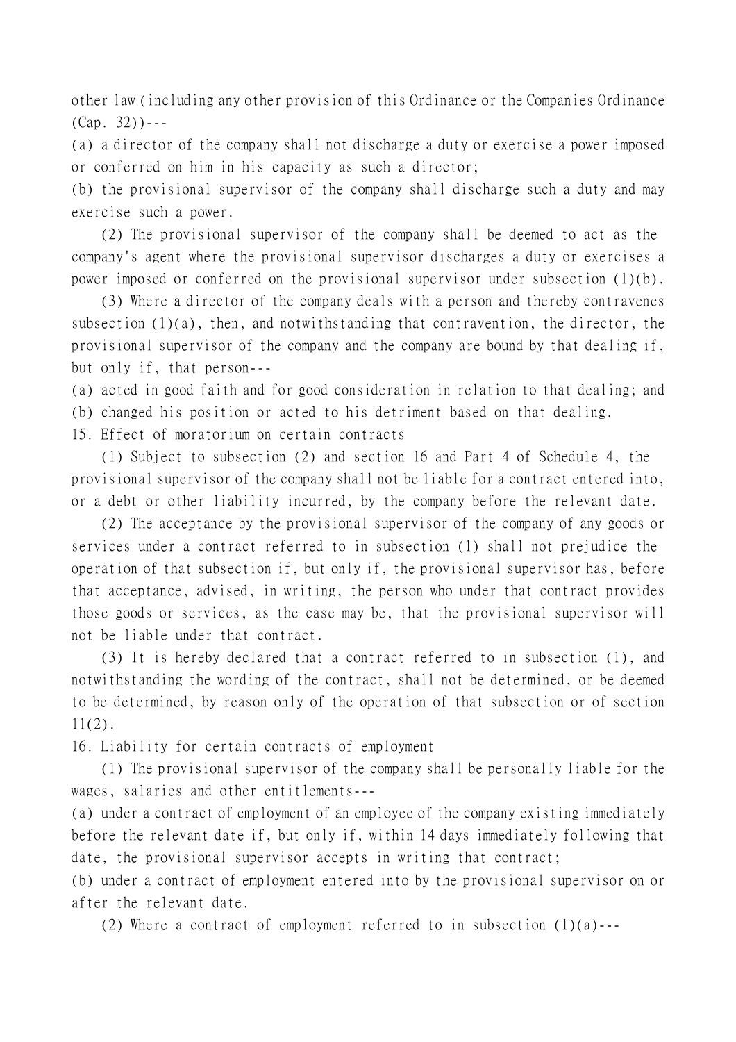other law (including any other provision of this Ordinance or the Companies Ordinance (Cap. 32))---

(a) a director of the company shall not discharge a duty or exercise a power imposed or conferred on him in his capacity as such a director;

(b) the provisional supervisor of the company shall discharge such a duty and may exercise such a power.

(2) The provisional supervisor of the company shall be deemed to act as the company's agent where the provisional supervisor discharges a duty or exercises a power imposed or conferred on the provisional supervisor under subsection (1)(b).

(3) Where a director of the company deals with a person and thereby contravenes subsection (1)(a), then, and notwithstanding that contravention, the director, the provisional supervisor of the company and the company are bound by that dealing if, but only if, that person---

(a) acted in good faith and for good consideration in relation to that dealing; and

(b) changed his position or acted to his detriment based on that dealing.

15. Effect of moratorium on certain contracts

(1) Subject to subsection (2) and section 16 and Part 4 of Schedule 4, the provisional supervisor of the company shall not be liable for a contract entered into, or a debt or other liability incurred, by the company before the relevant date.

(2) The acceptance by the provisional supervisor of the company of any goods or services under a contract referred to in subsection (1) shall not prejudice the operation of that subsection if, but only if, the provisional supervisor has, before that acceptance, advised, in writing, the person who under that contract provides those goods or services, as the case may be, that the provisional supervisor will not be liable under that contract.

(3) It is hereby declared that a contract referred to in subsection (1), and notwithstanding the wording of the contract, shall not be determined, or be deemed to be determined, by reason only of the operation of that subsection or of section 11(2).

16. Liability for certain contracts of employment

(1) The provisional supervisor of the company shall be personally liable for the wages, salaries and other entitlements---

(a) under a contract of employment of an employee of the company existing immediately before the relevant date if, but only if, within 14 days immediately following that date, the provisional supervisor accepts in writing that contract;

(b) under a contract of employment entered into by the provisional supervisor on or after the relevant date.

(2) Where a contract of employment referred to in subsection (1)(a)---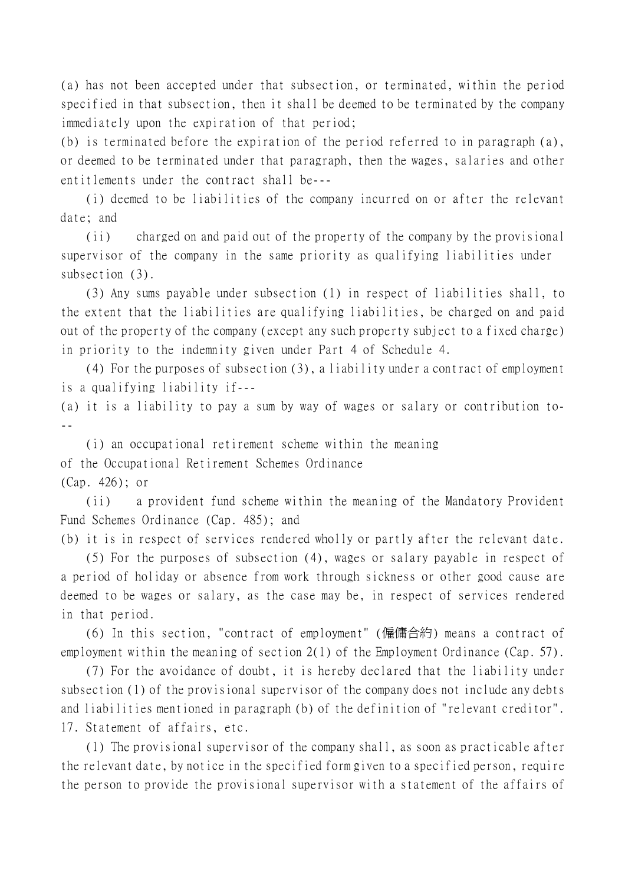(a) has not been accepted under that subsection, or terminated, within the period specified in that subsection, then it shall be deemed to be terminated by the company immediately upon the expiration of that period;

(b) is terminated before the expiration of the period referred to in paragraph (a), or deemed to be terminated under that paragraph, then the wages, salaries and other entitlements under the contract shall be---

(i) deemed to be liabilities of the company incurred on or after the relevant date; and

(ii) charged on and paid out of the property of the company by the provisional supervisor of the company in the same priority as qualifying liabilities under subsection (3).

(3) Any sums payable under subsection (1) in respect of liabilities shall, to the extent that the liabilities are qualifying liabilities, be charged on and paid out of the property of the company (except any such property subject to a fixed charge) in priority to the indemnity given under Part 4 of Schedule 4.

(4) For the purposes of subsection (3), a liability under a contract of employment is a qualifying liability if---

(a) it is a liability to pay a sum by way of wages or salary or contribution to---

(i) an occupational retirement scheme within the meaning of the Occupational Retirement Schemes Ordinance (Cap. 426); or

(ii) a provident fund scheme within the meaning of the Mandatory Provident Fund Schemes Ordinance (Cap. 485); and

(b) it is in respect of services rendered wholly or partly after the relevant date.

(5) For the purposes of subsection (4), wages or salary payable in respect of a period of holiday or absence from work through sickness or other good cause are deemed to be wages or salary, as the case may be, in respect of services rendered in that period.

(6) In this section, "contract of employment" (僱傭合約) means a contract of employment within the meaning of section 2(1) of the Employment Ordinance (Cap. 57).

(7) For the avoidance of doubt, it is hereby declared that the liability under subsection (1) of the provisional supervisor of the company does not include any debts and liabilities mentioned in paragraph (b) of the definition of "relevant creditor".

17. Statement of affairs, etc.

(1) The provisional supervisor of the company shall, as soon as practicable after the relevant date, by notice in the specified form given to a specified person, require the person to provide the provisional supervisor with a statement of the affairs of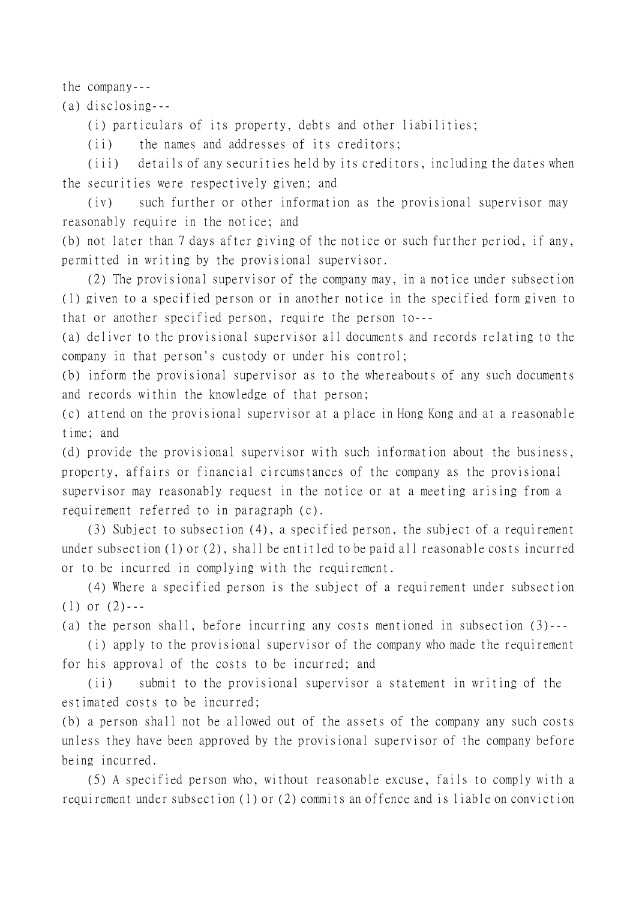the company---

(a) disclosing---

(i) particulars of its property, debts and other liabilities;

(ii) the names and addresses of its creditors;

(iii) details of any securities held by its creditors, including the dates when the securities were respectively given; and

(iv) such further or other information as the provisional supervisor may reasonably require in the notice; and

(b) not later than 7 days after giving of the notice or such further period, if any, permitted in writing by the provisional supervisor.

(2) The provisional supervisor of the company may, in a notice under subsection (1) given to a specified person or in another notice in the specified form given to that or another specified person, require the person to---

(a) deliver to the provisional supervisor all documents and records relating to the company in that person's custody or under his control;

(b) inform the provisional supervisor as to the whereabouts of any such documents and records within the knowledge of that person;

(c) attend on the provisional supervisor at a place in Hong Kong and at a reasonable time; and

(d) provide the provisional supervisor with such information about the business, property, affairs or financial circumstances of the company as the provisional supervisor may reasonably request in the notice or at a meeting arising from a requirement referred to in paragraph (c).

(3) Subject to subsection (4), a specified person, the subject of a requirement under subsection (1) or (2), shall be entitled to be paid all reasonable costs incurred or to be incurred in complying with the requirement.

(4) Where a specified person is the subject of a requirement under subsection (1) or (2)---

(a) the person shall, before incurring any costs mentioned in subsection (3)---

(i) apply to the provisional supervisor of the company who made the requirement for his approval of the costs to be incurred; and

(ii) submit to the provisional supervisor a statement in writing of the estimated costs to be incurred;

(b) a person shall not be allowed out of the assets of the company any such costs unless they have been approved by the provisional supervisor of the company before being incurred.

(5) A specified person who, without reasonable excuse, fails to comply with a requirement under subsection (1) or (2) commits an offence and is liable on conviction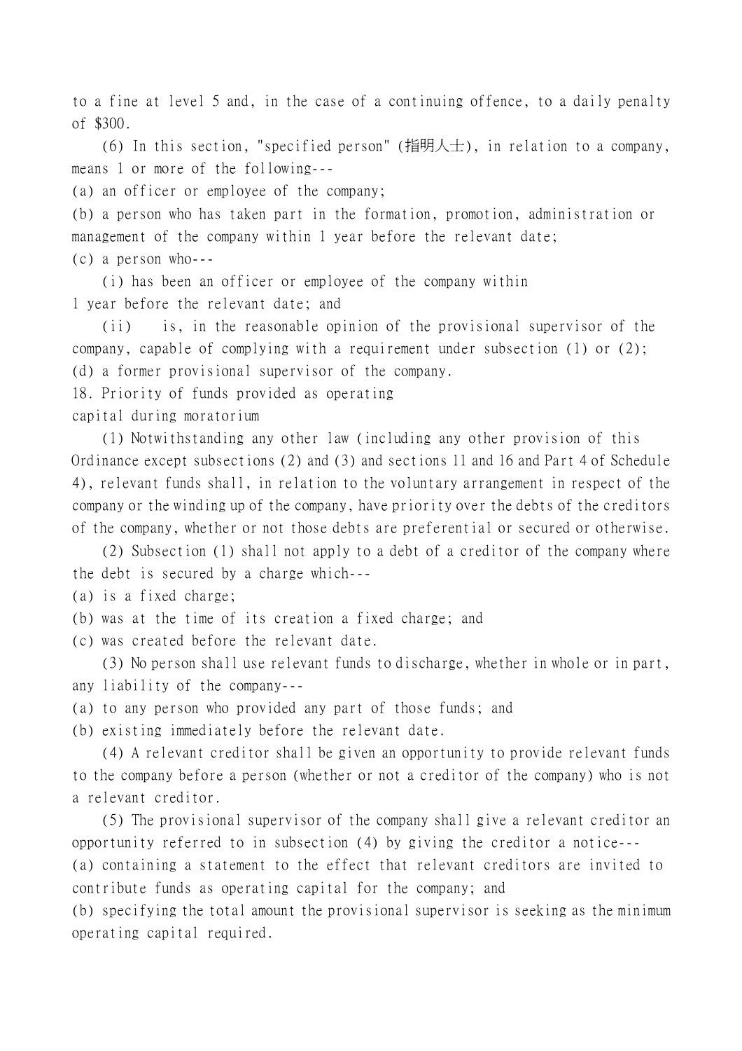to a fine at level 5 and, in the case of a continuing offence, to a daily penalty of $300.

(6) In this section, "specified person" (指明人士), in relation to a company, means 1 or more of the following---

(a) an officer or employee of the company;

(b) a person who has taken part in the formation, promotion, administration or management of the company within 1 year before the relevant date;

(c) a person who---

(i) has been an officer or employee of the company within 1 year before the relevant date; and

(ii) is, in the reasonable opinion of the provisional supervisor of the company, capable of complying with a requirement under subsection (1) or (2);

(d) a former provisional supervisor of the company.

### 18. Priority of funds provided as operating capital during moratorium

(1) Notwithstanding any other law (including any other provision of this Ordinance except subsections (2) and (3) and sections 11 and 16 and Part 4 of Schedule 4), relevant funds shall, in relation to the voluntary arrangement in respect of the company or the winding up of the company, have priority over the debts of the creditors of the company, whether or not those debts are preferential or secured or otherwise.

(2) Subsection (1) shall not apply to a debt of a creditor of the company where the debt is secured by a charge which---

(a) is a fixed charge;

(b) was at the time of its creation a fixed charge; and

(c) was created before the relevant date.

(3) No person shall use relevant funds to discharge, whether in whole or in part, any liability of the company---

(a) to any person who provided any part of those funds; and

(b) existing immediately before the relevant date.

(4) A relevant creditor shall be given an opportunity to provide relevant funds to the company before a person (whether or not a creditor of the company) who is not a relevant creditor.

(5) The provisional supervisor of the company shall give a relevant creditor an opportunity referred to in subsection (4) by giving the creditor a notice---

(a) containing a statement to the effect that relevant creditors are invited to contribute funds as operating capital for the company; and

(b) specifying the total amount the provisional supervisor is seeking as the minimum operating capital required.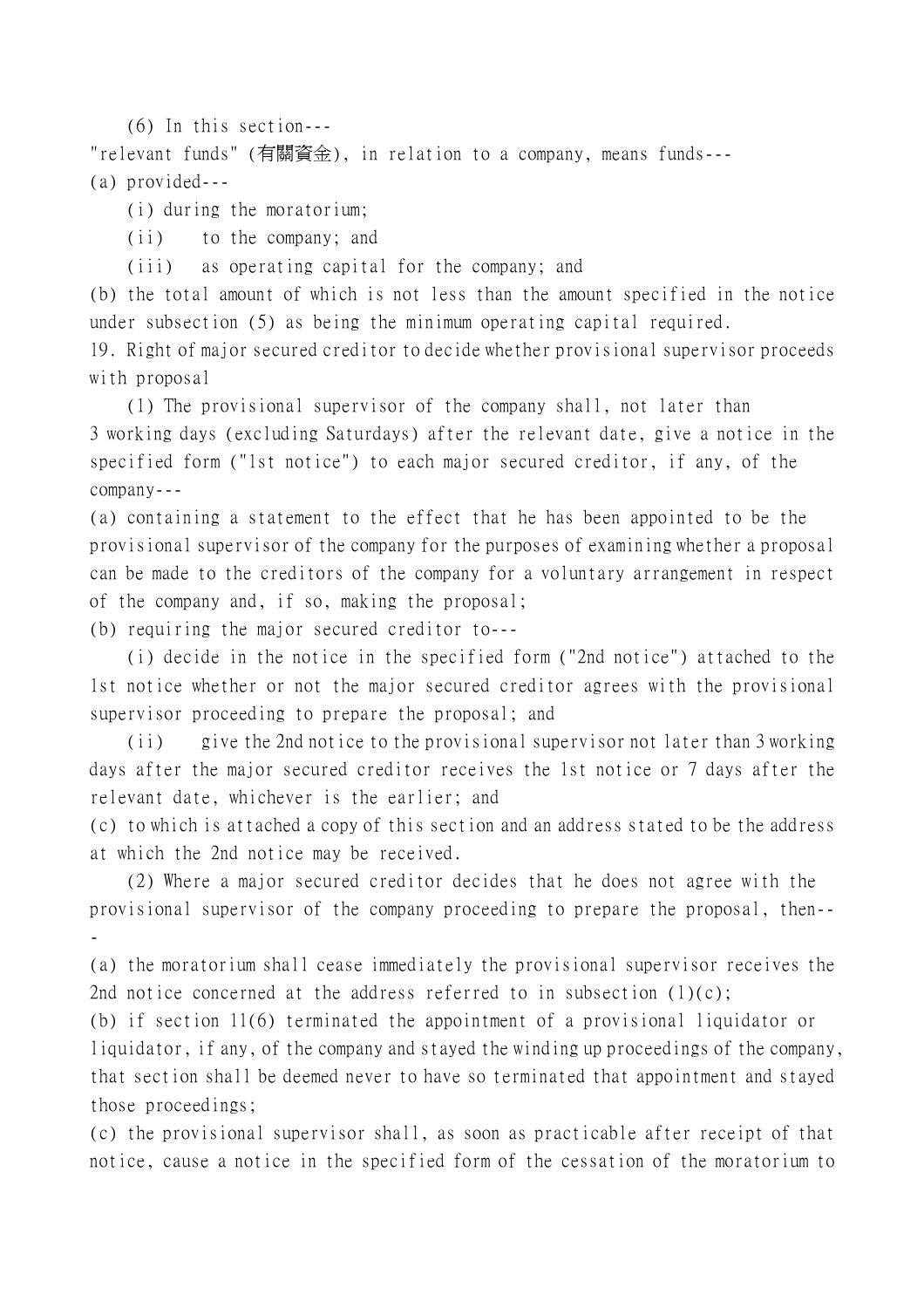(6) In this section---

"relevant funds" (有關資金), in relation to a company, means funds---

(a) provided---

(i) during the moratorium;

(ii) to the company; and

(iii) as operating capital for the company; and

(b) the total amount of which is not less than the amount specified in the notice under subsection (5) as being the minimum operating capital required.

19. Right of major secured creditor to decide whether provisional supervisor proceeds with proposal

(1) The provisional supervisor of the company shall, not later than 3 working days (excluding Saturdays) after the relevant date, give a notice in the specified form ("1st notice") to each major secured creditor, if any, of the company---

(a) containing a statement to the effect that he has been appointed to be the provisional supervisor of the company for the purposes of examining whether a proposal can be made to the creditors of the company for a voluntary arrangement in respect of the company and, if so, making the proposal;

(b) requiring the major secured creditor to---

(i) decide in the notice in the specified form ("2nd notice") attached to the 1st notice whether or not the major secured creditor agrees with the provisional supervisor proceeding to prepare the proposal; and

(ii) give the 2nd notice to the provisional supervisor not later than 3 working days after the major secured creditor receives the 1st notice or 7 days after the relevant date, whichever is the earlier; and

(c) to which is attached a copy of this section and an address stated to be the address at which the 2nd notice may be received.

(2) Where a major secured creditor decides that he does not agree with the provisional supervisor of the company proceeding to prepare the proposal, then---

(a) the moratorium shall cease immediately the provisional supervisor receives the 2nd notice concerned at the address referred to in subsection (1)(c);

(b) if section 11(6) terminated the appointment of a provisional liquidator or liquidator, if any, of the company and stayed the winding up proceedings of the company, that section shall be deemed never to have so terminated that appointment and stayed those proceedings;

(c) the provisional supervisor shall, as soon as practicable after receipt of that notice, cause a notice in the specified form of the cessation of the moratorium to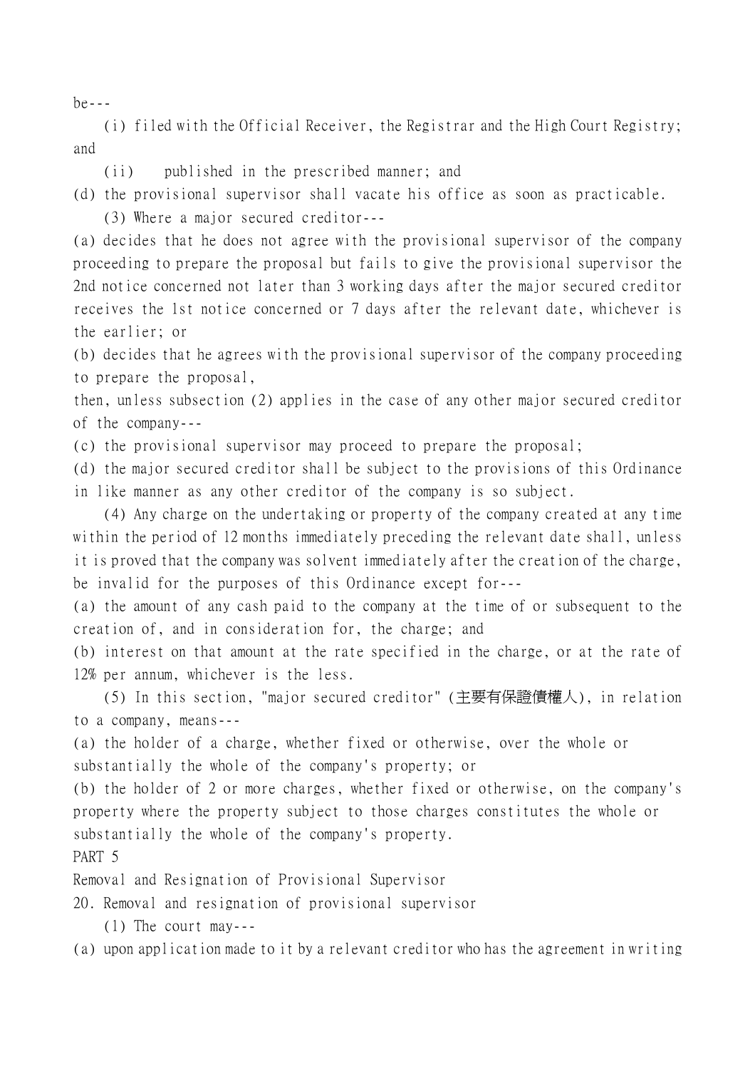be---

(i) filed with the Official Receiver, the Registrar and the High Court Registry; and

(ii) published in the prescribed manner; and

(d) the provisional supervisor shall vacate his office as soon as practicable.

(3) Where a major secured creditor---

(a) decides that he does not agree with the provisional supervisor of the company proceeding to prepare the proposal but fails to give the provisional supervisor the 2nd notice concerned not later than 3 working days after the major secured creditor receives the 1st notice concerned or 7 days after the relevant date, whichever is the earlier; or

(b) decides that he agrees with the provisional supervisor of the company proceeding to prepare the proposal,

then, unless subsection (2) applies in the case of any other major secured creditor of the company---

(c) the provisional supervisor may proceed to prepare the proposal;

(d) the major secured creditor shall be subject to the provisions of this Ordinance in like manner as any other creditor of the company is so subject.

(4) Any charge on the undertaking or property of the company created at any time within the period of 12 months immediately preceding the relevant date shall, unless it is proved that the company was solvent immediately after the creation of the charge, be invalid for the purposes of this Ordinance except for---

(a) the amount of any cash paid to the company at the time of or subsequent to the creation of, and in consideration for, the charge; and

(b) interest on that amount at the rate specified in the charge, or at the rate of 12% per annum, whichever is the less.

(5) In this section, "major secured creditor" (主要有保證債權人), in relation to a company, means---

(a) the holder of a charge, whether fixed or otherwise, over the whole or substantially the whole of the company's property; or

(b) the holder of 2 or more charges, whether fixed or otherwise, on the company's property where the property subject to those charges constitutes the whole or substantially the whole of the company's property.

## PART 5

## Removal and Resignation of Provisional Supervisor

### 20. Removal and resignation of provisional supervisor

(1) The court may---

(a) upon application made to it by a relevant creditor who has the agreement in writing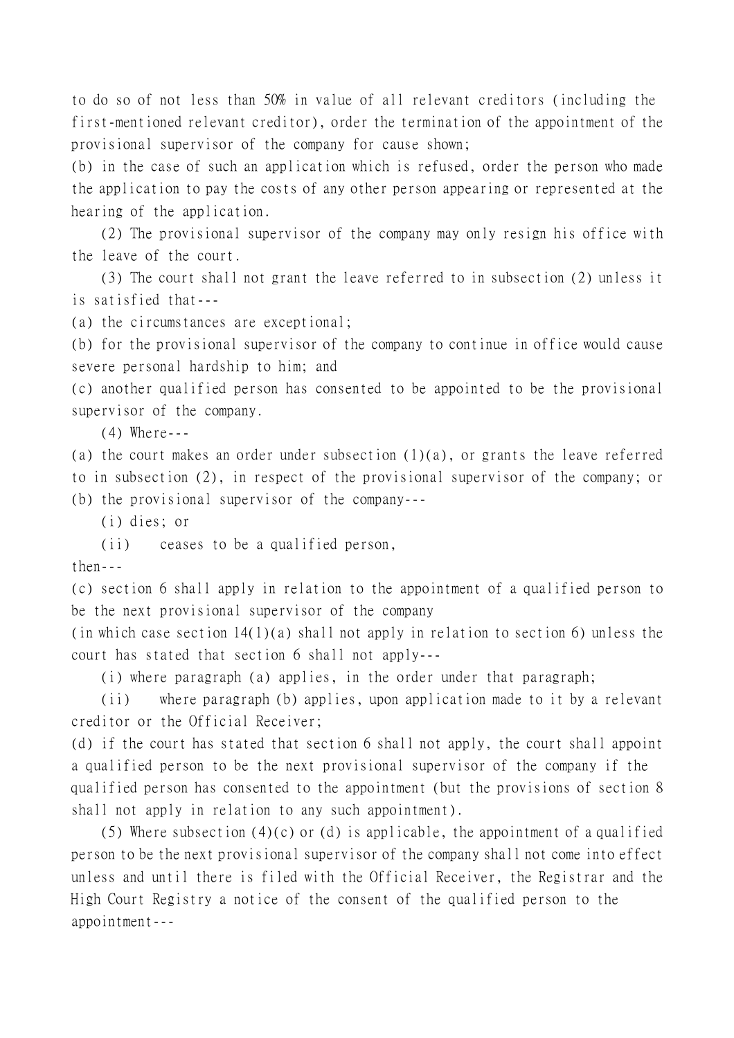to do so of not less than 50% in value of all relevant creditors (including the first-mentioned relevant creditor), order the termination of the appointment of the provisional supervisor of the company for cause shown;

(b) in the case of such an application which is refused, order the person who made the application to pay the costs of any other person appearing or represented at the hearing of the application.

(2) The provisional supervisor of the company may only resign his office with the leave of the court.

(3) The court shall not grant the leave referred to in subsection (2) unless it is satisfied that---

(a) the circumstances are exceptional;

(b) for the provisional supervisor of the company to continue in office would cause severe personal hardship to him; and

(c) another qualified person has consented to be appointed to be the provisional supervisor of the company.

(4) Where---

(a) the court makes an order under subsection (1)(a), or grants the leave referred to in subsection (2), in respect of the provisional supervisor of the company; or

(b) the provisional supervisor of the company---

(i) dies; or

(ii) ceases to be a qualified person,

then---

(c) section 6 shall apply in relation to the appointment of a qualified person to be the next provisional supervisor of the company

(in which case section 14(1)(a) shall not apply in relation to section 6) unless the court has stated that section 6 shall not apply---

(i) where paragraph (a) applies, in the order under that paragraph;

(ii) where paragraph (b) applies, upon application made to it by a relevant creditor or the Official Receiver;

(d) if the court has stated that section 6 shall not apply, the court shall appoint a qualified person to be the next provisional supervisor of the company if the qualified person has consented to the appointment (but the provisions of section 8 shall not apply in relation to any such appointment).

(5) Where subsection (4)(c) or (d) is applicable, the appointment of a qualified person to be the next provisional supervisor of the company shall not come into effect unless and until there is filed with the Official Receiver, the Registrar and the High Court Registry a notice of the consent of the qualified person to the appointment---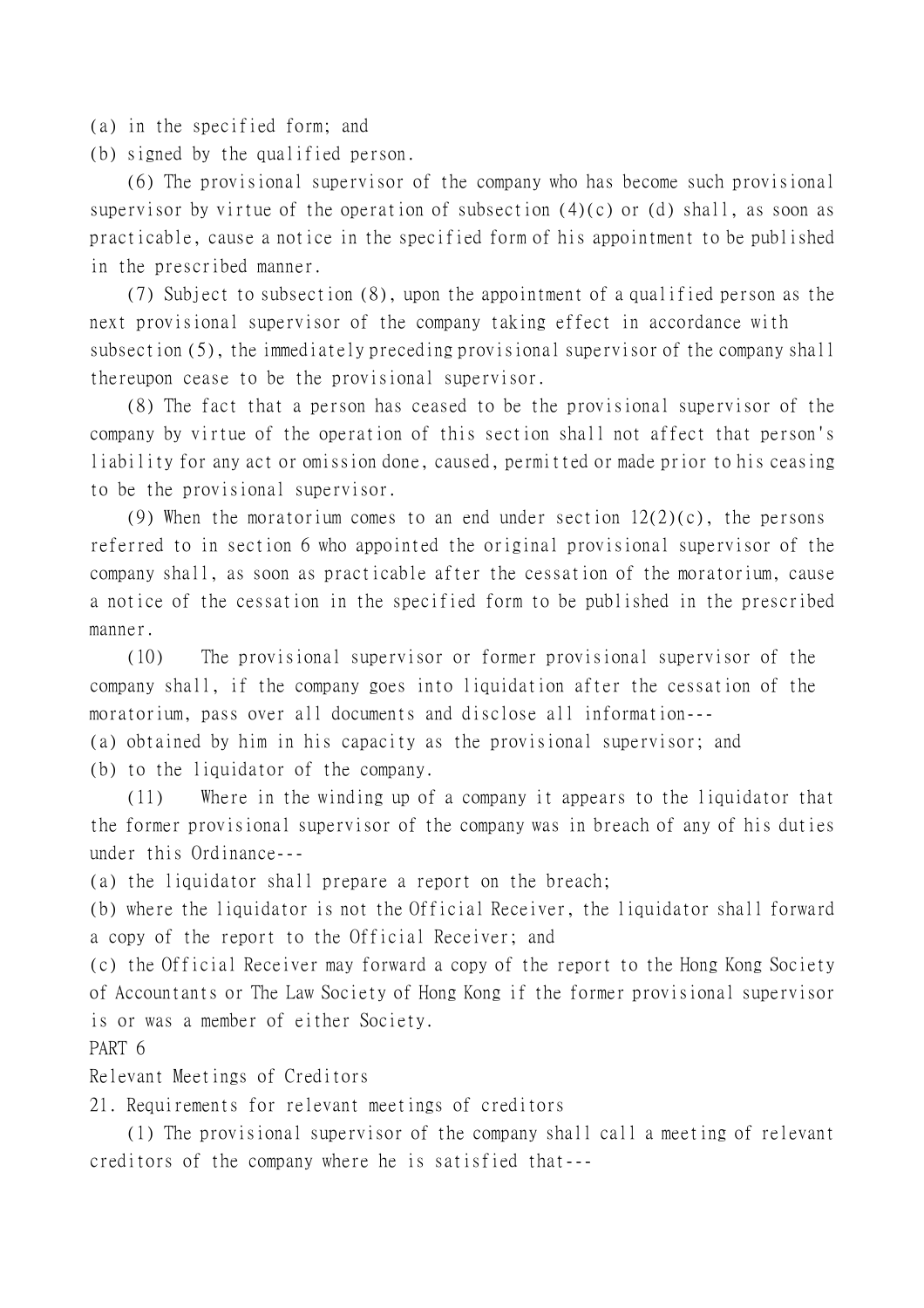(a) in the specified form; and

(b) signed by the qualified person.

(6) The provisional supervisor of the company who has become such provisional supervisor by virtue of the operation of subsection (4)(c) or (d) shall, as soon as practicable, cause a notice in the specified form of his appointment to be published in the prescribed manner.

(7) Subject to subsection (8), upon the appointment of a qualified person as the next provisional supervisor of the company taking effect in accordance with subsection (5), the immediately preceding provisional supervisor of the company shall thereupon cease to be the provisional supervisor.

(8) The fact that a person has ceased to be the provisional supervisor of the company by virtue of the operation of this section shall not affect that person's liability for any act or omission done, caused, permitted or made prior to his ceasing to be the provisional supervisor.

(9) When the moratorium comes to an end under section 12(2)(c), the persons referred to in section 6 who appointed the original provisional supervisor of the company shall, as soon as practicable after the cessation of the moratorium, cause a notice of the cessation in the specified form to be published in the prescribed manner.

(10) The provisional supervisor or former provisional supervisor of the company shall, if the company goes into liquidation after the cessation of the moratorium, pass over all documents and disclose all information---

(a) obtained by him in his capacity as the provisional supervisor; and

(b) to the liquidator of the company.

(11) Where in the winding up of a company it appears to the liquidator that the former provisional supervisor of the company was in breach of any of his duties under this Ordinance---

(a) the liquidator shall prepare a report on the breach;

(b) where the liquidator is not the Official Receiver, the liquidator shall forward a copy of the report to the Official Receiver; and

(c) the Official Receiver may forward a copy of the report to the Hong Kong Society of Accountants or The Law Society of Hong Kong if the former provisional supervisor is or was a member of either Society.

## PART 6

## Relevant Meetings of Creditors

### 21. Requirements for relevant meetings of creditors

(1) The provisional supervisor of the company shall call a meeting of relevant creditors of the company where he is satisfied that---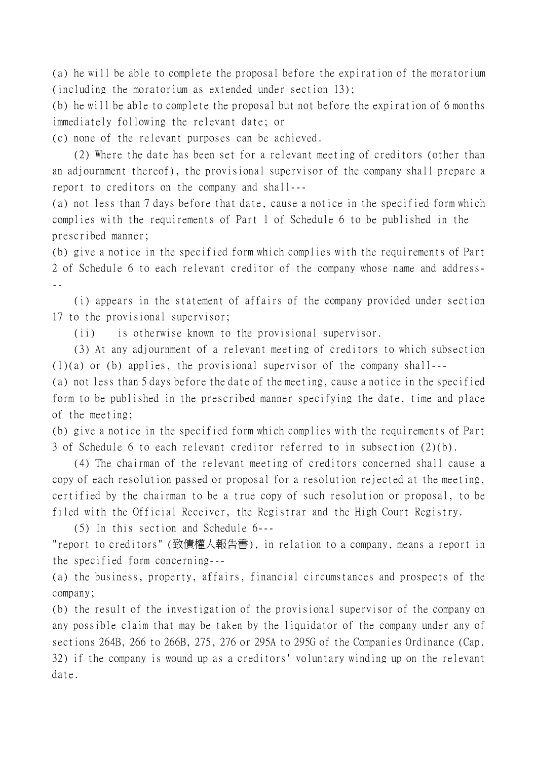(a) he will be able to complete the proposal before the expiration of the moratorium (including the moratorium as extended under section 13);

(b) he will be able to complete the proposal but not before the expiration of 6 months immediately following the relevant date; or

(c) none of the relevant purposes can be achieved.

(2) Where the date has been set for a relevant meeting of creditors (other than an adjournment thereof), the provisional supervisor of the company shall prepare a report to creditors on the company and shall---

(a) not less than 7 days before that date, cause a notice in the specified form which complies with the requirements of Part 1 of Schedule 6 to be published in the prescribed manner;

(b) give a notice in the specified form which complies with the requirements of Part 2 of Schedule 6 to each relevant creditor of the company whose name and address---

(i) appears in the statement of affairs of the company provided under section 17 to the provisional supervisor;

(ii) is otherwise known to the provisional supervisor.

(3) At any adjournment of a relevant meeting of creditors to which subsection (1)(a) or (b) applies, the provisional supervisor of the company shall---

(a) not less than 5 days before the date of the meeting, cause a notice in the specified form to be published in the prescribed manner specifying the date, time and place of the meeting;

(b) give a notice in the specified form which complies with the requirements of Part 3 of Schedule 6 to each relevant creditor referred to in subsection (2)(b).

(4) The chairman of the relevant meeting of creditors concerned shall cause a copy of each resolution passed or proposal for a resolution rejected at the meeting, certified by the chairman to be a true copy of such resolution or proposal, to be filed with the Official Receiver, the Registrar and the High Court Registry.

(5) In this section and Schedule 6---

"report to creditors" (致債權人報告書), in relation to a company, means a report in the specified form concerning---

(a) the business, property, affairs, financial circumstances and prospects of the company;

(b) the result of the investigation of the provisional supervisor of the company on any possible claim that may be taken by the liquidator of the company under any of sections 264B, 266 to 266B, 275, 276 or 295A to 295G of the Companies Ordinance (Cap. 32) if the company is wound up as a creditors' voluntary winding up on the relevant date.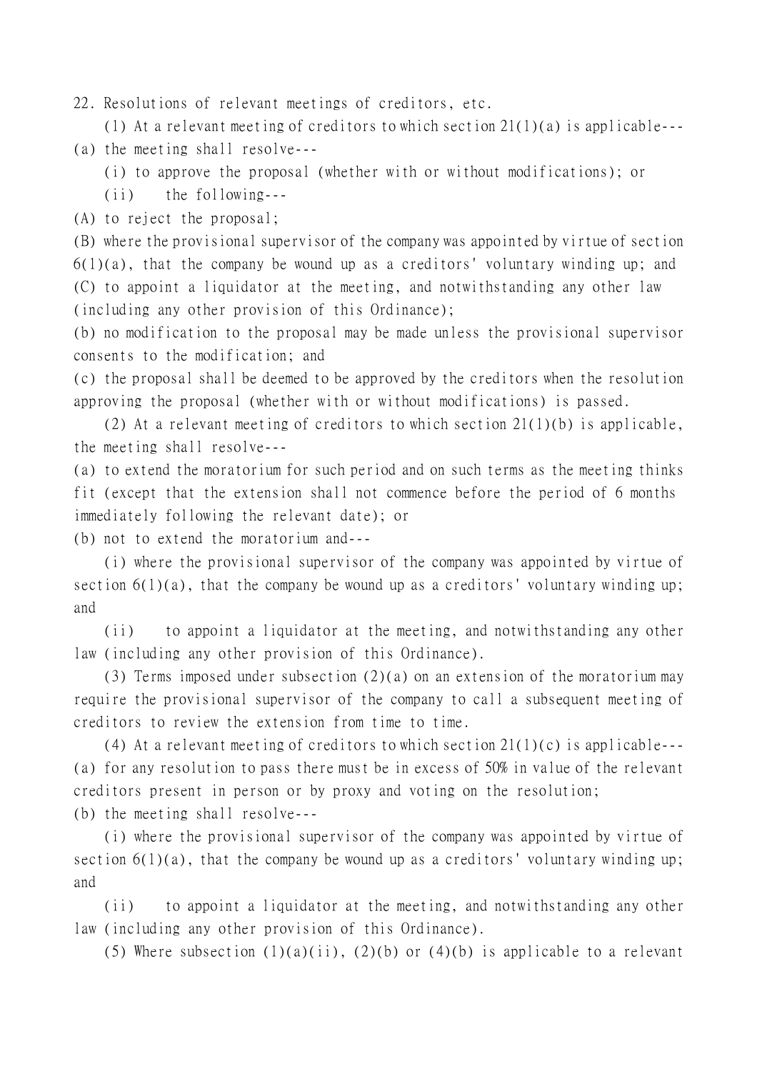22. Resolutions of relevant meetings of creditors, etc.

(1) At a relevant meeting of creditors to which section 21(1)(a) is applicable---

(a) the meeting shall resolve---

(i) to approve the proposal (whether with or without modifications); or

(ii) the following---

(A) to reject the proposal;

(B) where the provisional supervisor of the company was appointed by virtue of section 6(1)(a), that the company be wound up as a creditors' voluntary winding up; and

(C) to appoint a liquidator at the meeting, and notwithstanding any other law (including any other provision of this Ordinance);

(b) no modification to the proposal may be made unless the provisional supervisor consents to the modification; and

(c) the proposal shall be deemed to be approved by the creditors when the resolution approving the proposal (whether with or without modifications) is passed.

(2) At a relevant meeting of creditors to which section 21(1)(b) is applicable, the meeting shall resolve---

(a) to extend the moratorium for such period and on such terms as the meeting thinks fit (except that the extension shall not commence before the period of 6 months immediately following the relevant date); or

(b) not to extend the moratorium and---

(i) where the provisional supervisor of the company was appointed by virtue of section 6(1)(a), that the company be wound up as a creditors' voluntary winding up; and

(ii) to appoint a liquidator at the meeting, and notwithstanding any other law (including any other provision of this Ordinance).

(3) Terms imposed under subsection (2)(a) on an extension of the moratorium may require the provisional supervisor of the company to call a subsequent meeting of creditors to review the extension from time to time.

(4) At a relevant meeting of creditors to which section 21(1)(c) is applicable---

(a) for any resolution to pass there must be in excess of 50% in value of the relevant creditors present in person or by proxy and voting on the resolution;

(b) the meeting shall resolve---

(i) where the provisional supervisor of the company was appointed by virtue of section 6(1)(a), that the company be wound up as a creditors' voluntary winding up; and

(ii) to appoint a liquidator at the meeting, and notwithstanding any other law (including any other provision of this Ordinance).

(5) Where subsection (1)(a)(ii), (2)(b) or (4)(b) is applicable to a relevant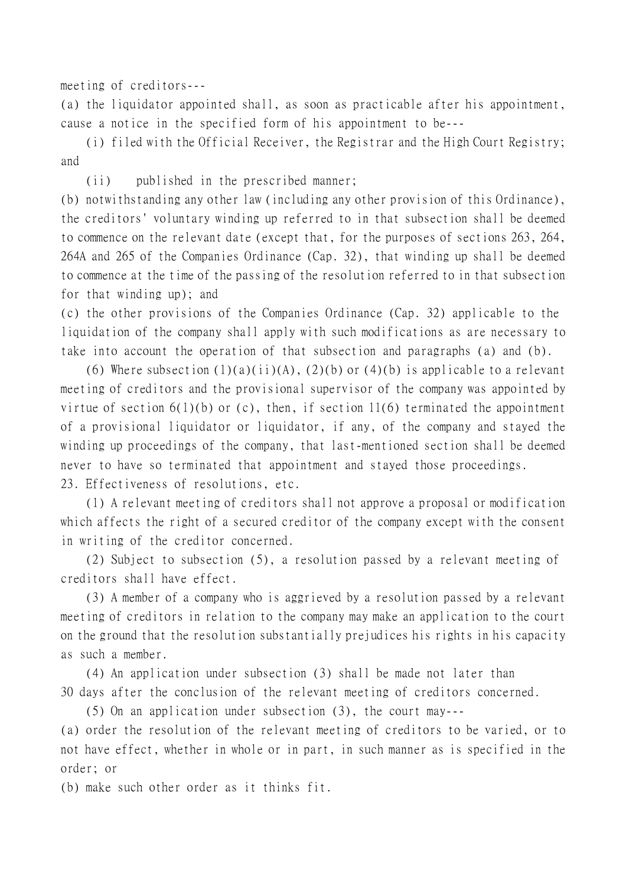meeting of creditors---

(a) the liquidator appointed shall, as soon as practicable after his appointment, cause a notice in the specified form of his appointment to be---

(i) filed with the Official Receiver, the Registrar and the High Court Registry; and

(ii) published in the prescribed manner;

(b) notwithstanding any other law (including any other provision of this Ordinance), the creditors' voluntary winding up referred to in that subsection shall be deemed to commence on the relevant date (except that, for the purposes of sections 263, 264, 264A and 265 of the Companies Ordinance (Cap. 32), that winding up shall be deemed to commence at the time of the passing of the resolution referred to in that subsection for that winding up); and

(c) the other provisions of the Companies Ordinance (Cap. 32) applicable to the liquidation of the company shall apply with such modifications as are necessary to take into account the operation of that subsection and paragraphs (a) and (b).

(6) Where subsection (1)(a)(ii)(A), (2)(b) or (4)(b) is applicable to a relevant meeting of creditors and the provisional supervisor of the company was appointed by virtue of section 6(1)(b) or (c), then, if section 11(6) terminated the appointment of a provisional liquidator or liquidator, if any, of the company and stayed the winding up proceedings of the company, that last-mentioned section shall be deemed never to have so terminated that appointment and stayed those proceedings.

23. Effectiveness of resolutions, etc.

(1) A relevant meeting of creditors shall not approve a proposal or modification which affects the right of a secured creditor of the company except with the consent in writing of the creditor concerned.

(2) Subject to subsection (5), a resolution passed by a relevant meeting of creditors shall have effect.

(3) A member of a company who is aggrieved by a resolution passed by a relevant meeting of creditors in relation to the company may make an application to the court on the ground that the resolution substantially prejudices his rights in his capacity as such a member.

(4) An application under subsection (3) shall be made not later than 30 days after the conclusion of the relevant meeting of creditors concerned.

(5) On an application under subsection (3), the court may---

(a) order the resolution of the relevant meeting of creditors to be varied, or to not have effect, whether in whole or in part, in such manner as is specified in the order; or

(b) make such other order as it thinks fit.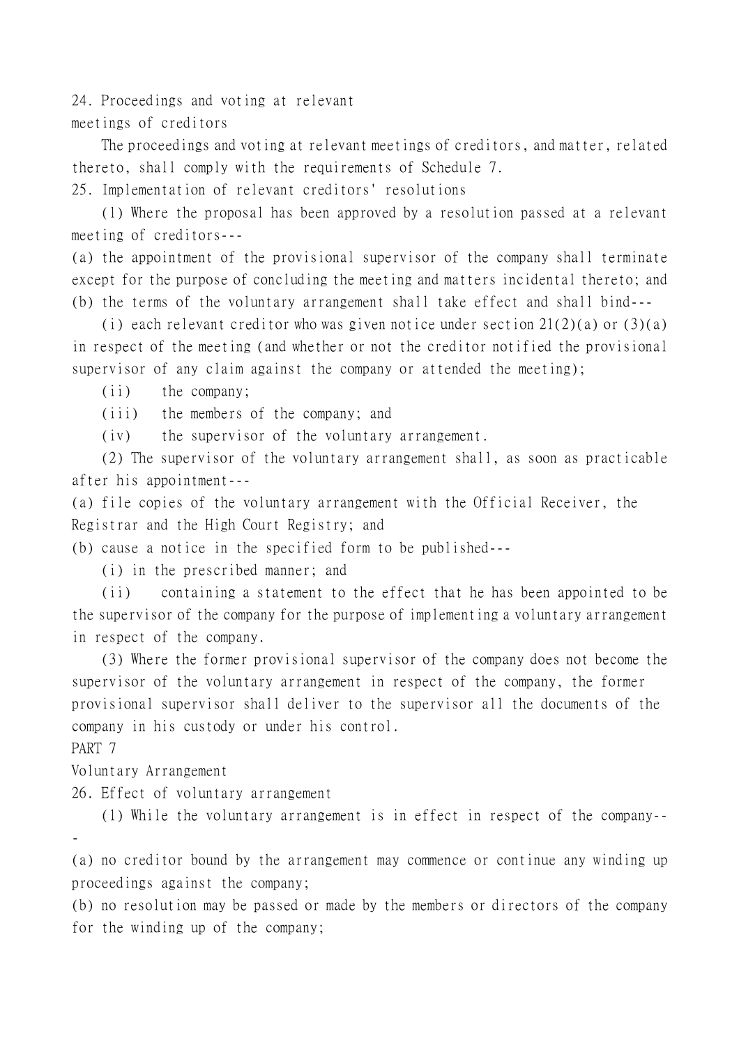24. Proceedings and voting at relevant meetings of creditors

The proceedings and voting at relevant meetings of creditors, and matter, related thereto, shall comply with the requirements of Schedule 7.

25. Implementation of relevant creditors' resolutions

(1) Where the proposal has been approved by a resolution passed at a relevant meeting of creditors---

(a) the appointment of the provisional supervisor of the company shall terminate except for the purpose of concluding the meeting and matters incidental thereto; and

(b) the terms of the voluntary arrangement shall take effect and shall bind---

(i) each relevant creditor who was given notice under section 21(2)(a) or (3)(a) in respect of the meeting (and whether or not the creditor notified the provisional supervisor of any claim against the company or attended the meeting);

(ii) the company;

(iii) the members of the company; and

(iv) the supervisor of the voluntary arrangement.

(2) The supervisor of the voluntary arrangement shall, as soon as practicable after his appointment---

(a) file copies of the voluntary arrangement with the Official Receiver, the Registrar and the High Court Registry; and

(b) cause a notice in the specified form to be published---

(i) in the prescribed manner; and

(ii) containing a statement to the effect that he has been appointed to be the supervisor of the company for the purpose of implementing a voluntary arrangement in respect of the company.

(3) Where the former provisional supervisor of the company does not become the supervisor of the voluntary arrangement in respect of the company, the former provisional supervisor shall deliver to the supervisor all the documents of the company in his custody or under his control.

PART 7

Voluntary Arrangement

26. Effect of voluntary arrangement

(1) While the voluntary arrangement is in effect in respect of the company---

(a) no creditor bound by the arrangement may commence or continue any winding up proceedings against the company;

(b) no resolution may be passed or made by the members or directors of the company for the winding up of the company;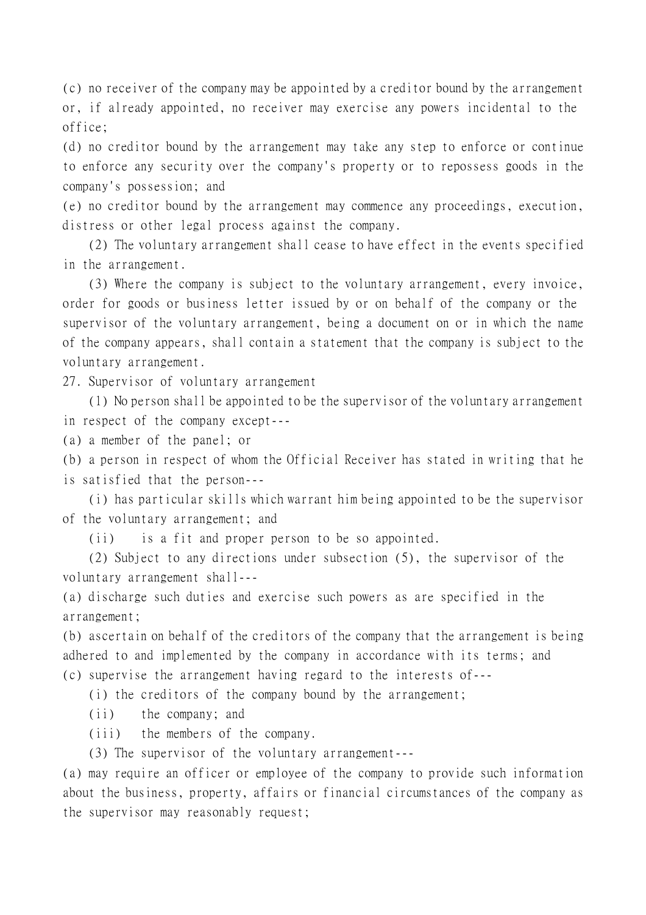(c) no receiver of the company may be appointed by a creditor bound by the arrangement or, if already appointed, no receiver may exercise any powers incidental to the office;

(d) no creditor bound by the arrangement may take any step to enforce or continue to enforce any security over the company's property or to repossess goods in the company's possession; and

(e) no creditor bound by the arrangement may commence any proceedings, execution, distress or other legal process against the company.

(2) The voluntary arrangement shall cease to have effect in the events specified in the arrangement.

(3) Where the company is subject to the voluntary arrangement, every invoice, order for goods or business letter issued by or on behalf of the company or the supervisor of the voluntary arrangement, being a document on or in which the name of the company appears, shall contain a statement that the company is subject to the voluntary arrangement.

27. Supervisor of voluntary arrangement

(1) No person shall be appointed to be the supervisor of the voluntary arrangement in respect of the company except---

(a) a member of the panel; or

(b) a person in respect of whom the Official Receiver has stated in writing that he is satisfied that the person---

(i) has particular skills which warrant him being appointed to be the supervisor of the voluntary arrangement; and

(ii) is a fit and proper person to be so appointed.

(2) Subject to any directions under subsection (5), the supervisor of the voluntary arrangement shall---

(a) discharge such duties and exercise such powers as are specified in the arrangement;

(b) ascertain on behalf of the creditors of the company that the arrangement is being adhered to and implemented by the company in accordance with its terms; and

(c) supervise the arrangement having regard to the interests of---

(i) the creditors of the company bound by the arrangement;

(ii) the company; and

(iii) the members of the company.

(3) The supervisor of the voluntary arrangement---

(a) may require an officer or employee of the company to provide such information about the business, property, affairs or financial circumstances of the company as the supervisor may reasonably request;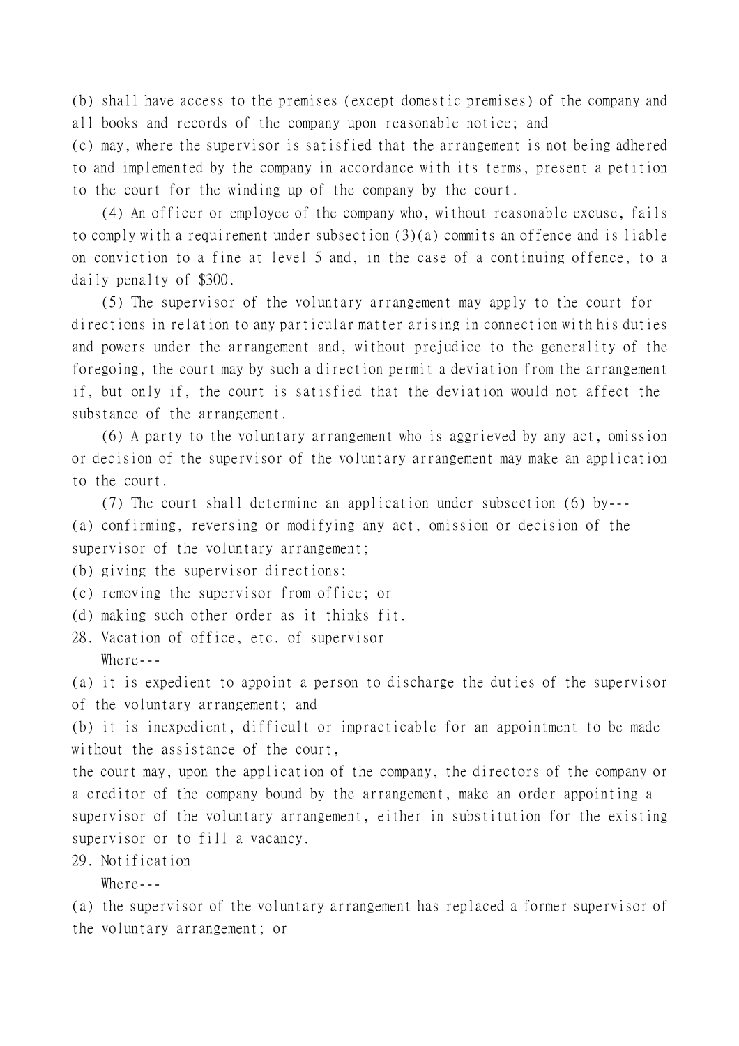(b) shall have access to the premises (except domestic premises) of the company and all books and records of the company upon reasonable notice; and

(c) may, where the supervisor is satisfied that the arrangement is not being adhered to and implemented by the company in accordance with its terms, present a petition to the court for the winding up of the company by the court.

(4) An officer or employee of the company who, without reasonable excuse, fails to comply with a requirement under subsection (3)(a) commits an offence and is liable on conviction to a fine at level 5 and, in the case of a continuing offence, to a daily penalty of $300.

(5) The supervisor of the voluntary arrangement may apply to the court for directions in relation to any particular matter arising in connection with his duties and powers under the arrangement and, without prejudice to the generality of the foregoing, the court may by such a direction permit a deviation from the arrangement if, but only if, the court is satisfied that the deviation would not affect the substance of the arrangement.

(6) A party to the voluntary arrangement who is aggrieved by any act, omission or decision of the supervisor of the voluntary arrangement may make an application to the court.

(7) The court shall determine an application under subsection (6) by---

(a) confirming, reversing or modifying any act, omission or decision of the supervisor of the voluntary arrangement;

(b) giving the supervisor directions;

(c) removing the supervisor from office; or

(d) making such other order as it thinks fit.

28. Vacation of office, etc. of supervisor

Where---

(a) it is expedient to appoint a person to discharge the duties of the supervisor of the voluntary arrangement; and

(b) it is inexpedient, difficult or impracticable for an appointment to be made without the assistance of the court,

the court may, upon the application of the company, the directors of the company or a creditor of the company bound by the arrangement, make an order appointing a supervisor of the voluntary arrangement, either in substitution for the existing supervisor or to fill a vacancy.

29. Notification

Where---

(a) the supervisor of the voluntary arrangement has replaced a former supervisor of the voluntary arrangement; or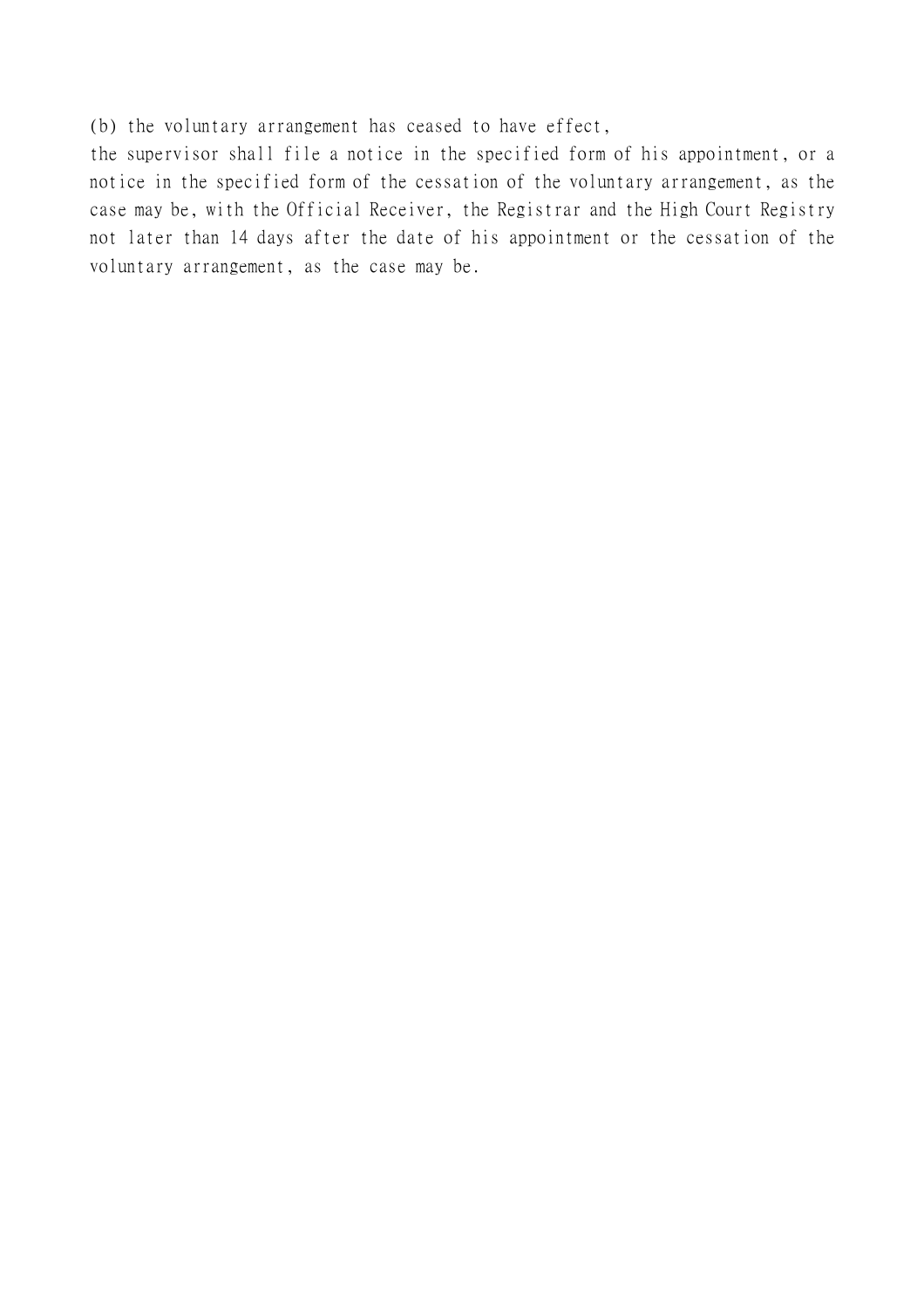(b) the voluntary arrangement has ceased to have effect,

the supervisor shall file a notice in the specified form of his appointment, or a notice in the specified form of the cessation of the voluntary arrangement, as the case may be, with the Official Receiver, the Registrar and the High Court Registry not later than 14 days after the date of his appointment or the cessation of the voluntary arrangement, as the case may be.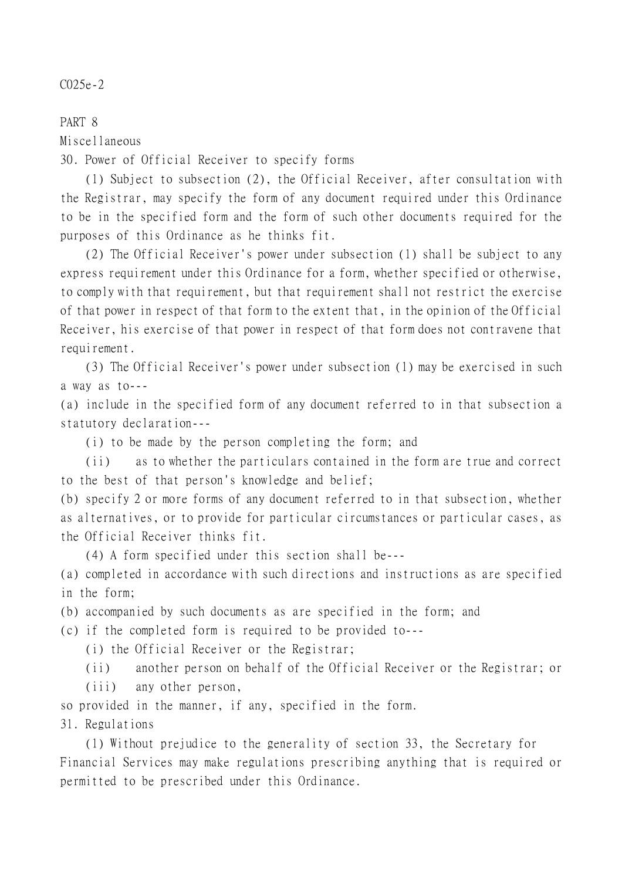C025e-2

PART 8

Miscellaneous

30. Power of Official Receiver to specify forms

(1) Subject to subsection (2), the Official Receiver, after consultation with the Registrar, may specify the form of any document required under this Ordinance to be in the specified form and the form of such other documents required for the purposes of this Ordinance as he thinks fit.

(2) The Official Receiver's power under subsection (1) shall be subject to any express requirement under this Ordinance for a form, whether specified or otherwise, to comply with that requirement, but that requirement shall not restrict the exercise of that power in respect of that form to the extent that, in the opinion of the Official Receiver, his exercise of that power in respect of that form does not contravene that requirement.

(3) The Official Receiver's power under subsection (1) may be exercised in such a way as to---

(a) include in the specified form of any document referred to in that subsection a statutory declaration---

(i) to be made by the person completing the form; and

(ii) as to whether the particulars contained in the form are true and correct to the best of that person's knowledge and belief;

(b) specify 2 or more forms of any document referred to in that subsection, whether as alternatives, or to provide for particular circumstances or particular cases, as the Official Receiver thinks fit.

(4) A form specified under this section shall be---

(a) completed in accordance with such directions and instructions as are specified in the form;

(b) accompanied by such documents as are specified in the form; and

(c) if the completed form is required to be provided to---

(i) the Official Receiver or the Registrar;

(ii) another person on behalf of the Official Receiver or the Registrar; or

(iii) any other person,

so provided in the manner, if any, specified in the form.

31. Regulations

(1) Without prejudice to the generality of section 33, the Secretary for Financial Services may make regulations prescribing anything that is required or permitted to be prescribed under this Ordinance.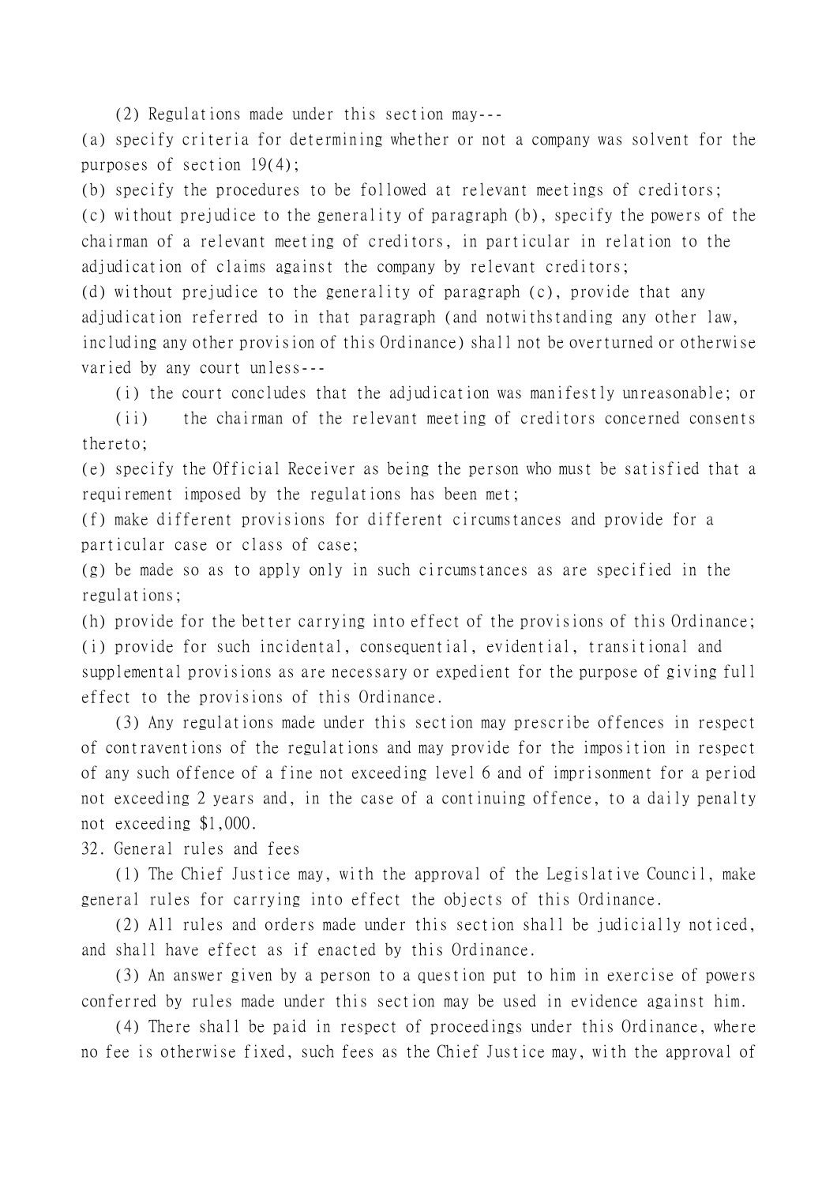(2) Regulations made under this section may---

(a) specify criteria for determining whether or not a company was solvent for the purposes of section 19(4);

(b) specify the procedures to be followed at relevant meetings of creditors;

(c) without prejudice to the generality of paragraph (b), specify the powers of the chairman of a relevant meeting of creditors, in particular in relation to the adjudication of claims against the company by relevant creditors;

(d) without prejudice to the generality of paragraph (c), provide that any adjudication referred to in that paragraph (and notwithstanding any other law, including any other provision of this Ordinance) shall not be overturned or otherwise varied by any court unless---

(i) the court concludes that the adjudication was manifestly unreasonable; or

(ii) the chairman of the relevant meeting of creditors concerned consents thereto;

(e) specify the Official Receiver as being the person who must be satisfied that a requirement imposed by the regulations has been met;

(f) make different provisions for different circumstances and provide for a particular case or class of case;

(g) be made so as to apply only in such circumstances as are specified in the regulations;

(h) provide for the better carrying into effect of the provisions of this Ordinance;

(i) provide for such incidental, consequential, evidential, transitional and supplemental provisions as are necessary or expedient for the purpose of giving full effect to the provisions of this Ordinance.

(3) Any regulations made under this section may prescribe offences in respect of contraventions of the regulations and may provide for the imposition in respect of any such offence of a fine not exceeding level 6 and of imprisonment for a period not exceeding 2 years and, in the case of a continuing offence, to a daily penalty not exceeding $1,000.

32. General rules and fees

(1) The Chief Justice may, with the approval of the Legislative Council, make general rules for carrying into effect the objects of this Ordinance.

(2) All rules and orders made under this section shall be judicially noticed, and shall have effect as if enacted by this Ordinance.

(3) An answer given by a person to a question put to him in exercise of powers conferred by rules made under this section may be used in evidence against him.

(4) There shall be paid in respect of proceedings under this Ordinance, where no fee is otherwise fixed, such fees as the Chief Justice may, with the approval of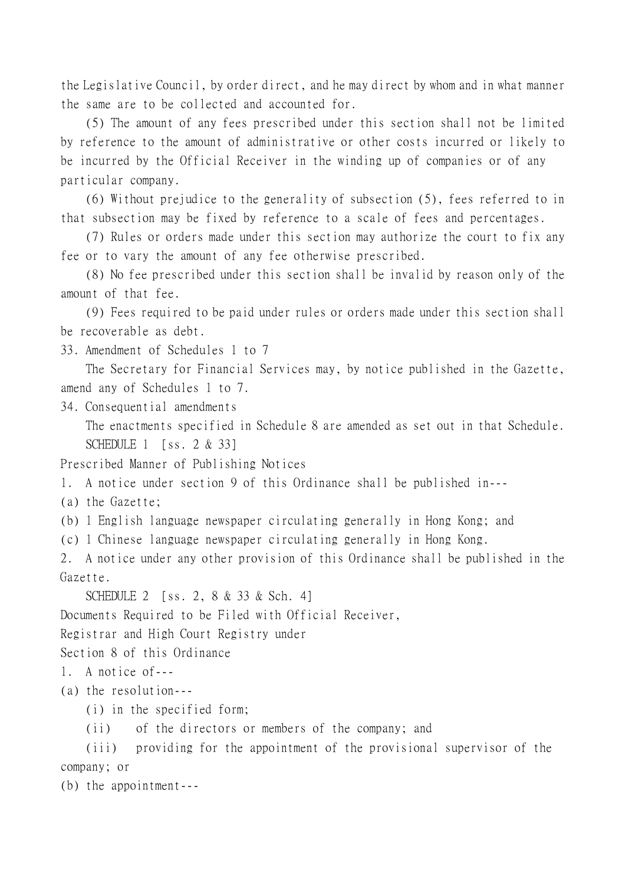the Legislative Council, by order direct, and he may direct by whom and in what manner the same are to be collected and accounted for.

(5) The amount of any fees prescribed under this section shall not be limited by reference to the amount of administrative or other costs incurred or likely to be incurred by the Official Receiver in the winding up of companies or of any particular company.

(6) Without prejudice to the generality of subsection (5), fees referred to in that subsection may be fixed by reference to a scale of fees and percentages.

(7) Rules or orders made under this section may authorize the court to fix any fee or to vary the amount of any fee otherwise prescribed.

(8) No fee prescribed under this section shall be invalid by reason only of the amount of that fee.

(9) Fees required to be paid under rules or orders made under this section shall be recoverable as debt.

33. Amendment of Schedules 1 to 7

The Secretary for Financial Services may, by notice published in the Gazette, amend any of Schedules 1 to 7.

34. Consequential amendments

The enactments specified in Schedule 8 are amended as set out in that Schedule.

SCHEDULE 1 [ss. 2 & 33]

Prescribed Manner of Publishing Notices

1. A notice under section 9 of this Ordinance shall be published in---

(a) the Gazette;

(b) 1 English language newspaper circulating generally in Hong Kong; and

(c) 1 Chinese language newspaper circulating generally in Hong Kong.

2. A notice under any other provision of this Ordinance shall be published in the Gazette.

SCHEDULE 2 [ss. 2, 8 & 33 & Sch. 4]

Documents Required to be Filed with Official Receiver, Registrar and High Court Registry under Section 8 of this Ordinance

1. A notice of---

(a) the resolution---

(i) in the specified form;

(ii) of the directors or members of the company; and

(iii) providing for the appointment of the provisional supervisor of the company; or

(b) the appointment---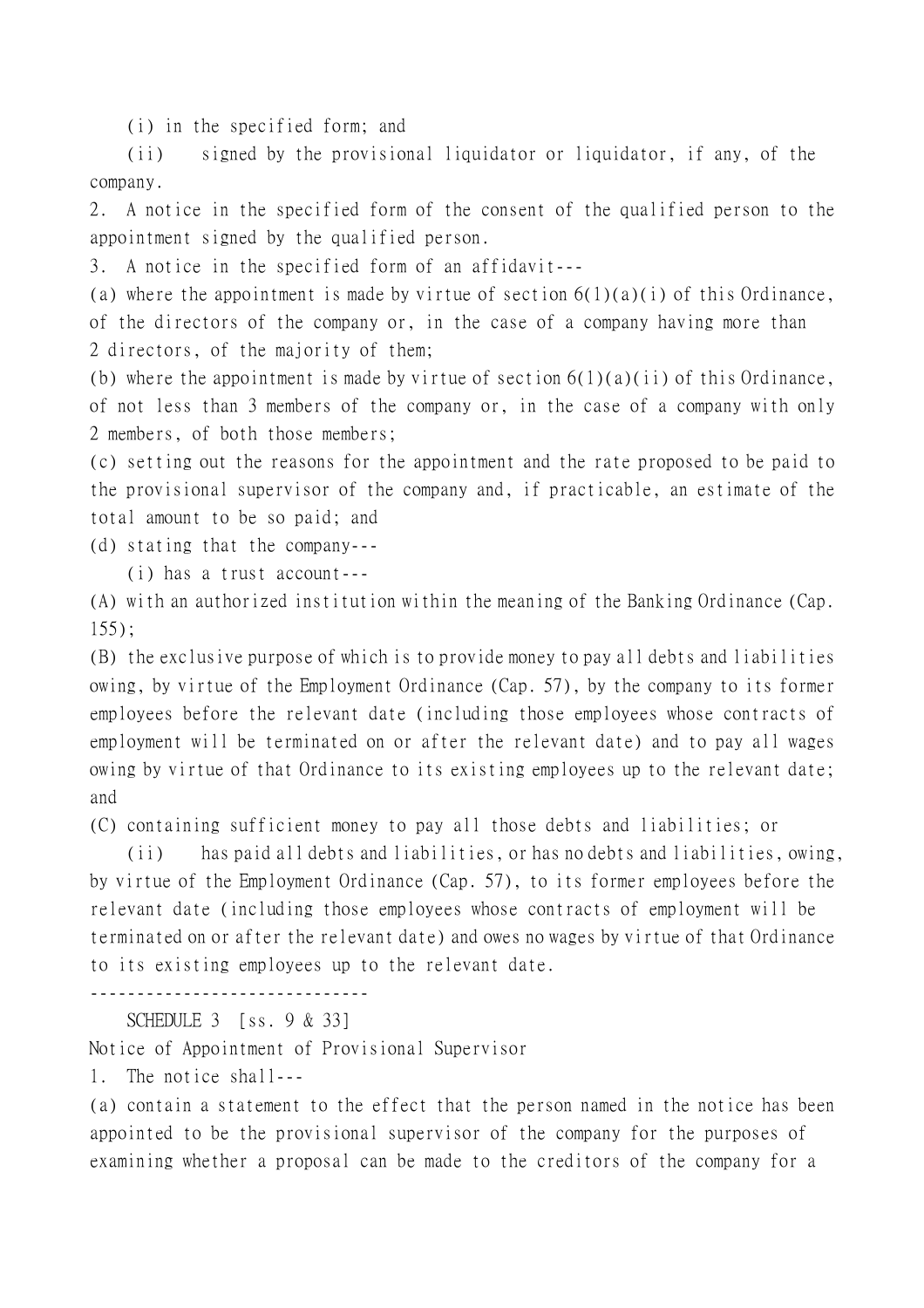(i) in the specified form; and

(ii) signed by the provisional liquidator or liquidator, if any, of the company.

2. A notice in the specified form of the consent of the qualified person to the appointment signed by the qualified person.

3. A notice in the specified form of an affidavit---

(a) where the appointment is made by virtue of section 6(1)(a)(i) of this Ordinance, of the directors of the company or, in the case of a company having more than 2 directors, of the majority of them;

(b) where the appointment is made by virtue of section 6(1)(a)(ii) of this Ordinance, of not less than 3 members of the company or, in the case of a company with only 2 members, of both those members;

(c) setting out the reasons for the appointment and the rate proposed to be paid to the provisional supervisor of the company and, if practicable, an estimate of the total amount to be so paid; and

(d) stating that the company---

(i) has a trust account---

(A) with an authorized institution within the meaning of the Banking Ordinance (Cap. 155);

(B) the exclusive purpose of which is to provide money to pay all debts and liabilities owing, by virtue of the Employment Ordinance (Cap. 57), by the company to its former employees before the relevant date (including those employees whose contracts of employment will be terminated on or after the relevant date) and to pay all wages owing by virtue of that Ordinance to its existing employees up to the relevant date; and

(C) containing sufficient money to pay all those debts and liabilities; or

(ii) has paid all debts and liabilities, or has no debts and liabilities, owing, by virtue of the Employment Ordinance (Cap. 57), to its former employees before the relevant date (including those employees whose contracts of employment will be terminated on or after the relevant date) and owes no wages by virtue of that Ordinance to its existing employees up to the relevant date.

------------------------------

SCHEDULE 3 [ss. 9 & 33]

Notice of Appointment of Provisional Supervisor

1. The notice shall---

(a) contain a statement to the effect that the person named in the notice has been appointed to be the provisional supervisor of the company for the purposes of examining whether a proposal can be made to the creditors of the company for a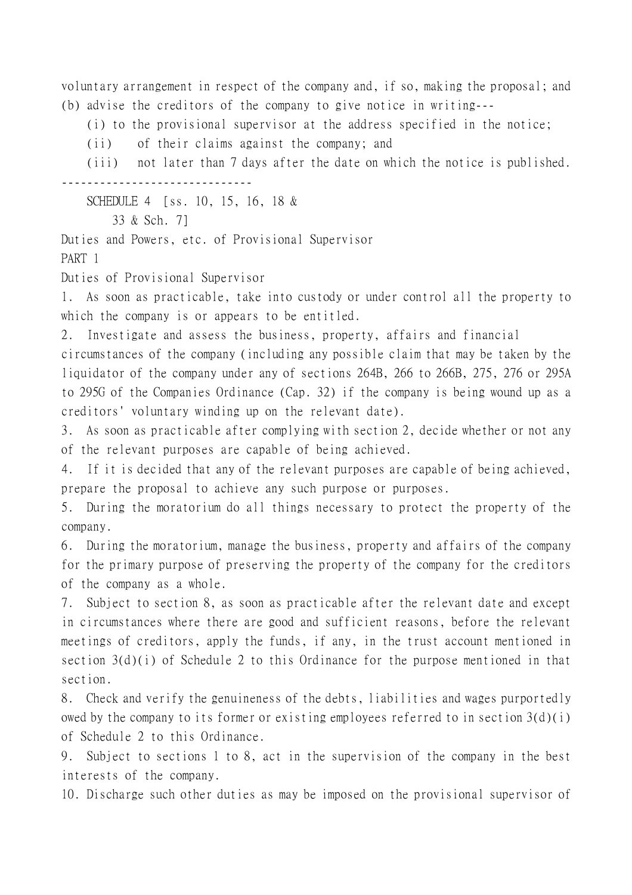voluntary arrangement in respect of the company and, if so, making the proposal; and
(b) advise the creditors of the company to give notice in writing---

(i) to the provisional supervisor at the address specified in the notice;

(ii) of their claims against the company; and

(iii) not later than 7 days after the date on which the notice is published.

------------------------------

SCHEDULE 4 [ss. 10, 15, 16, 18 & 33 & Sch. 7]

Duties and Powers, etc. of Provisional Supervisor

PART 1

Duties of Provisional Supervisor

1. As soon as practicable, take into custody or under control all the property to which the company is or appears to be entitled.

2. Investigate and assess the business, property, affairs and financial circumstances of the company (including any possible claim that may be taken by the liquidator of the company under any of sections 264B, 266 to 266B, 275, 276 or 295A to 295G of the Companies Ordinance (Cap. 32) if the company is being wound up as a creditors' voluntary winding up on the relevant date).

3. As soon as practicable after complying with section 2, decide whether or not any of the relevant purposes are capable of being achieved.

4. If it is decided that any of the relevant purposes are capable of being achieved, prepare the proposal to achieve any such purpose or purposes.

5. During the moratorium do all things necessary to protect the property of the company.

6. During the moratorium, manage the business, property and affairs of the company for the primary purpose of preserving the property of the company for the creditors of the company as a whole.

7. Subject to section 8, as soon as practicable after the relevant date and except in circumstances where there are good and sufficient reasons, before the relevant meetings of creditors, apply the funds, if any, in the trust account mentioned in section 3(d)(i) of Schedule 2 to this Ordinance for the purpose mentioned in that section.

8. Check and verify the genuineness of the debts, liabilities and wages purportedly owed by the company to its former or existing employees referred to in section 3(d)(i) of Schedule 2 to this Ordinance.

9. Subject to sections 1 to 8, act in the supervision of the company in the best interests of the company.

10. Discharge such other duties as may be imposed on the provisional supervisor of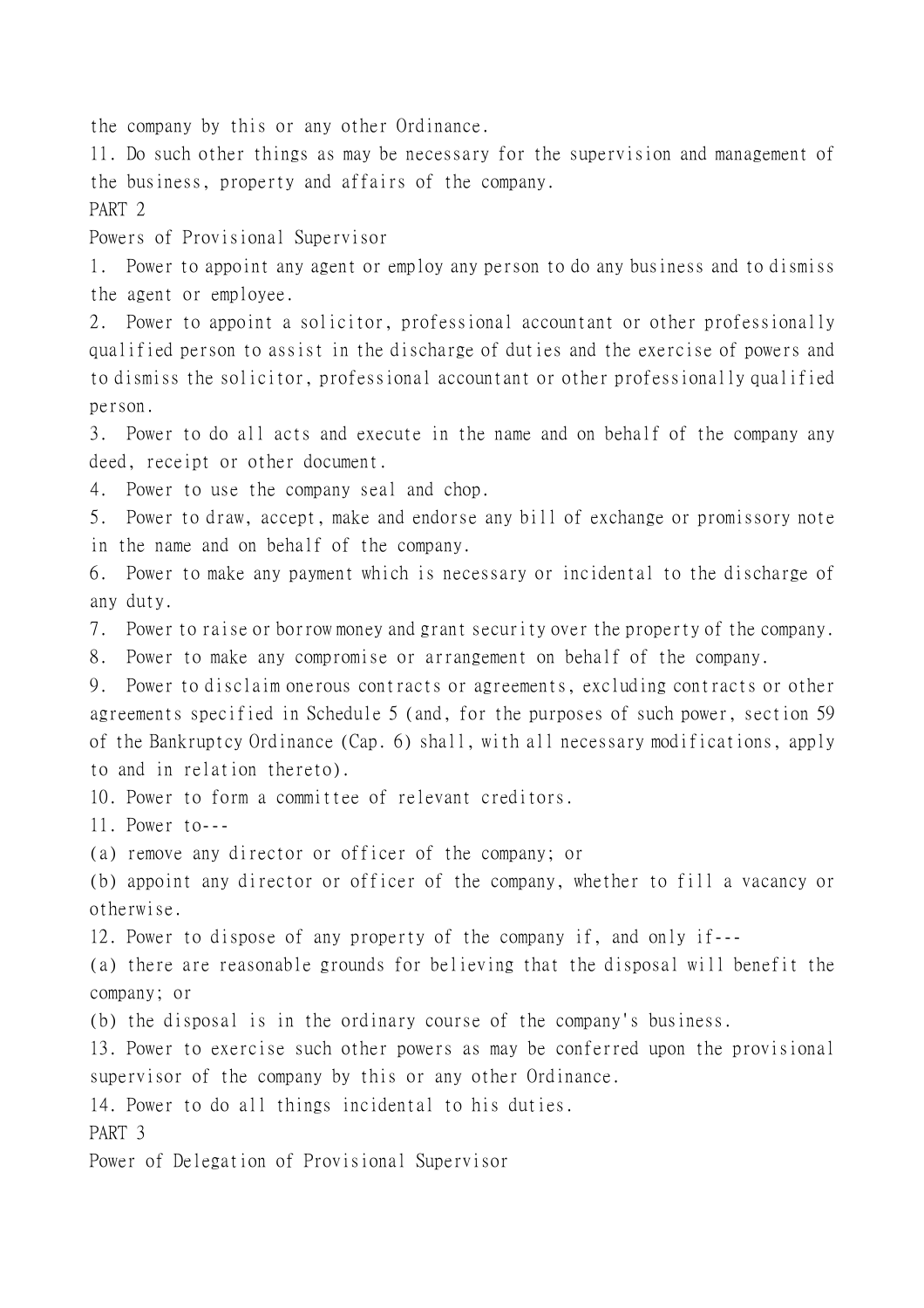the company by this or any other Ordinance.

11. Do such other things as may be necessary for the supervision and management of the business, property and affairs of the company.

## PART 2

### Powers of Provisional Supervisor

1. Power to appoint any agent or employ any person to do any business and to dismiss the agent or employee.
2. Power to appoint a solicitor, professional accountant or other professionally qualified person to assist in the discharge of duties and the exercise of powers and to dismiss the solicitor, professional accountant or other professionally qualified person.
3. Power to do all acts and execute in the name and on behalf of the company any deed, receipt or other document.
4. Power to use the company seal and chop.
5. Power to draw, accept, make and endorse any bill of exchange or promissory note in the name and on behalf of the company.
6. Power to make any payment which is necessary or incidental to the discharge of any duty.
7. Power to raise or borrow money and grant security over the property of the company.
8. Power to make any compromise or arrangement on behalf of the company.
9. Power to disclaim onerous contracts or agreements, excluding contracts or other agreements specified in Schedule 5 (and, for the purposes of such power, section 59 of the Bankruptcy Ordinance (Cap. 6) shall, with all necessary modifications, apply to and in relation thereto).
10. Power to form a committee of relevant creditors.
11. Power to---

(a) remove any director or officer of the company; or

(b) appoint any director or officer of the company, whether to fill a vacancy or otherwise.

12. Power to dispose of any property of the company if, and only if---

(a) there are reasonable grounds for believing that the disposal will benefit the company; or

(b) the disposal is in the ordinary course of the company's business.

13. Power to exercise such other powers as may be conferred upon the provisional supervisor of the company by this or any other Ordinance.
14. Power to do all things incidental to his duties.

## PART 3

### Power of Delegation of Provisional Supervisor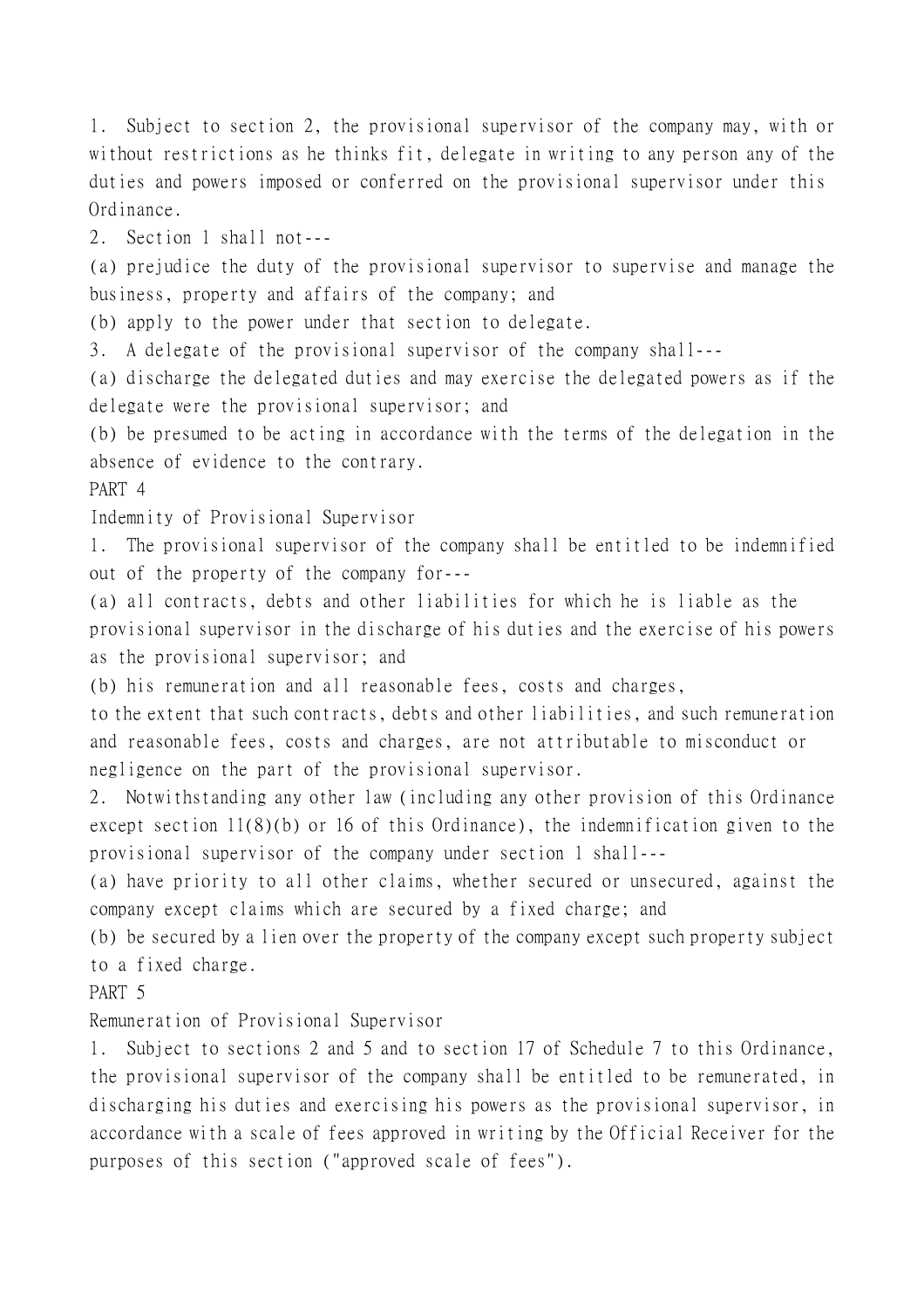1. Subject to section 2, the provisional supervisor of the company may, with or without restrictions as he thinks fit, delegate in writing to any person any of the duties and powers imposed or conferred on the provisional supervisor under this Ordinance.

2. Section 1 shall not---

(a) prejudice the duty of the provisional supervisor to supervise and manage the business, property and affairs of the company; and

(b) apply to the power under that section to delegate.

3. A delegate of the provisional supervisor of the company shall---

(a) discharge the delegated duties and may exercise the delegated powers as if the delegate were the provisional supervisor; and

(b) be presumed to be acting in accordance with the terms of the delegation in the absence of evidence to the contrary.

## PART 4

### Indemnity of Provisional Supervisor

1. The provisional supervisor of the company shall be entitled to be indemnified out of the property of the company for---

(a) all contracts, debts and other liabilities for which he is liable as the provisional supervisor in the discharge of his duties and the exercise of his powers as the provisional supervisor; and

(b) his remuneration and all reasonable fees, costs and charges,

to the extent that such contracts, debts and other liabilities, and such remuneration and reasonable fees, costs and charges, are not attributable to misconduct or negligence on the part of the provisional supervisor.

2. Notwithstanding any other law (including any other provision of this Ordinance except section 11(8)(b) or 16 of this Ordinance), the indemnification given to the provisional supervisor of the company under section 1 shall---

(a) have priority to all other claims, whether secured or unsecured, against the company except claims which are secured by a fixed charge; and

(b) be secured by a lien over the property of the company except such property subject to a fixed charge.

## PART 5

### Remuneration of Provisional Supervisor

1. Subject to sections 2 and 5 and to section 17 of Schedule 7 to this Ordinance, the provisional supervisor of the company shall be entitled to be remunerated, in discharging his duties and exercising his powers as the provisional supervisor, in accordance with a scale of fees approved in writing by the Official Receiver for the purposes of this section ("approved scale of fees").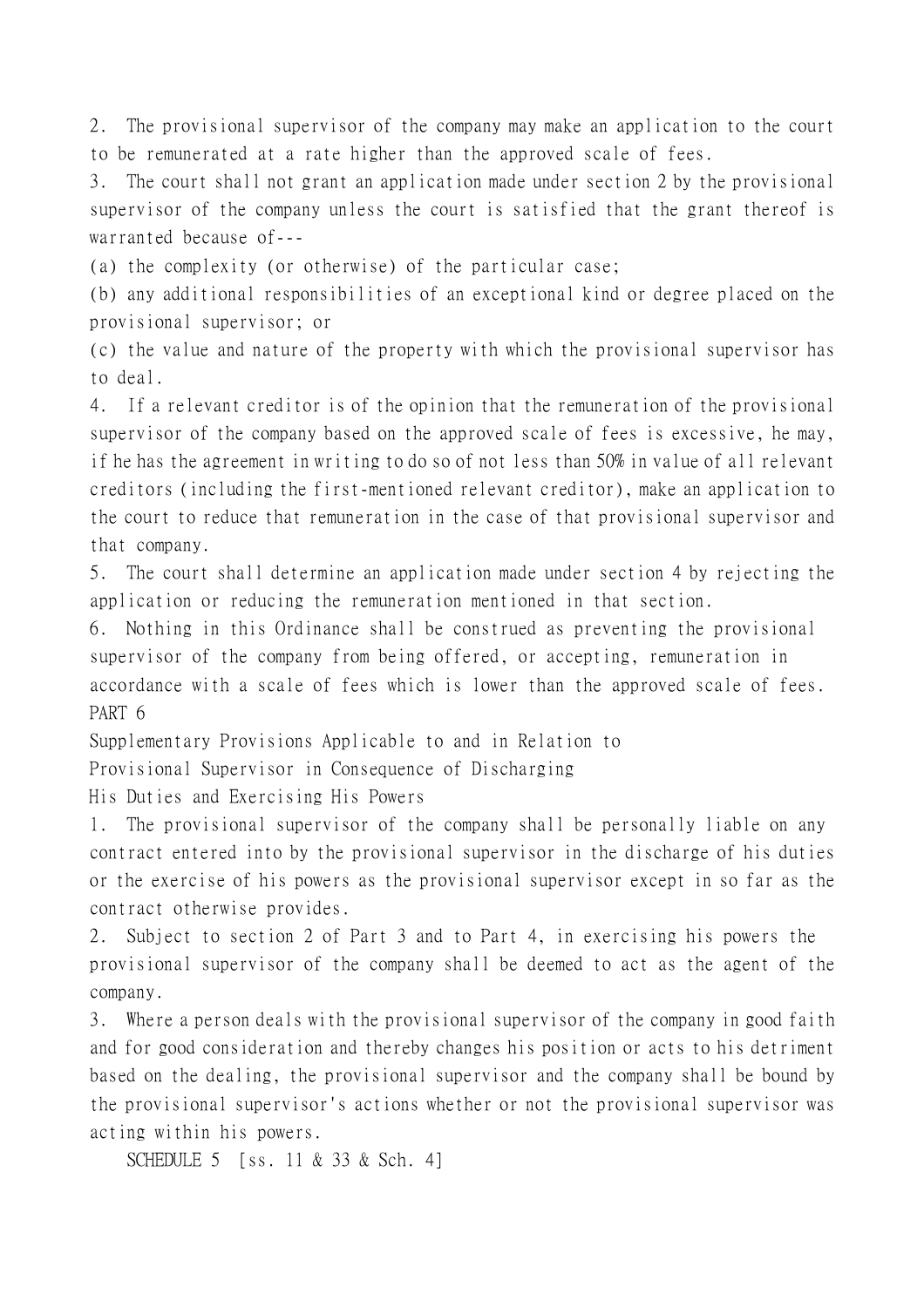2. The provisional supervisor of the company may make an application to the court to be remunerated at a rate higher than the approved scale of fees.

3. The court shall not grant an application made under section 2 by the provisional supervisor of the company unless the court is satisfied that the grant thereof is warranted because of---

(a) the complexity (or otherwise) of the particular case;

(b) any additional responsibilities of an exceptional kind or degree placed on the provisional supervisor; or

(c) the value and nature of the property with which the provisional supervisor has to deal.

4. If a relevant creditor is of the opinion that the remuneration of the provisional supervisor of the company based on the approved scale of fees is excessive, he may, if he has the agreement in writing to do so of not less than 50% in value of all relevant creditors (including the first-mentioned relevant creditor), make an application to the court to reduce that remuneration in the case of that provisional supervisor and that company.

5. The court shall determine an application made under section 4 by rejecting the application or reducing the remuneration mentioned in that section.

6. Nothing in this Ordinance shall be construed as preventing the provisional supervisor of the company from being offered, or accepting, remuneration in accordance with a scale of fees which is lower than the approved scale of fees.

## PART 6

## Supplementary Provisions Applicable to and in Relation to Provisional Supervisor in Consequence of Discharging His Duties and Exercising His Powers

1. The provisional supervisor of the company shall be personally liable on any contract entered into by the provisional supervisor in the discharge of his duties or the exercise of his powers as the provisional supervisor except in so far as the contract otherwise provides.

2. Subject to section 2 of Part 3 and to Part 4, in exercising his powers the provisional supervisor of the company shall be deemed to act as the agent of the company.

3. Where a person deals with the provisional supervisor of the company in good faith and for good consideration and thereby changes his position or acts to his detriment based on the dealing, the provisional supervisor and the company shall be bound by the provisional supervisor's actions whether or not the provisional supervisor was acting within his powers.

SCHEDULE 5 [ss. 11 & 33 & Sch. 4]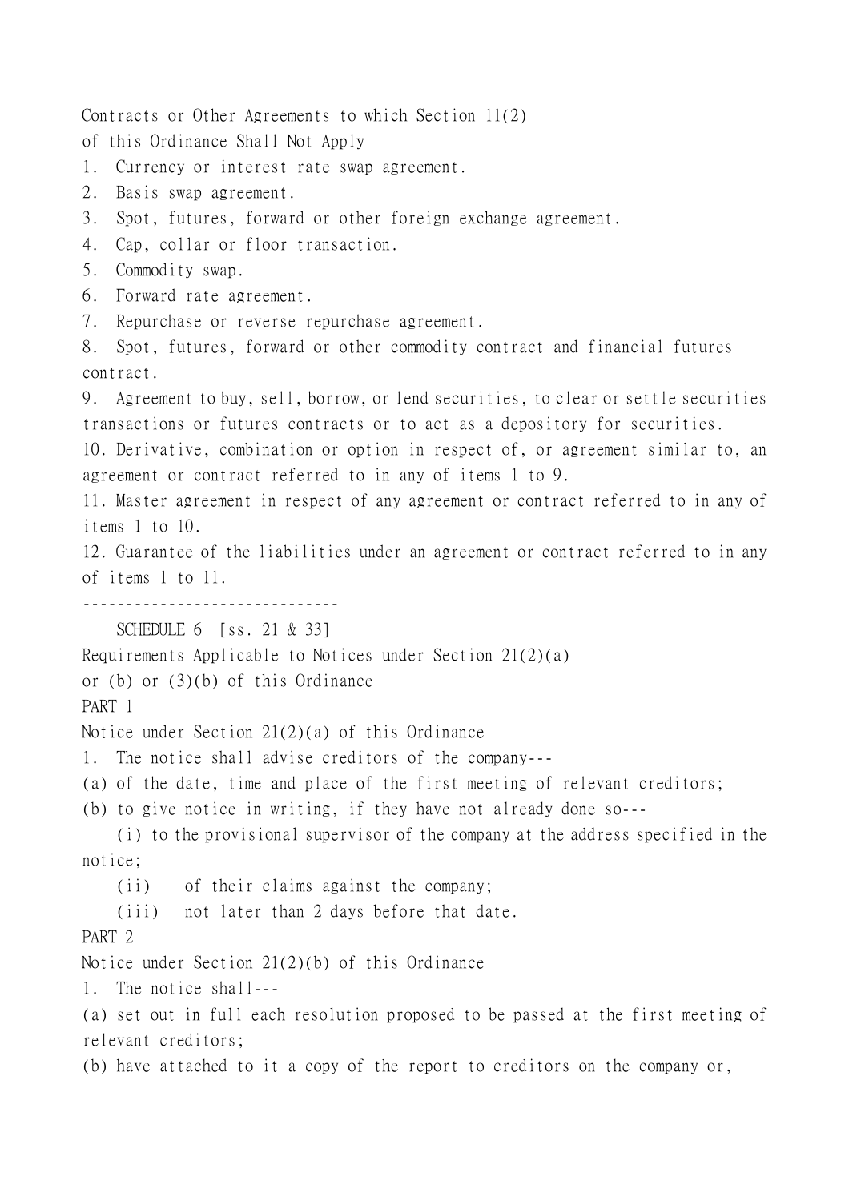Contracts or Other Agreements to which Section 11(2) of this Ordinance Shall Not Apply

1. Currency or interest rate swap agreement.
2. Basis swap agreement.
3. Spot, futures, forward or other foreign exchange agreement.
4. Cap, collar or floor transaction.
5. Commodity swap.
6. Forward rate agreement.
7. Repurchase or reverse repurchase agreement.
8. Spot, futures, forward or other commodity contract and financial futures contract.
9. Agreement to buy, sell, borrow, or lend securities, to clear or settle securities transactions or futures contracts or to act as a depository for securities.
10. Derivative, combination or option in respect of, or agreement similar to, an agreement or contract referred to in any of items 1 to 9.
11. Master agreement in respect of any agreement or contract referred to in any of items 1 to 10.
12. Guarantee of the liabilities under an agreement or contract referred to in any of items 1 to 11.

------------------------------

## SCHEDULE 6 [ss. 21 & 33]

Requirements Applicable to Notices under Section 21(2)(a) or (b) or (3)(b) of this Ordinance

### PART 1

Notice under Section 21(2)(a) of this Ordinance

1. The notice shall advise creditors of the company---

(a) of the date, time and place of the first meeting of relevant creditors;

(b) to give notice in writing, if they have not already done so---

(i) to the provisional supervisor of the company at the address specified in the notice;

(ii) of their claims against the company;

(iii) not later than 2 days before that date.

### PART 2

Notice under Section 21(2)(b) of this Ordinance

1. The notice shall---

(a) set out in full each resolution proposed to be passed at the first meeting of relevant creditors;

(b) have attached to it a copy of the report to creditors on the company or,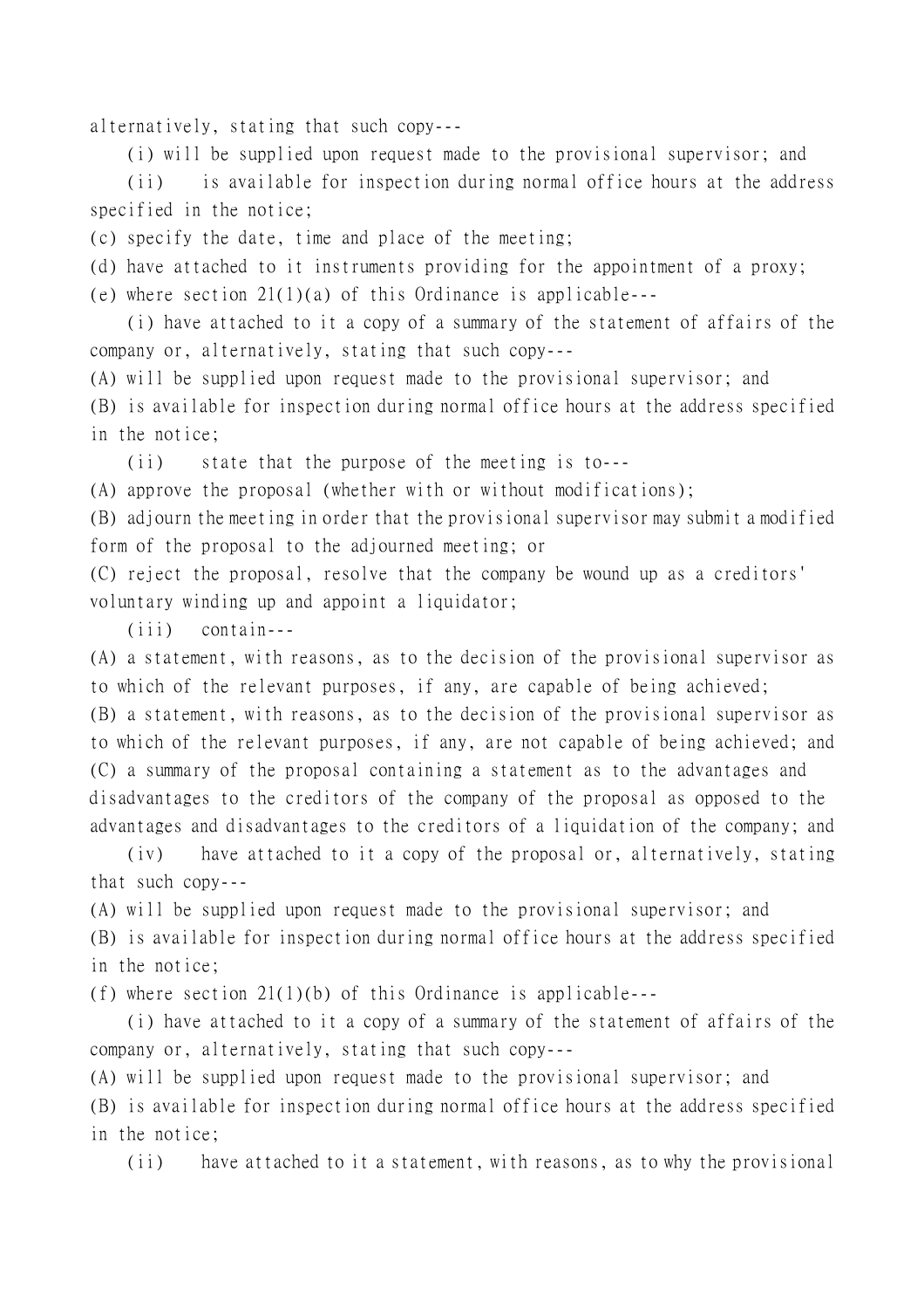alternatively, stating that such copy---

(i) will be supplied upon request made to the provisional supervisor; and

(ii) is available for inspection during normal office hours at the address specified in the notice;

(c) specify the date, time and place of the meeting;

(d) have attached to it instruments providing for the appointment of a proxy;

(e) where section 21(1)(a) of this Ordinance is applicable---

(i) have attached to it a copy of a summary of the statement of affairs of the company or, alternatively, stating that such copy---

(A) will be supplied upon request made to the provisional supervisor; and

(B) is available for inspection during normal office hours at the address specified in the notice;

(ii) state that the purpose of the meeting is to---

(A) approve the proposal (whether with or without modifications);

(B) adjourn the meeting in order that the provisional supervisor may submit a modified form of the proposal to the adjourned meeting; or

(C) reject the proposal, resolve that the company be wound up as a creditors' voluntary winding up and appoint a liquidator;

(iii) contain---

(A) a statement, with reasons, as to the decision of the provisional supervisor as to which of the relevant purposes, if any, are capable of being achieved;

(B) a statement, with reasons, as to the decision of the provisional supervisor as to which of the relevant purposes, if any, are not capable of being achieved; and

(C) a summary of the proposal containing a statement as to the advantages and disadvantages to the creditors of the company of the proposal as opposed to the advantages and disadvantages to the creditors of a liquidation of the company; and

(iv) have attached to it a copy of the proposal or, alternatively, stating that such copy---

(A) will be supplied upon request made to the provisional supervisor; and

(B) is available for inspection during normal office hours at the address specified in the notice;

(f) where section 21(1)(b) of this Ordinance is applicable---

(i) have attached to it a copy of a summary of the statement of affairs of the company or, alternatively, stating that such copy---

(A) will be supplied upon request made to the provisional supervisor; and

(B) is available for inspection during normal office hours at the address specified in the notice;

(ii) have attached to it a statement, with reasons, as to why the provisional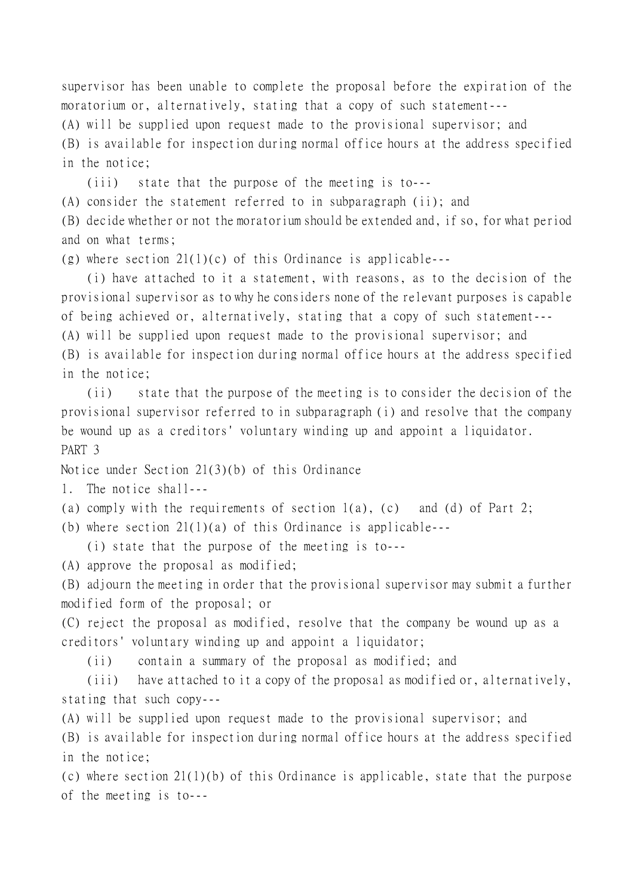supervisor has been unable to complete the proposal before the expiration of the moratorium or, alternatively, stating that a copy of such statement---

(A) will be supplied upon request made to the provisional supervisor; and

(B) is available for inspection during normal office hours at the address specified in the notice;

(iii) state that the purpose of the meeting is to---

(A) consider the statement referred to in subparagraph (ii); and

(B) decide whether or not the moratorium should be extended and, if so, for what period and on what terms;

(g) where section 21(1)(c) of this Ordinance is applicable---

(i) have attached to it a statement, with reasons, as to the decision of the provisional supervisor as to why he considers none of the relevant purposes is capable of being achieved or, alternatively, stating that a copy of such statement---

(A) will be supplied upon request made to the provisional supervisor; and

(B) is available for inspection during normal office hours at the address specified in the notice;

(ii) state that the purpose of the meeting is to consider the decision of the provisional supervisor referred to in subparagraph (i) and resolve that the company be wound up as a creditors' voluntary winding up and appoint a liquidator.

PART 3

Notice under Section 21(3)(b) of this Ordinance

1. The notice shall---

(a) comply with the requirements of section 1(a), (c) and (d) of Part 2;

(b) where section 21(1)(a) of this Ordinance is applicable---

(i) state that the purpose of the meeting is to---

(A) approve the proposal as modified;

(B) adjourn the meeting in order that the provisional supervisor may submit a further modified form of the proposal; or

(C) reject the proposal as modified, resolve that the company be wound up as a creditors' voluntary winding up and appoint a liquidator;

(ii) contain a summary of the proposal as modified; and

(iii) have attached to it a copy of the proposal as modified or, alternatively, stating that such copy---

(A) will be supplied upon request made to the provisional supervisor; and

(B) is available for inspection during normal office hours at the address specified in the notice;

(c) where section 21(1)(b) of this Ordinance is applicable, state that the purpose of the meeting is to---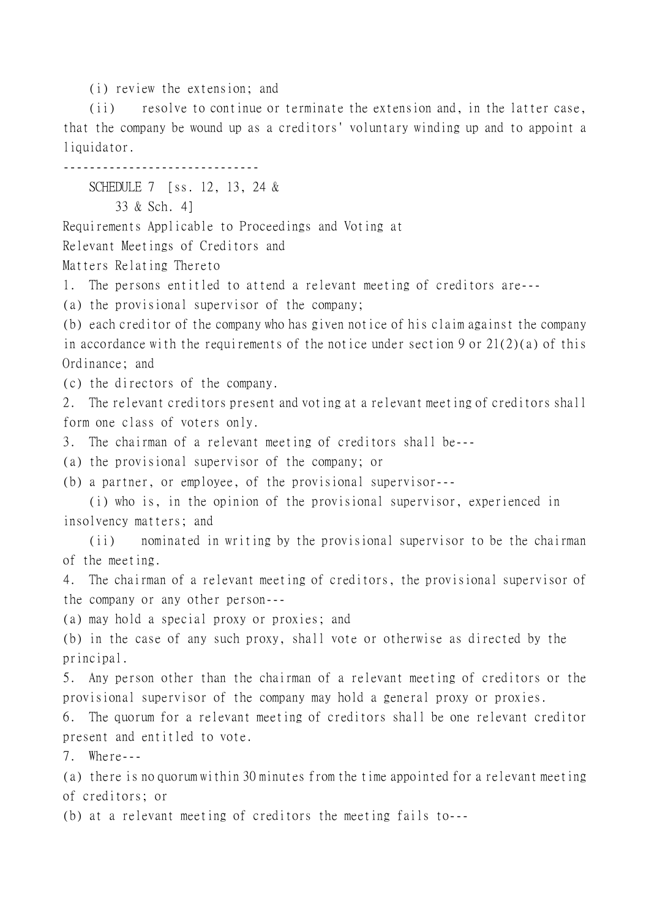(i) review the extension; and

(ii) resolve to continue or terminate the extension and, in the latter case, that the company be wound up as a creditors' voluntary winding up and to appoint a liquidator.

------------------------------

SCHEDULE 7 [ss. 12, 13, 24 & 33 & Sch. 4]

## Requirements Applicable to Proceedings and Voting at Relevant Meetings of Creditors and Matters Relating Thereto

1. The persons entitled to attend a relevant meeting of creditors are---

(a) the provisional supervisor of the company;

(b) each creditor of the company who has given notice of his claim against the company in accordance with the requirements of the notice under section 9 or 21(2)(a) of this Ordinance; and

(c) the directors of the company.

2. The relevant creditors present and voting at a relevant meeting of creditors shall form one class of voters only.

3. The chairman of a relevant meeting of creditors shall be---

(a) the provisional supervisor of the company; or

(b) a partner, or employee, of the provisional supervisor---

(i) who is, in the opinion of the provisional supervisor, experienced in insolvency matters; and

(ii) nominated in writing by the provisional supervisor to be the chairman of the meeting.

4. The chairman of a relevant meeting of creditors, the provisional supervisor of the company or any other person---

(a) may hold a special proxy or proxies; and

(b) in the case of any such proxy, shall vote or otherwise as directed by the principal.

5. Any person other than the chairman of a relevant meeting of creditors or the provisional supervisor of the company may hold a general proxy or proxies.

6. The quorum for a relevant meeting of creditors shall be one relevant creditor present and entitled to vote.

7. Where---

(a) there is no quorum within 30 minutes from the time appointed for a relevant meeting of creditors; or

(b) at a relevant meeting of creditors the meeting fails to---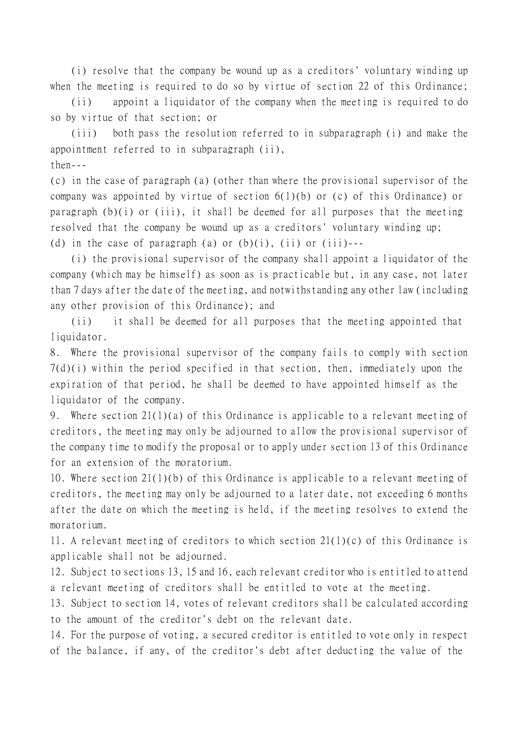(i) resolve that the company be wound up as a creditors' voluntary winding up when the meeting is required to do so by virtue of section 22 of this Ordinance;

(ii) appoint a liquidator of the company when the meeting is required to do so by virtue of that section; or

(iii) both pass the resolution referred to in subparagraph (i) and make the appointment referred to in subparagraph (ii),

then---

(c) in the case of paragraph (a) (other than where the provisional supervisor of the company was appointed by virtue of section 6(1)(b) or (c) of this Ordinance) or paragraph (b)(i) or (iii), it shall be deemed for all purposes that the meeting resolved that the company be wound up as a creditors' voluntary winding up;

(d) in the case of paragraph (a) or (b)(i), (ii) or (iii)---

(i) the provisional supervisor of the company shall appoint a liquidator of the company (which may be himself) as soon as is practicable but, in any case, not later than 7 days after the date of the meeting, and notwithstanding any other law (including any other provision of this Ordinance); and

(ii) it shall be deemed for all purposes that the meeting appointed that liquidator.

8. Where the provisional supervisor of the company fails to comply with section 7(d)(i) within the period specified in that section, then, immediately upon the expiration of that period, he shall be deemed to have appointed himself as the liquidator of the company.

9. Where section 21(1)(a) of this Ordinance is applicable to a relevant meeting of creditors, the meeting may only be adjourned to allow the provisional supervisor of the company time to modify the proposal or to apply under section 13 of this Ordinance for an extension of the moratorium.

10. Where section 21(1)(b) of this Ordinance is applicable to a relevant meeting of creditors, the meeting may only be adjourned to a later date, not exceeding 6 months after the date on which the meeting is held, if the meeting resolves to extend the moratorium.

11. A relevant meeting of creditors to which section 21(1)(c) of this Ordinance is applicable shall not be adjourned.

12. Subject to sections 13, 15 and 16, each relevant creditor who is entitled to attend a relevant meeting of creditors shall be entitled to vote at the meeting.

13. Subject to section 14, votes of relevant creditors shall be calculated according to the amount of the creditor's debt on the relevant date.

14. For the purpose of voting, a secured creditor is entitled to vote only in respect of the balance, if any, of the creditor's debt after deducting the value of the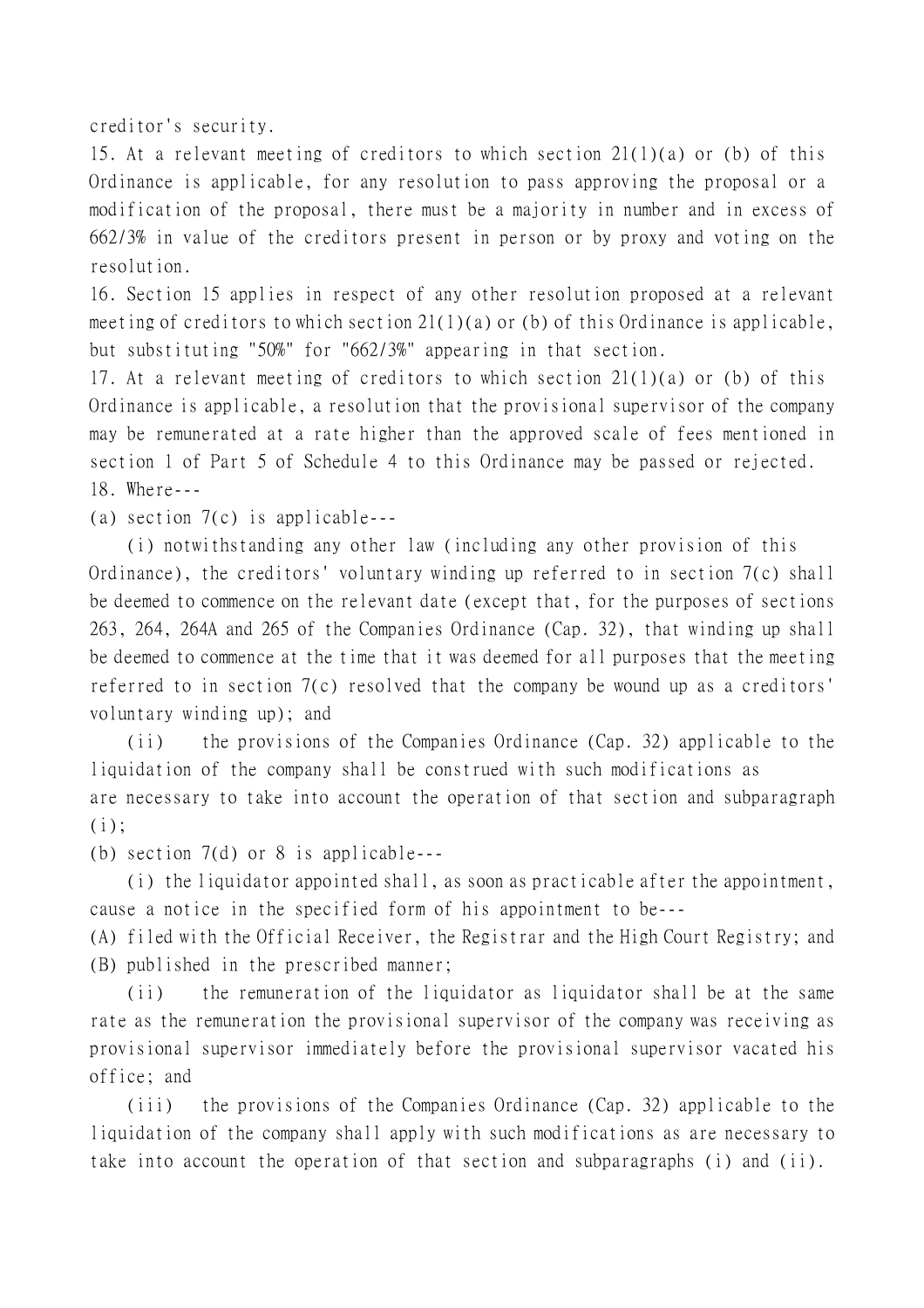creditor's security.

15. At a relevant meeting of creditors to which section 21(1)(a) or (b) of this Ordinance is applicable, for any resolution to pass approving the proposal or a modification of the proposal, there must be a majority in number and in excess of 662/3% in value of the creditors present in person or by proxy and voting on the resolution.

16. Section 15 applies in respect of any other resolution proposed at a relevant meeting of creditors to which section 21(1)(a) or (b) of this Ordinance is applicable, but substituting "50%" for "662/3%" appearing in that section.

17. At a relevant meeting of creditors to which section 21(1)(a) or (b) of this Ordinance is applicable, a resolution that the provisional supervisor of the company may be remunerated at a rate higher than the approved scale of fees mentioned in section 1 of Part 5 of Schedule 4 to this Ordinance may be passed or rejected.

18. Where---

(a) section 7(c) is applicable---

(i) notwithstanding any other law (including any other provision of this Ordinance), the creditors' voluntary winding up referred to in section 7(c) shall be deemed to commence on the relevant date (except that, for the purposes of sections 263, 264, 264A and 265 of the Companies Ordinance (Cap. 32), that winding up shall be deemed to commence at the time that it was deemed for all purposes that the meeting referred to in section 7(c) resolved that the company be wound up as a creditors' voluntary winding up); and

(ii) the provisions of the Companies Ordinance (Cap. 32) applicable to the liquidation of the company shall be construed with such modifications as are necessary to take into account the operation of that section and subparagraph (i);

(b) section 7(d) or 8 is applicable---

(i) the liquidator appointed shall, as soon as practicable after the appointment, cause a notice in the specified form of his appointment to be---

(A) filed with the Official Receiver, the Registrar and the High Court Registry; and

(B) published in the prescribed manner;

(ii) the remuneration of the liquidator as liquidator shall be at the same rate as the remuneration the provisional supervisor of the company was receiving as provisional supervisor immediately before the provisional supervisor vacated his office; and

(iii) the provisions of the Companies Ordinance (Cap. 32) applicable to the liquidation of the company shall apply with such modifications as are necessary to take into account the operation of that section and subparagraphs (i) and (ii).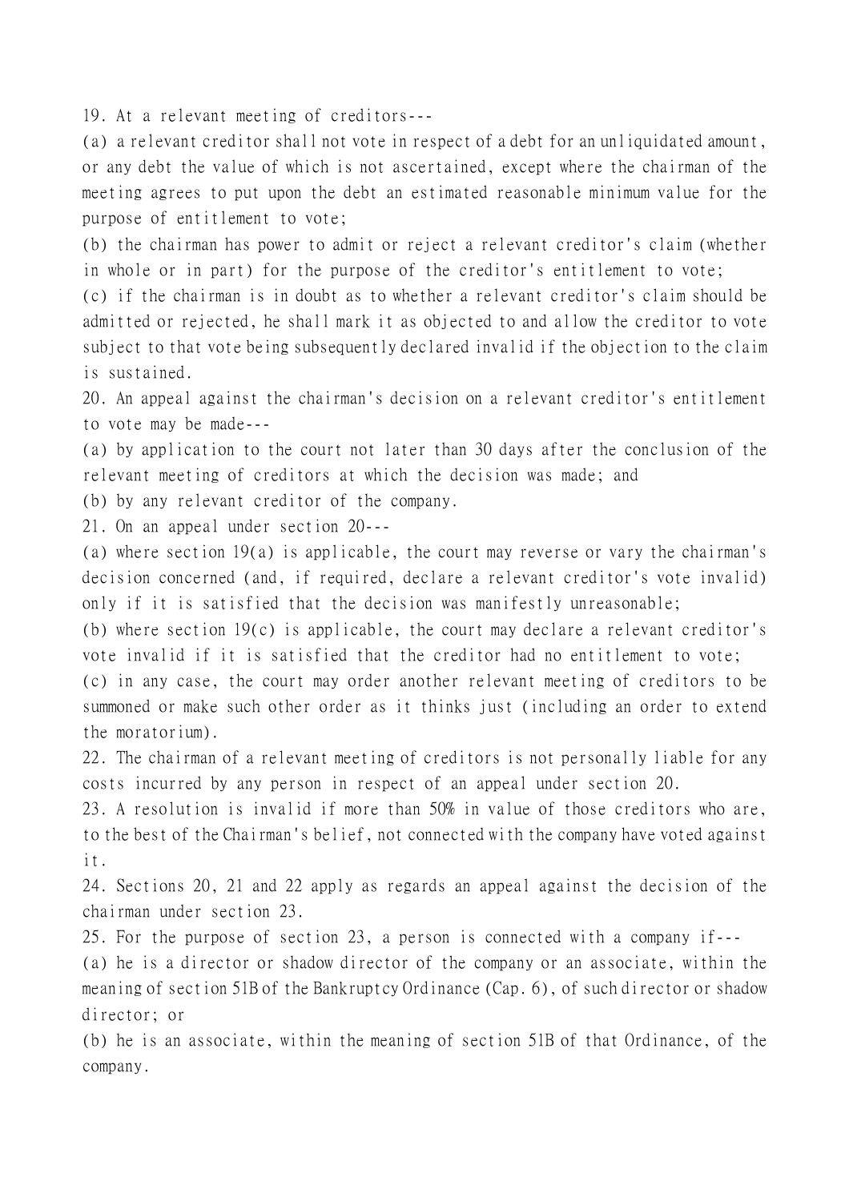19. At a relevant meeting of creditors---

(a) a relevant creditor shall not vote in respect of a debt for an unliquidated amount, or any debt the value of which is not ascertained, except where the chairman of the meeting agrees to put upon the debt an estimated reasonable minimum value for the purpose of entitlement to vote;

(b) the chairman has power to admit or reject a relevant creditor's claim (whether in whole or in part) for the purpose of the creditor's entitlement to vote;

(c) if the chairman is in doubt as to whether a relevant creditor's claim should be admitted or rejected, he shall mark it as objected to and allow the creditor to vote subject to that vote being subsequently declared invalid if the objection to the claim is sustained.

20. An appeal against the chairman's decision on a relevant creditor's entitlement to vote may be made---

(a) by application to the court not later than 30 days after the conclusion of the relevant meeting of creditors at which the decision was made; and

(b) by any relevant creditor of the company.

21. On an appeal under section 20---

(a) where section 19(a) is applicable, the court may reverse or vary the chairman's decision concerned (and, if required, declare a relevant creditor's vote invalid) only if it is satisfied that the decision was manifestly unreasonable;

(b) where section 19(c) is applicable, the court may declare a relevant creditor's vote invalid if it is satisfied that the creditor had no entitlement to vote;

(c) in any case, the court may order another relevant meeting of creditors to be summoned or make such other order as it thinks just (including an order to extend the moratorium).

22. The chairman of a relevant meeting of creditors is not personally liable for any costs incurred by any person in respect of an appeal under section 20.

23. A resolution is invalid if more than 50% in value of those creditors who are, to the best of the Chairman's belief, not connected with the company have voted against it.

24. Sections 20, 21 and 22 apply as regards an appeal against the decision of the chairman under section 23.

25. For the purpose of section 23, a person is connected with a company if---

(a) he is a director or shadow director of the company or an associate, within the meaning of section 51B of the Bankruptcy Ordinance (Cap. 6), of such director or shadow director; or

(b) he is an associate, within the meaning of section 51B of that Ordinance, of the company.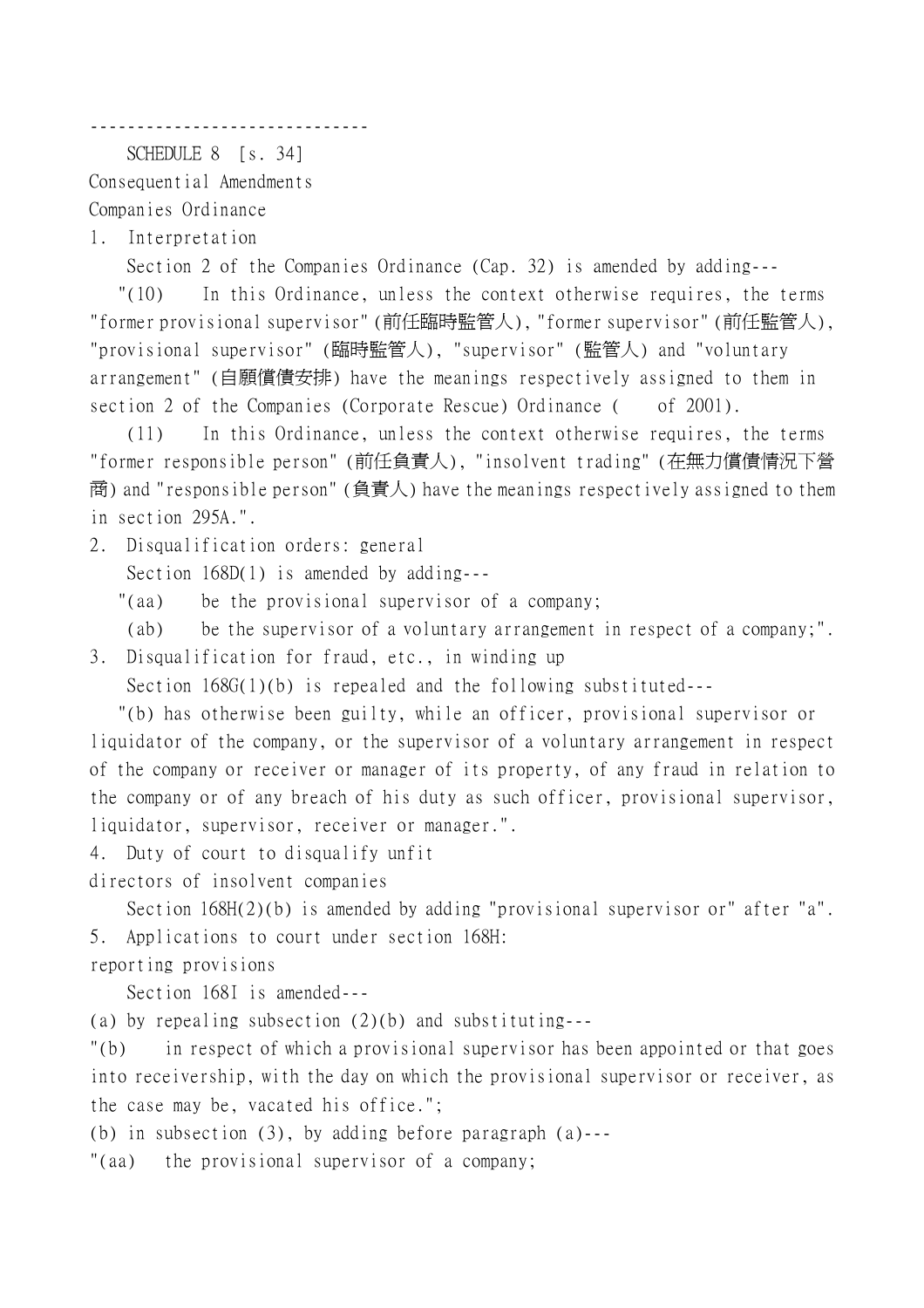------------------------------

SCHEDULE 8 [s. 34]

Consequential Amendments

Companies Ordinance

1. Interpretation

Section 2 of the Companies Ordinance (Cap. 32) is amended by adding---

"(10) In this Ordinance, unless the context otherwise requires, the terms "former provisional supervisor" (前任臨時監管人), "former supervisor" (前任監管人), "provisional supervisor" (臨時監管人), "supervisor" (監管人) and "voluntary arrangement" (自願償債安排) have the meanings respectively assigned to them in section 2 of the Companies (Corporate Rescue) Ordinance (  of 2001).

(11) In this Ordinance, unless the context otherwise requires, the terms "former responsible person" (前任負責人), "insolvent trading" (在無力償債情況下營商) and "responsible person" (負責人) have the meanings respectively assigned to them in section 295A.".

2. Disqualification orders: general

Section 168D(1) is amended by adding---

"(aa) be the provisional supervisor of a company;

(ab) be the supervisor of a voluntary arrangement in respect of a company;".

3. Disqualification for fraud, etc., in winding up

Section 168G(1)(b) is repealed and the following substituted---

"(b) has otherwise been guilty, while an officer, provisional supervisor or liquidator of the company, or the supervisor of a voluntary arrangement in respect of the company or receiver or manager of its property, of any fraud in relation to the company or of any breach of his duty as such officer, provisional supervisor, liquidator, supervisor, receiver or manager.".

4. Duty of court to disqualify unfit directors of insolvent companies

Section 168H(2)(b) is amended by adding "provisional supervisor or" after "a".

5. Applications to court under section 168H: reporting provisions

Section 168I is amended---

(a) by repealing subsection (2)(b) and substituting---

"(b) in respect of which a provisional supervisor has been appointed or that goes into receivership, with the day on which the provisional supervisor or receiver, as the case may be, vacated his office.";

(b) in subsection (3), by adding before paragraph (a)---

"(aa) the provisional supervisor of a company;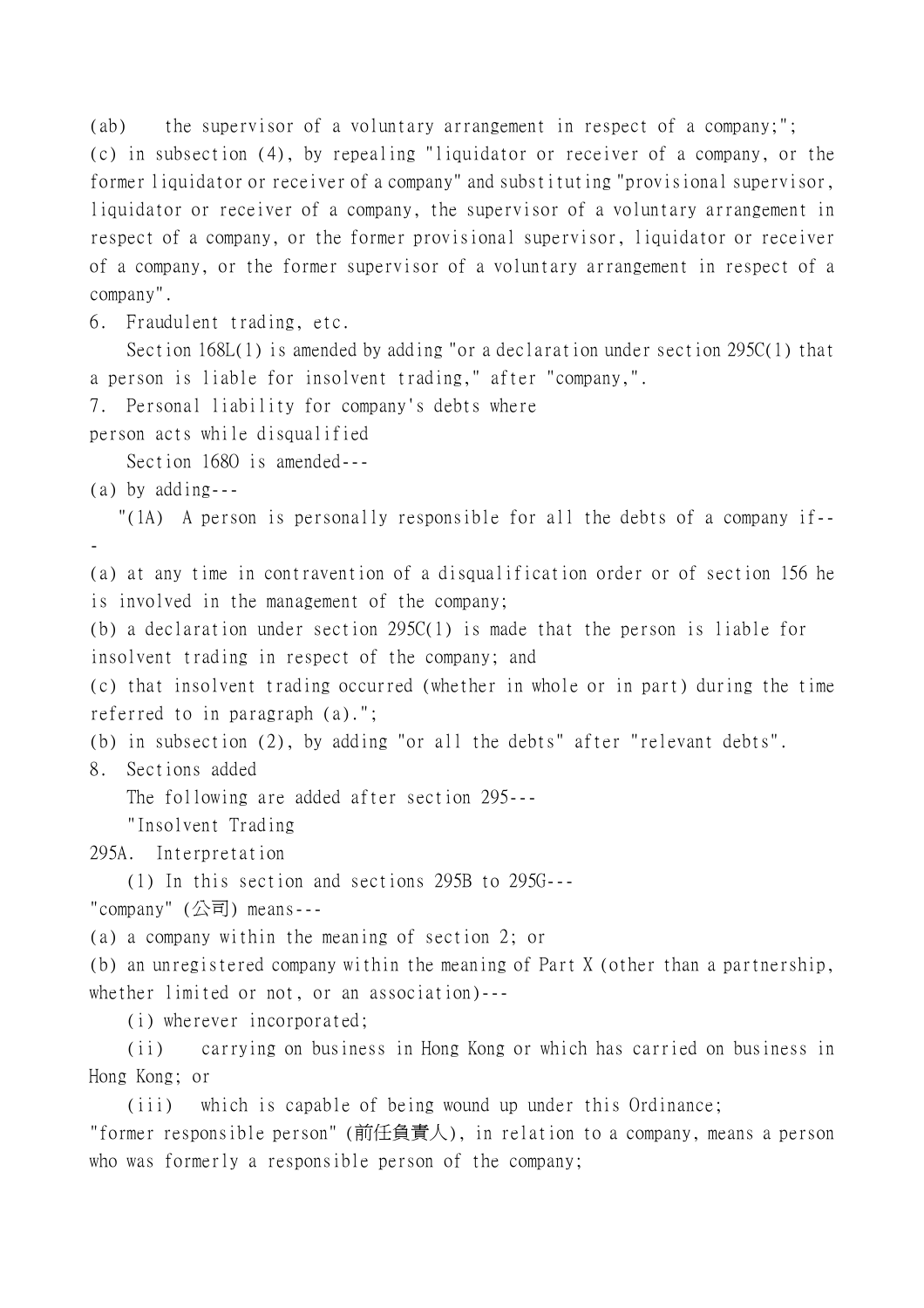(ab) the supervisor of a voluntary arrangement in respect of a company;";

(c) in subsection (4), by repealing "liquidator or receiver of a company, or the former liquidator or receiver of a company" and substituting "provisional supervisor, liquidator or receiver of a company, the supervisor of a voluntary arrangement in respect of a company, or the former provisional supervisor, liquidator or receiver of a company, or the former supervisor of a voluntary arrangement in respect of a company".

6. Fraudulent trading, etc.

Section 168L(1) is amended by adding "or a declaration under section 295C(1) that a person is liable for insolvent trading," after "company,".

7. Personal liability for company's debts where person acts while disqualified

Section 168O is amended---

(a) by adding---

"(1A) A person is personally responsible for all the debts of a company if---

(a) at any time in contravention of a disqualification order or of section 156 he is involved in the management of the company;

(b) a declaration under section 295C(1) is made that the person is liable for insolvent trading in respect of the company; and

(c) that insolvent trading occurred (whether in whole or in part) during the time referred to in paragraph (a).";

(b) in subsection (2), by adding "or all the debts" after "relevant debts".

8. Sections added

The following are added after section 295---

"Insolvent Trading

295A. Interpretation

(1) In this section and sections 295B to 295G---

"company" (公司) means---

(a) a company within the meaning of section 2; or

(b) an unregistered company within the meaning of Part X (other than a partnership, whether limited or not, or an association)---

(i) wherever incorporated;

(ii) carrying on business in Hong Kong or which has carried on business in Hong Kong; or

(iii) which is capable of being wound up under this Ordinance;

"former responsible person" (前任負責人), in relation to a company, means a person who was formerly a responsible person of the company;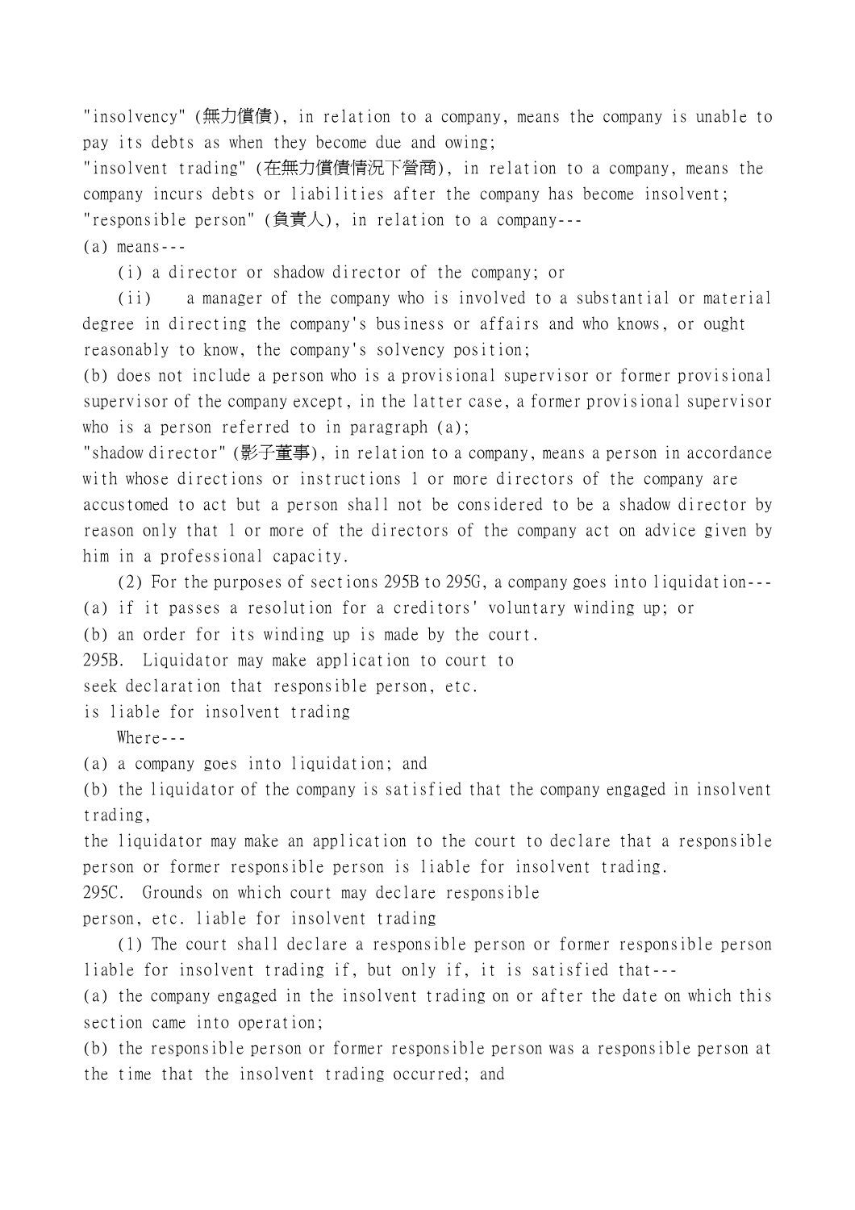"insolvency" (無力償債), in relation to a company, means the company is unable to pay its debts as when they become due and owing;

"insolvent trading" (在無力償債情況下營商), in relation to a company, means the company incurs debts or liabilities after the company has become insolvent;

"responsible person" (負責人), in relation to a company---

(a) means---

(i) a director or shadow director of the company; or

(ii) a manager of the company who is involved to a substantial or material degree in directing the company's business or affairs and who knows, or ought reasonably to know, the company's solvency position;

(b) does not include a person who is a provisional supervisor or former provisional supervisor of the company except, in the latter case, a former provisional supervisor who is a person referred to in paragraph (a);

"shadow director" (影子董事), in relation to a company, means a person in accordance with whose directions or instructions 1 or more directors of the company are accustomed to act but a person shall not be considered to be a shadow director by reason only that 1 or more of the directors of the company act on advice given by him in a professional capacity.

(2) For the purposes of sections 295B to 295G, a company goes into liquidation---

(a) if it passes a resolution for a creditors' voluntary winding up; or

(b) an order for its winding up is made by the court.

### 295B. Liquidator may make application to court to seek declaration that responsible person, etc. is liable for insolvent trading

Where---

(a) a company goes into liquidation; and

(b) the liquidator of the company is satisfied that the company engaged in insolvent trading,

the liquidator may make an application to the court to declare that a responsible person or former responsible person is liable for insolvent trading.

### 295C. Grounds on which court may declare responsible person, etc. liable for insolvent trading

(1) The court shall declare a responsible person or former responsible person liable for insolvent trading if, but only if, it is satisfied that---

(a) the company engaged in the insolvent trading on or after the date on which this section came into operation;

(b) the responsible person or former responsible person was a responsible person at the time that the insolvent trading occurred; and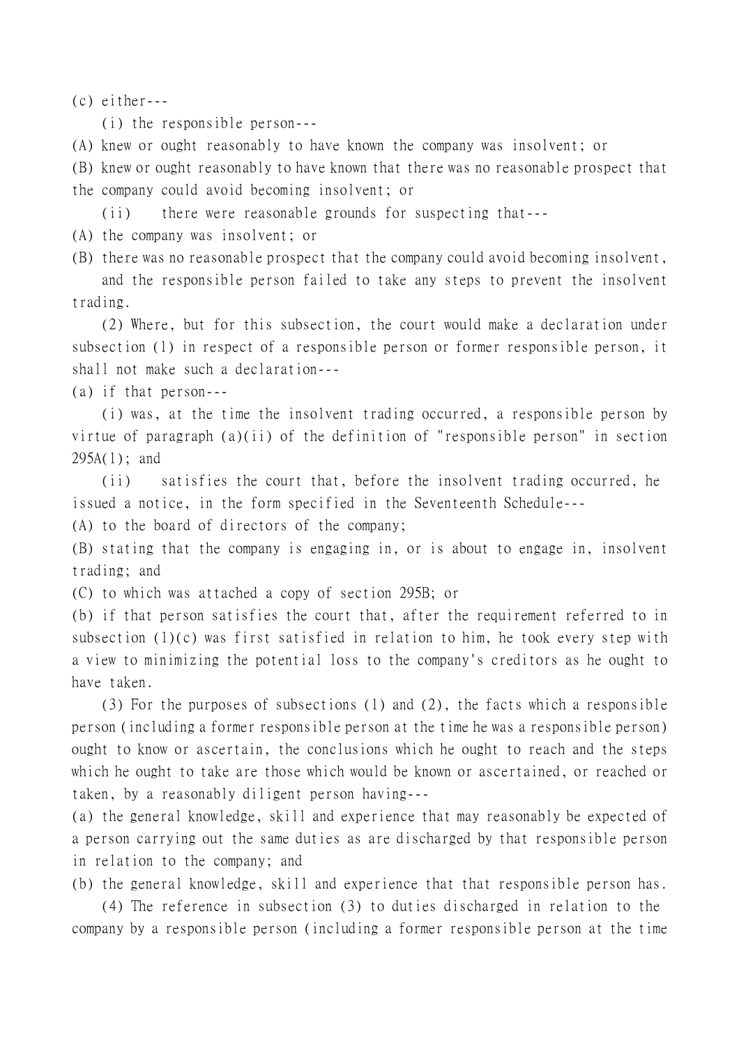(c) either---

(i) the responsible person---

(A) knew or ought reasonably to have known the company was insolvent; or

(B) knew or ought reasonably to have known that there was no reasonable prospect that the company could avoid becoming insolvent; or

(ii) there were reasonable grounds for suspecting that---

(A) the company was insolvent; or

(B) there was no reasonable prospect that the company could avoid becoming insolvent,

and the responsible person failed to take any steps to prevent the insolvent trading.

(2) Where, but for this subsection, the court would make a declaration under subsection (1) in respect of a responsible person or former responsible person, it shall not make such a declaration---

(a) if that person---

(i) was, at the time the insolvent trading occurred, a responsible person by virtue of paragraph (a)(ii) of the definition of "responsible person" in section 295A(1); and

(ii) satisfies the court that, before the insolvent trading occurred, he issued a notice, in the form specified in the Seventeenth Schedule---

(A) to the board of directors of the company;

(B) stating that the company is engaging in, or is about to engage in, insolvent trading; and

(C) to which was attached a copy of section 295B; or

(b) if that person satisfies the court that, after the requirement referred to in subsection (1)(c) was first satisfied in relation to him, he took every step with a view to minimizing the potential loss to the company's creditors as he ought to have taken.

(3) For the purposes of subsections (1) and (2), the facts which a responsible person (including a former responsible person at the time he was a responsible person) ought to know or ascertain, the conclusions which he ought to reach and the steps which he ought to take are those which would be known or ascertained, or reached or taken, by a reasonably diligent person having---

(a) the general knowledge, skill and experience that may reasonably be expected of a person carrying out the same duties as are discharged by that responsible person in relation to the company; and

(b) the general knowledge, skill and experience that that responsible person has.

(4) The reference in subsection (3) to duties discharged in relation to the company by a responsible person (including a former responsible person at the time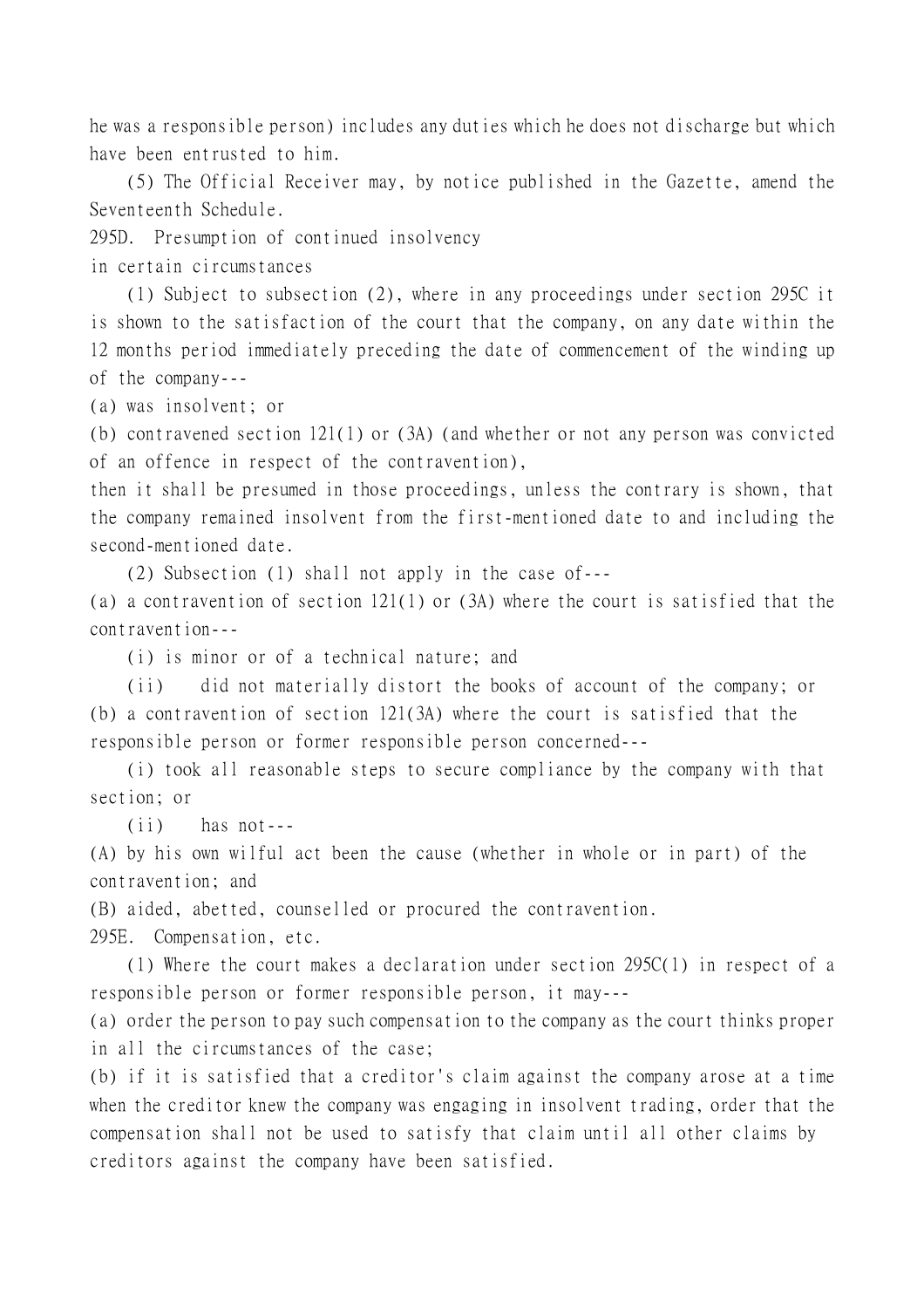he was a responsible person) includes any duties which he does not discharge but which have been entrusted to him.

(5) The Official Receiver may, by notice published in the Gazette, amend the Seventeenth Schedule.

### 295D. Presumption of continued insolvency in certain circumstances

(1) Subject to subsection (2), where in any proceedings under section 295C it is shown to the satisfaction of the court that the company, on any date within the 12 months period immediately preceding the date of commencement of the winding up of the company---

(a) was insolvent; or

(b) contravened section 121(1) or (3A) (and whether or not any person was convicted of an offence in respect of the contravention),

then it shall be presumed in those proceedings, unless the contrary is shown, that the company remained insolvent from the first-mentioned date to and including the second-mentioned date.

(2) Subsection (1) shall not apply in the case of---

(a) a contravention of section 121(1) or (3A) where the court is satisfied that the contravention---

(i) is minor or of a technical nature; and

(ii) did not materially distort the books of account of the company; or

(b) a contravention of section 121(3A) where the court is satisfied that the responsible person or former responsible person concerned---

(i) took all reasonable steps to secure compliance by the company with that section; or

(ii) has not---

(A) by his own wilful act been the cause (whether in whole or in part) of the contravention; and

(B) aided, abetted, counselled or procured the contravention.

### 295E. Compensation, etc.

(1) Where the court makes a declaration under section 295C(1) in respect of a responsible person or former responsible person, it may---

(a) order the person to pay such compensation to the company as the court thinks proper in all the circumstances of the case;

(b) if it is satisfied that a creditor's claim against the company arose at a time when the creditor knew the company was engaging in insolvent trading, order that the compensation shall not be used to satisfy that claim until all other claims by creditors against the company have been satisfied.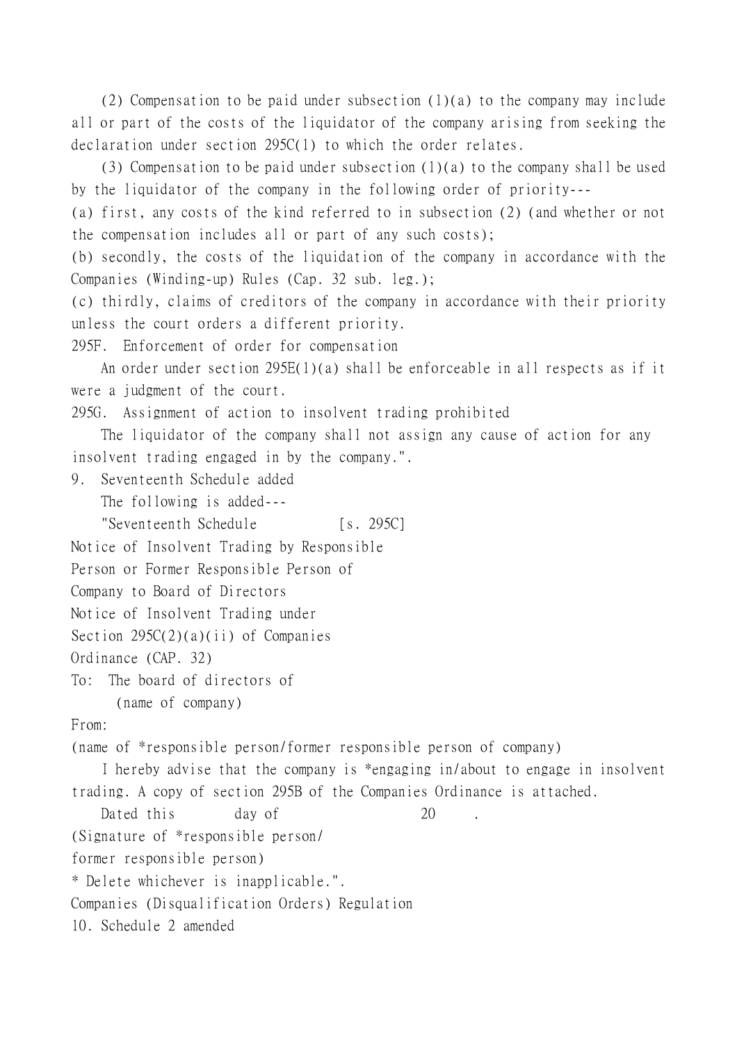(2) Compensation to be paid under subsection (1)(a) to the company may include all or part of the costs of the liquidator of the company arising from seeking the declaration under section 295C(1) to which the order relates.

(3) Compensation to be paid under subsection (1)(a) to the company shall be used by the liquidator of the company in the following order of priority---

(a) first, any costs of the kind referred to in subsection (2) (and whether or not the compensation includes all or part of any such costs);

(b) secondly, the costs of the liquidation of the company in accordance with the Companies (Winding-up) Rules (Cap. 32 sub. leg.);

(c) thirdly, claims of creditors of the company in accordance with their priority unless the court orders a different priority.

295F. Enforcement of order for compensation

An order under section 295E(1)(a) shall be enforceable in all respects as if it were a judgment of the court.

295G. Assignment of action to insolvent trading prohibited

The liquidator of the company shall not assign any cause of action for any insolvent trading engaged in by the company.".

9. Seventeenth Schedule added

The following is added---

"Seventeenth Schedule [s. 295C]

Notice of Insolvent Trading by Responsible Person or Former Responsible Person of Company to Board of Directors

Notice of Insolvent Trading under Section 295C(2)(a)(ii) of Companies Ordinance (CAP. 32)

To: The board of directors of
(name of company)

From:
(name of *responsible person/former responsible person of company)

I hereby advise that the company is *engaging in/about to engage in insolvent trading. A copy of section 295B of the Companies Ordinance is attached.

Dated this day of 20 .

(Signature of *responsible person/
former responsible person)

* Delete whichever is inapplicable.".

Companies (Disqualification Orders) Regulation

10. Schedule 2 amended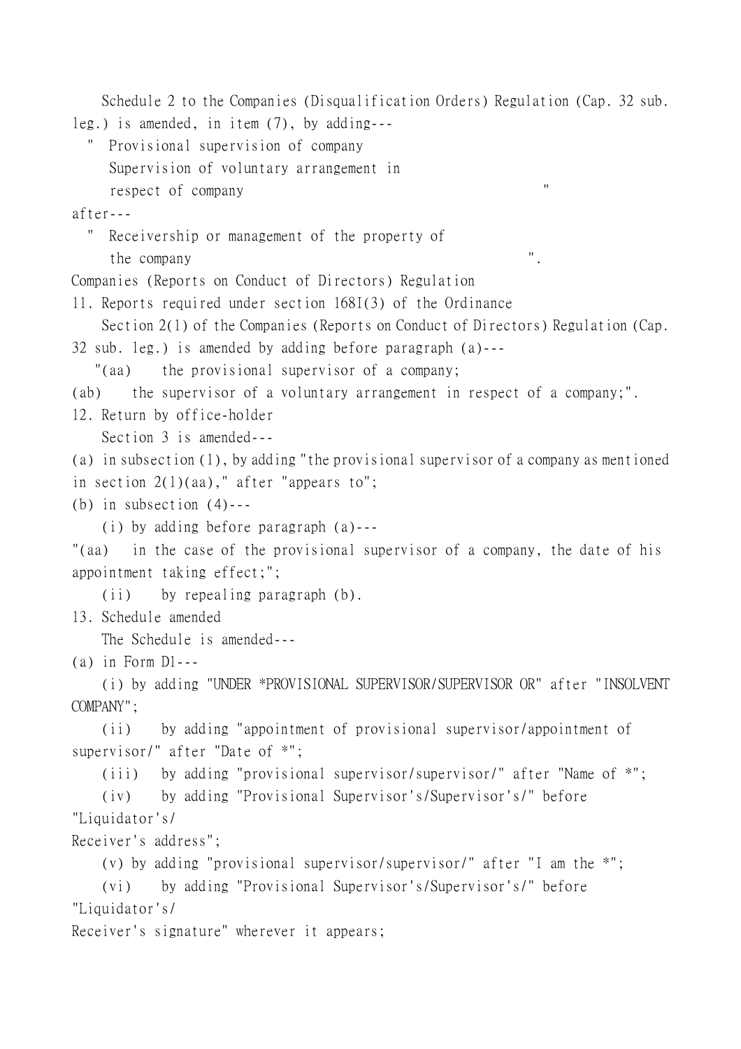Schedule 2 to the Companies (Disqualification Orders) Regulation (Cap. 32 sub. leg.) is amended, in item (7), by adding---

" Provisional supervision of company
Supervision of voluntary arrangement in respect of company "

after---

" Receivership or management of the property of the company ".

Companies (Reports on Conduct of Directors) Regulation

11. Reports required under section 168I(3) of the Ordinance

Section 2(1) of the Companies (Reports on Conduct of Directors) Regulation (Cap. 32 sub. leg.) is amended by adding before paragraph (a)---

"(aa) the provisional supervisor of a company;
(ab) the supervisor of a voluntary arrangement in respect of a company;".

12. Return by office-holder

Section 3 is amended---

(a) in subsection (1), by adding "the provisional supervisor of a company as mentioned in section 2(1)(aa)," after "appears to";

(b) in subsection (4)---

(i) by adding before paragraph (a)---

"(aa) in the case of the provisional supervisor of a company, the date of his appointment taking effect;";

(ii) by repealing paragraph (b).

13. Schedule amended

The Schedule is amended---

(a) in Form D1---

(i) by adding "UNDER *PROVISIONAL SUPERVISOR/SUPERVISOR OR" after "INSOLVENT COMPANY";

(ii) by adding "appointment of provisional supervisor/appointment of supervisor/" after "Date of *";

(iii) by adding "provisional supervisor/supervisor/" after "Name of *";

(iv) by adding "Provisional Supervisor's/Supervisor's/" before "Liquidator's/Receiver's address";

(v) by adding "provisional supervisor/supervisor/" after "I am the *";

(vi) by adding "Provisional Supervisor's/Supervisor's/" before "Liquidator's/Receiver's signature" wherever it appears;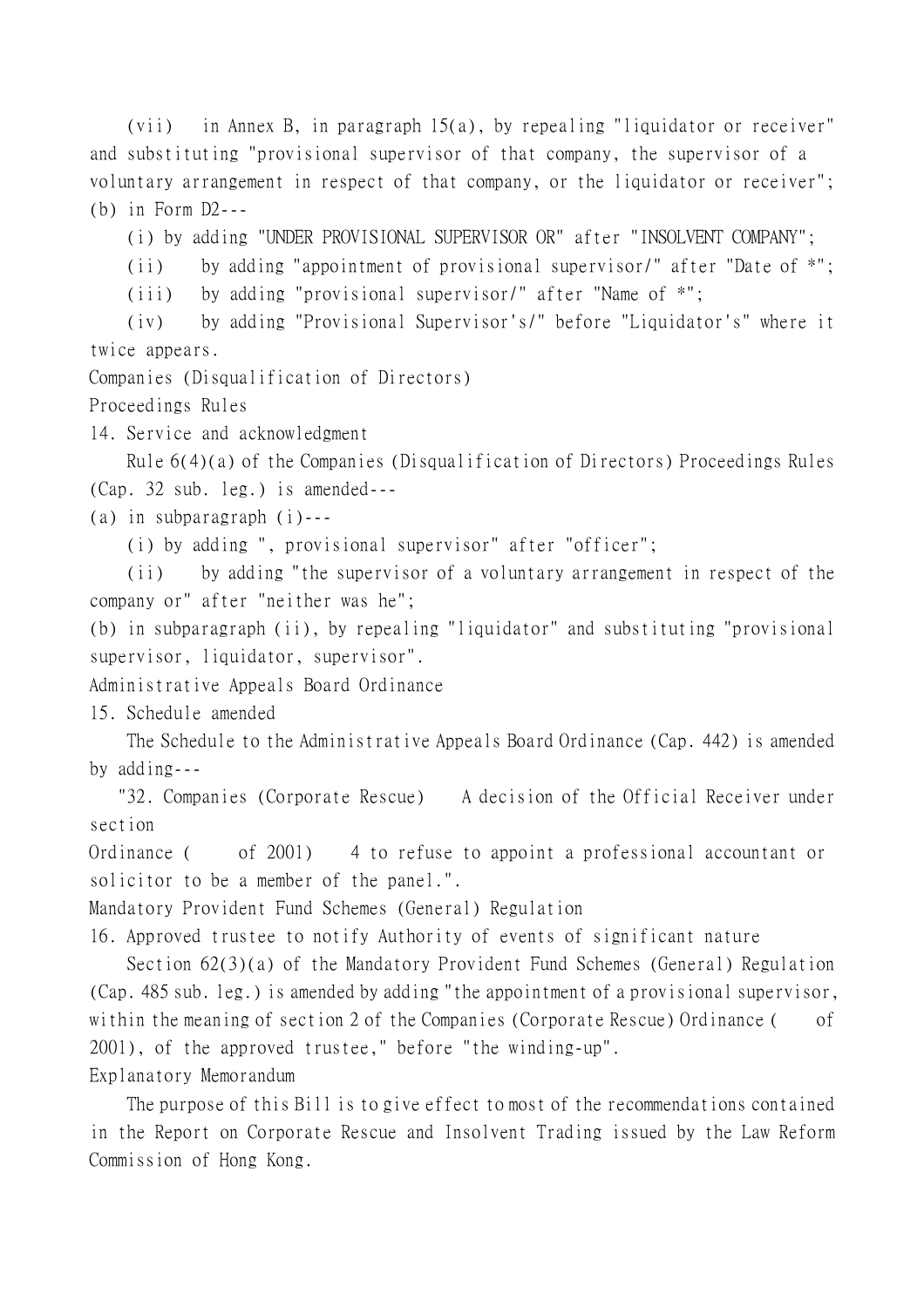(vii) in Annex B, in paragraph 15(a), by repealing "liquidator or receiver" and substituting "provisional supervisor of that company, the supervisor of a voluntary arrangement in respect of that company, or the liquidator or receiver";

(b) in Form D2---

(i) by adding "UNDER PROVISIONAL SUPERVISOR OR" after "INSOLVENT COMPANY";

(ii) by adding "appointment of provisional supervisor/" after "Date of *";

(iii) by adding "provisional supervisor/" after "Name of *";

(iv) by adding "Provisional Supervisor's/" before "Liquidator's" where it twice appears.

Companies (Disqualification of Directors) Proceedings Rules

14. Service and acknowledgment

Rule 6(4)(a) of the Companies (Disqualification of Directors) Proceedings Rules (Cap. 32 sub. leg.) is amended---

(a) in subparagraph (i)---

(i) by adding ", provisional supervisor" after "officer";

(ii) by adding "the supervisor of a voluntary arrangement in respect of the company or" after "neither was he";

(b) in subparagraph (ii), by repealing "liquidator" and substituting "provisional supervisor, liquidator, supervisor".

Administrative Appeals Board Ordinance

15. Schedule amended

The Schedule to the Administrative Appeals Board Ordinance (Cap. 442) is amended by adding---

"32. Companies (Corporate Rescue) Ordinance ( of 2001) A decision of the Official Receiver under section 4 to refuse to appoint a professional accountant or solicitor to be a member of the panel.".

Mandatory Provident Fund Schemes (General) Regulation

16. Approved trustee to notify Authority of events of significant nature

Section 62(3)(a) of the Mandatory Provident Fund Schemes (General) Regulation (Cap. 485 sub. leg.) is amended by adding "the appointment of a provisional supervisor, within the meaning of section 2 of the Companies (Corporate Rescue) Ordinance ( of 2001), of the approved trustee," before "the winding-up".

Explanatory Memorandum

The purpose of this Bill is to give effect to most of the recommendations contained in the Report on Corporate Rescue and Insolvent Trading issued by the Law Reform Commission of Hong Kong.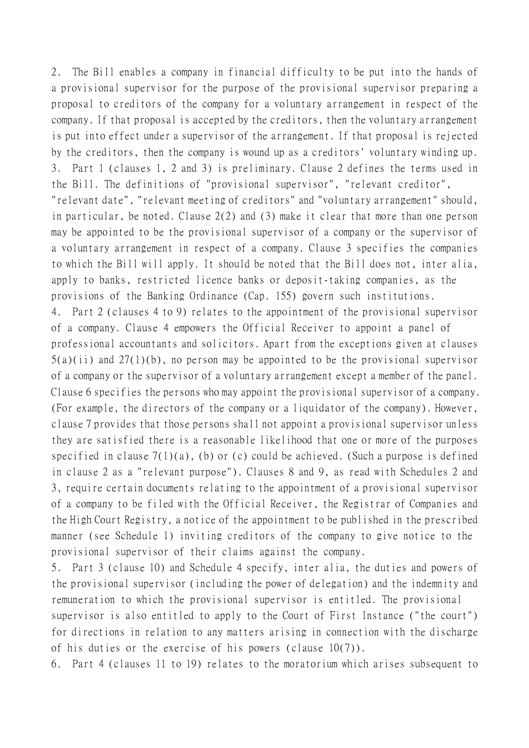2. The Bill enables a company in financial difficulty to be put into the hands of a provisional supervisor for the purpose of the provisional supervisor preparing a proposal to creditors of the company for a voluntary arrangement in respect of the company. If that proposal is accepted by the creditors, then the voluntary arrangement is put into effect under a supervisor of the arrangement. If that proposal is rejected by the creditors, then the company is wound up as a creditors' voluntary winding up.

3. Part 1 (clauses 1, 2 and 3) is preliminary. Clause 2 defines the terms used in the Bill. The definitions of "provisional supervisor", "relevant creditor", "relevant date", "relevant meeting of creditors" and "voluntary arrangement" should, in particular, be noted. Clause 2(2) and (3) make it clear that more than one person may be appointed to be the provisional supervisor of a company or the supervisor of a voluntary arrangement in respect of a company. Clause 3 specifies the companies to which the Bill will apply. It should be noted that the Bill does not, inter alia, apply to banks, restricted licence banks or deposit-taking companies, as the provisions of the Banking Ordinance (Cap. 155) govern such institutions.

4. Part 2 (clauses 4 to 9) relates to the appointment of the provisional supervisor of a company. Clause 4 empowers the Official Receiver to appoint a panel of professional accountants and solicitors. Apart from the exceptions given at clauses 5(a)(ii) and 27(1)(b), no person may be appointed to be the provisional supervisor of a company or the supervisor of a voluntary arrangement except a member of the panel. Clause 6 specifies the persons who may appoint the provisional supervisor of a company. (For example, the directors of the company or a liquidator of the company). However, clause 7 provides that those persons shall not appoint a provisional supervisor unless they are satisfied there is a reasonable likelihood that one or more of the purposes specified in clause 7(1)(a), (b) or (c) could be achieved. (Such a purpose is defined in clause 2 as a "relevant purpose"). Clauses 8 and 9, as read with Schedules 2 and 3, require certain documents relating to the appointment of a provisional supervisor of a company to be filed with the Official Receiver, the Registrar of Companies and the High Court Registry, a notice of the appointment to be published in the prescribed manner (see Schedule 1) inviting creditors of the company to give notice to the provisional supervisor of their claims against the company.

5. Part 3 (clause 10) and Schedule 4 specify, inter alia, the duties and powers of the provisional supervisor (including the power of delegation) and the indemnity and remuneration to which the provisional supervisor is entitled. The provisional supervisor is also entitled to apply to the Court of First Instance ("the court") for directions in relation to any matters arising in connection with the discharge of his duties or the exercise of his powers (clause 10(7)).

6. Part 4 (clauses 11 to 19) relates to the moratorium which arises subsequent to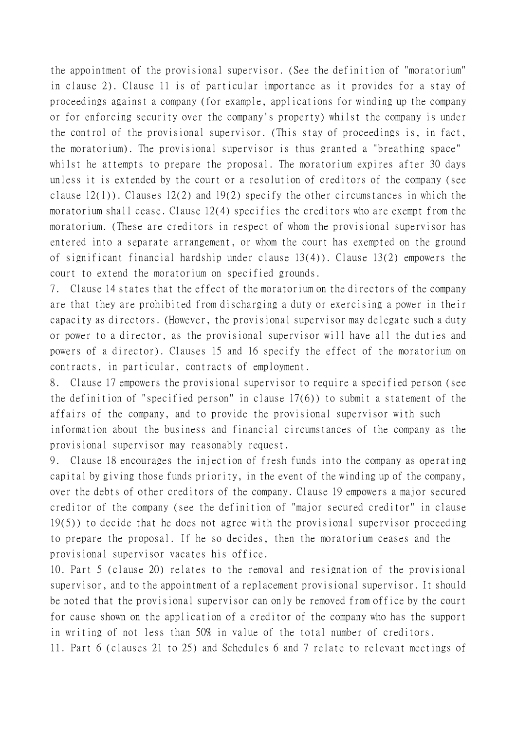the appointment of the provisional supervisor. (See the definition of "moratorium" in clause 2). Clause 11 is of particular importance as it provides for a stay of proceedings against a company (for example, applications for winding up the company or for enforcing security over the company's property) whilst the company is under the control of the provisional supervisor. (This stay of proceedings is, in fact, the moratorium). The provisional supervisor is thus granted a "breathing space" whilst he attempts to prepare the proposal. The moratorium expires after 30 days unless it is extended by the court or a resolution of creditors of the company (see clause 12(1)). Clauses 12(2) and 19(2) specify the other circumstances in which the moratorium shall cease. Clause 12(4) specifies the creditors who are exempt from the moratorium. (These are creditors in respect of whom the provisional supervisor has entered into a separate arrangement, or whom the court has exempted on the ground of significant financial hardship under clause 13(4)). Clause 13(2) empowers the court to extend the moratorium on specified grounds.

7. Clause 14 states that the effect of the moratorium on the directors of the company are that they are prohibited from discharging a duty or exercising a power in their capacity as directors. (However, the provisional supervisor may delegate such a duty or power to a director, as the provisional supervisor will have all the duties and powers of a director). Clauses 15 and 16 specify the effect of the moratorium on contracts, in particular, contracts of employment.

8. Clause 17 empowers the provisional supervisor to require a specified person (see the definition of "specified person" in clause 17(6)) to submit a statement of the affairs of the company, and to provide the provisional supervisor with such information about the business and financial circumstances of the company as the provisional supervisor may reasonably request.

9. Clause 18 encourages the injection of fresh funds into the company as operating capital by giving those funds priority, in the event of the winding up of the company, over the debts of other creditors of the company. Clause 19 empowers a major secured creditor of the company (see the definition of "major secured creditor" in clause 19(5)) to decide that he does not agree with the provisional supervisor proceeding to prepare the proposal. If he so decides, then the moratorium ceases and the provisional supervisor vacates his office.

10. Part 5 (clause 20) relates to the removal and resignation of the provisional supervisor, and to the appointment of a replacement provisional supervisor. It should be noted that the provisional supervisor can only be removed from office by the court for cause shown on the application of a creditor of the company who has the support in writing of not less than 50% in value of the total number of creditors.

11. Part 6 (clauses 21 to 25) and Schedules 6 and 7 relate to relevant meetings of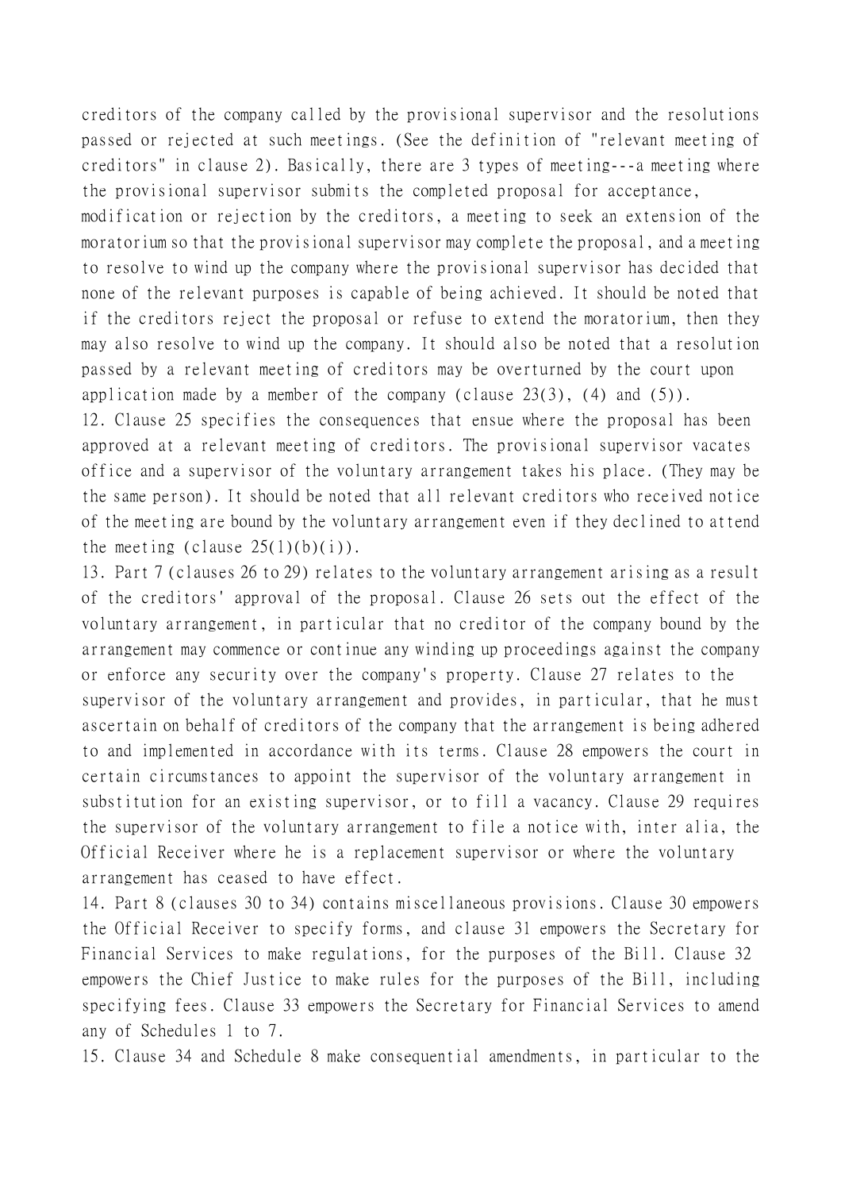creditors of the company called by the provisional supervisor and the resolutions passed or rejected at such meetings. (See the definition of "relevant meeting of creditors" in clause 2). Basically, there are 3 types of meeting---a meeting where the provisional supervisor submits the completed proposal for acceptance, modification or rejection by the creditors, a meeting to seek an extension of the moratorium so that the provisional supervisor may complete the proposal, and a meeting to resolve to wind up the company where the provisional supervisor has decided that none of the relevant purposes is capable of being achieved. It should be noted that if the creditors reject the proposal or refuse to extend the moratorium, then they may also resolve to wind up the company. It should also be noted that a resolution passed by a relevant meeting of creditors may be overturned by the court upon application made by a member of the company (clause 23(3), (4) and (5)).

12. Clause 25 specifies the consequences that ensue where the proposal has been approved at a relevant meeting of creditors. The provisional supervisor vacates office and a supervisor of the voluntary arrangement takes his place. (They may be the same person). It should be noted that all relevant creditors who received notice of the meeting are bound by the voluntary arrangement even if they declined to attend the meeting (clause 25(1)(b)(i)).

13. Part 7 (clauses 26 to 29) relates to the voluntary arrangement arising as a result of the creditors' approval of the proposal. Clause 26 sets out the effect of the voluntary arrangement, in particular that no creditor of the company bound by the arrangement may commence or continue any winding up proceedings against the company or enforce any security over the company's property. Clause 27 relates to the supervisor of the voluntary arrangement and provides, in particular, that he must ascertain on behalf of creditors of the company that the arrangement is being adhered to and implemented in accordance with its terms. Clause 28 empowers the court in certain circumstances to appoint the supervisor of the voluntary arrangement in substitution for an existing supervisor, or to fill a vacancy. Clause 29 requires the supervisor of the voluntary arrangement to file a notice with, inter alia, the Official Receiver where he is a replacement supervisor or where the voluntary arrangement has ceased to have effect.

14. Part 8 (clauses 30 to 34) contains miscellaneous provisions. Clause 30 empowers the Official Receiver to specify forms, and clause 31 empowers the Secretary for Financial Services to make regulations, for the purposes of the Bill. Clause 32 empowers the Chief Justice to make rules for the purposes of the Bill, including specifying fees. Clause 33 empowers the Secretary for Financial Services to amend any of Schedules 1 to 7.

15. Clause 34 and Schedule 8 make consequential amendments, in particular to the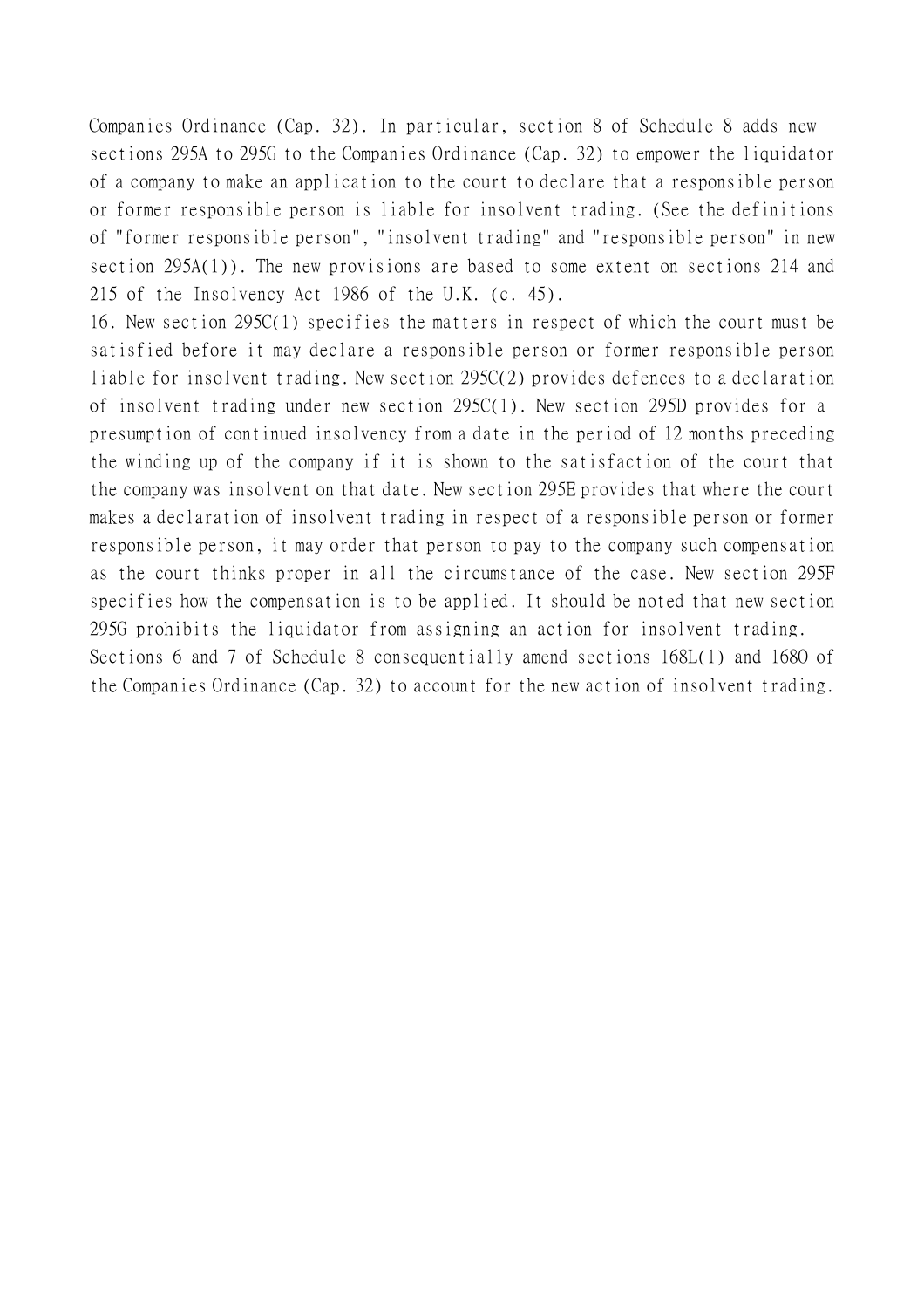Companies Ordinance (Cap. 32). In particular, section 8 of Schedule 8 adds new sections 295A to 295G to the Companies Ordinance (Cap. 32) to empower the liquidator of a company to make an application to the court to declare that a responsible person or former responsible person is liable for insolvent trading. (See the definitions of "former responsible person", "insolvent trading" and "responsible person" in new section 295A(1)). The new provisions are based to some extent on sections 214 and 215 of the Insolvency Act 1986 of the U.K. (c. 45).

16. New section 295C(1) specifies the matters in respect of which the court must be satisfied before it may declare a responsible person or former responsible person liable for insolvent trading. New section 295C(2) provides defences to a declaration of insolvent trading under new section 295C(1). New section 295D provides for a presumption of continued insolvency from a date in the period of 12 months preceding the winding up of the company if it is shown to the satisfaction of the court that the company was insolvent on that date. New section 295E provides that where the court makes a declaration of insolvent trading in respect of a responsible person or former responsible person, it may order that person to pay to the company such compensation as the court thinks proper in all the circumstance of the case. New section 295F specifies how the compensation is to be applied. It should be noted that new section 295G prohibits the liquidator from assigning an action for insolvent trading. Sections 6 and 7 of Schedule 8 consequentially amend sections 168L(1) and 168O of the Companies Ordinance (Cap. 32) to account for the new action of insolvent trading.